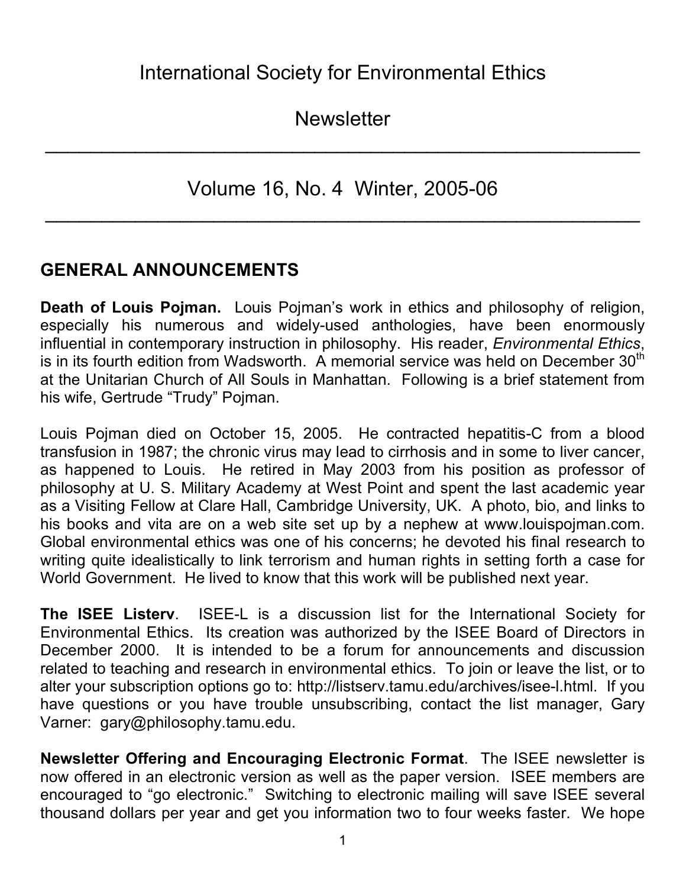# International Society for Environmental Ethics

# Newsletter

## Volume 16, No. 4 Winter, 2005-06

## GENERAL ANNOUNCEMENTS

**Death of Louis Pojman.** Louis Pojman's work in ethics and philosophy of religion, especially his numerous and widely-used anthologies, have been enormously influential in contemporary instruction in philosophy. His reader, *Environmental Ethics*, is in its fourth edition from Wadsworth. A memorial service was held on December 30th at the Unitarian Church of All Souls in Manhattan. Following is a brief statement from his wife, Gertrude "Trudy" Pojman.

Louis Pojman died on October 15, 2005. He contracted hepatitis-C from a blood transfusion in 1987; the chronic virus may lead to cirrhosis and in some to liver cancer, as happened to Louis. He retired in May 2003 from his position as professor of philosophy at U. S. Military Academy at West Point and spent the last academic year as a Visiting Fellow at Clare Hall, Cambridge University, UK. A photo, bio, and links to his books and vita are on a web site set up by a nephew at www.louispojman.com. Global environmental ethics was one of his concerns; he devoted his final research to writing quite idealistically to link terrorism and human rights in setting forth a case for World Government. He lived to know that this work will be published next year.

**The ISEE Listerv**. ISEE-L is a discussion list for the International Society for Environmental Ethics. Its creation was authorized by the ISEE Board of Directors in December 2000. It is intended to be a forum for announcements and discussion related to teaching and research in environmental ethics. To join or leave the list, or to alter your subscription options go to: http://listserv.tamu.edu/archives/isee-l.html. If you have questions or you have trouble unsubscribing, contact the list manager, Gary Varner: gary@philosophy.tamu.edu.

**Newsletter Offering and Encouraging Electronic Format**. The ISEE newsletter is now offered in an electronic version as well as the paper version. ISEE members are encouraged to "go electronic." Switching to electronic mailing will save ISEE several thousand dollars per year and get you information two to four weeks faster. We hope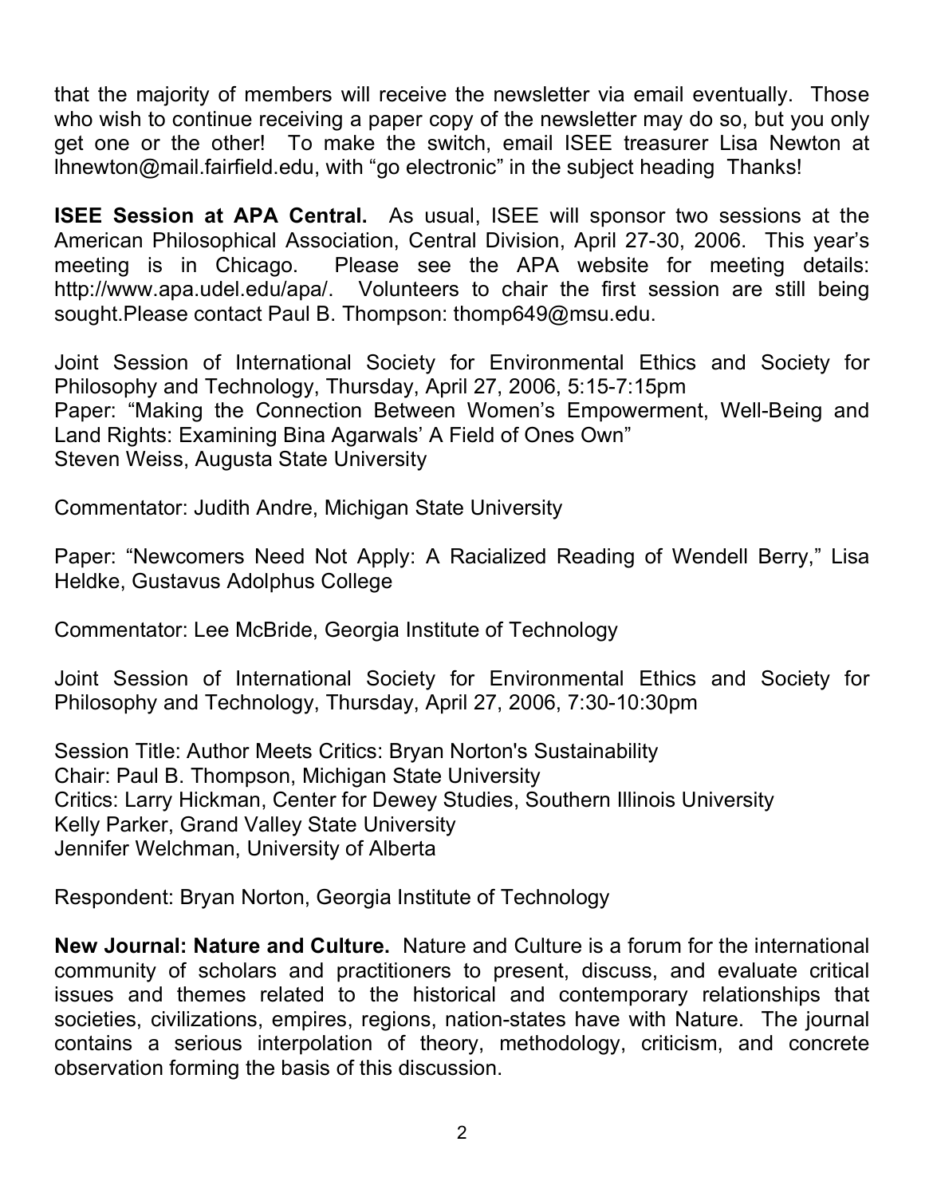that the majority of members will receive the newsletter via email eventually. Those who wish to continue receiving a paper copy of the newsletter may do so, but you only get one or the other! To make the switch, email ISEE treasurer Lisa Newton at lhnewton@mail.fairfield.edu, with "go electronic" in the subject heading Thanks!

**ISEE Session at APA Central.** As usual, ISEE will sponsor two sessions at the American Philosophical Association, Central Division, April 27-30, 2006. This year's meeting is in Chicago. Please see the APA website for meeting details: http://www.apa.udel.edu/apa/. Volunteers to chair the first session are still being sought.Please contact Paul B. Thompson: thomp649@msu.edu.

Joint Session of International Society for Environmental Ethics and Society for Philosophy and Technology, Thursday, April 27, 2006, 5:15-7:15pm
Paper: "Making the Connection Between Women's Empowerment, Well-Being and Land Rights: Examining Bina Agarwals' A Field of Ones Own"
Steven Weiss, Augusta State University

Commentator: Judith Andre, Michigan State University

Paper: "Newcomers Need Not Apply: A Racialized Reading of Wendell Berry," Lisa Heldke, Gustavus Adolphus College

Commentator: Lee McBride, Georgia Institute of Technology

Joint Session of International Society for Environmental Ethics and Society for Philosophy and Technology, Thursday, April 27, 2006, 7:30-10:30pm

Session Title: Author Meets Critics: Bryan Norton's Sustainability
Chair: Paul B. Thompson, Michigan State University
Critics: Larry Hickman, Center for Dewey Studies, Southern Illinois University
Kelly Parker, Grand Valley State University
Jennifer Welchman, University of Alberta

Respondent: Bryan Norton, Georgia Institute of Technology

**New Journal: Nature and Culture.** Nature and Culture is a forum for the international community of scholars and practitioners to present, discuss, and evaluate critical issues and themes related to the historical and contemporary relationships that societies, civilizations, empires, regions, nation-states have with Nature. The journal contains a serious interpolation of theory, methodology, criticism, and concrete observation forming the basis of this discussion.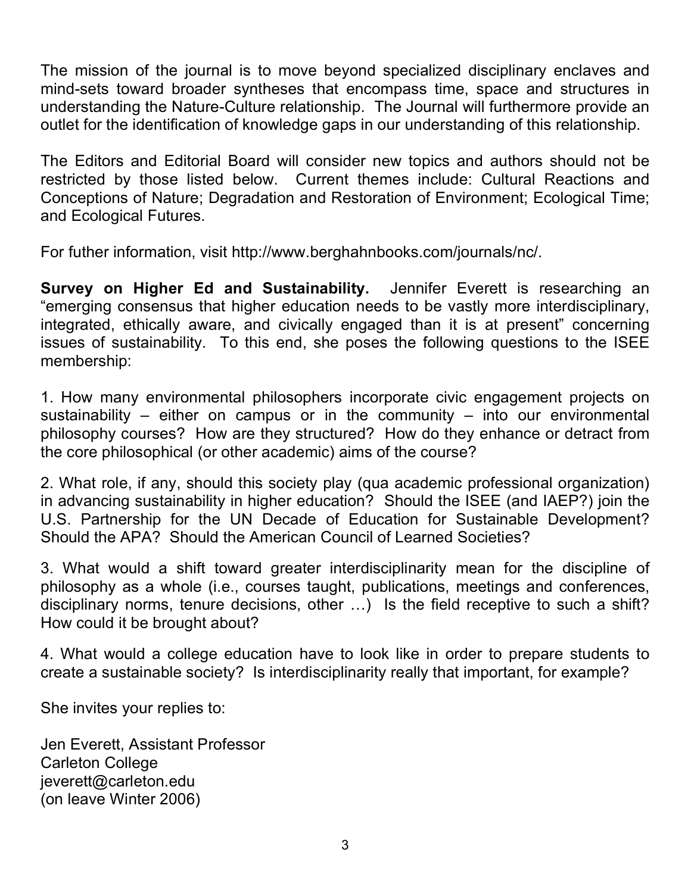The mission of the journal is to move beyond specialized disciplinary enclaves and mind-sets toward broader syntheses that encompass time, space and structures in understanding the Nature-Culture relationship. The Journal will furthermore provide an outlet for the identification of knowledge gaps in our understanding of this relationship.

The Editors and Editorial Board will consider new topics and authors should not be restricted by those listed below. Current themes include: Cultural Reactions and Conceptions of Nature; Degradation and Restoration of Environment; Ecological Time; and Ecological Futures.

For futher information, visit http://www.berghahnbooks.com/journals/nc/.

**Survey on Higher Ed and Sustainability.** Jennifer Everett is researching an "emerging consensus that higher education needs to be vastly more interdisciplinary, integrated, ethically aware, and civically engaged than it is at present" concerning issues of sustainability. To this end, she poses the following questions to the ISEE membership:

1. How many environmental philosophers incorporate civic engagement projects on sustainability – either on campus or in the community – into our environmental philosophy courses? How are they structured? How do they enhance or detract from the core philosophical (or other academic) aims of the course?

2. What role, if any, should this society play (qua academic professional organization) in advancing sustainability in higher education? Should the ISEE (and IAEP?) join the U.S. Partnership for the UN Decade of Education for Sustainable Development? Should the APA? Should the American Council of Learned Societies?

3. What would a shift toward greater interdisciplinarity mean for the discipline of philosophy as a whole (i.e., courses taught, publications, meetings and conferences, disciplinary norms, tenure decisions, other …) Is the field receptive to such a shift? How could it be brought about?

4. What would a college education have to look like in order to prepare students to create a sustainable society? Is interdisciplinarity really that important, for example?

She invites your replies to:

Jen Everett, Assistant Professor
Carleton College
jeverett@carleton.edu
(on leave Winter 2006)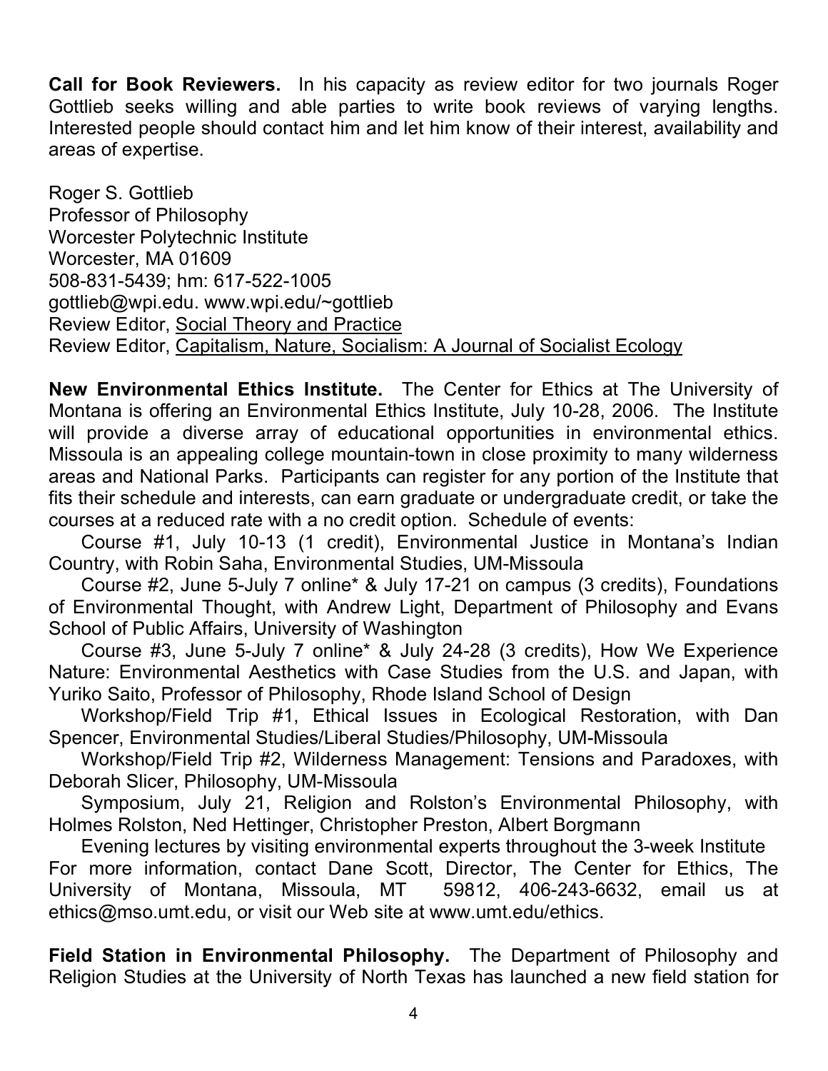**Call for Book Reviewers.** In his capacity as review editor for two journals Roger Gottlieb seeks willing and able parties to write book reviews of varying lengths. Interested people should contact him and let him know of their interest, availability and areas of expertise.

Roger S. Gottlieb
Professor of Philosophy
Worcester Polytechnic Institute
Worcester, MA 01609
508-831-5439; hm: 617-522-1005
gottlieb@wpi.edu. www.wpi.edu/~gottlieb
Review Editor, Social Theory and Practice
Review Editor, Capitalism, Nature, Socialism: A Journal of Socialist Ecology

**New Environmental Ethics Institute.** The Center for Ethics at The University of Montana is offering an Environmental Ethics Institute, July 10-28, 2006. The Institute will provide a diverse array of educational opportunities in environmental ethics. Missoula is an appealing college mountain-town in close proximity to many wilderness areas and National Parks. Participants can register for any portion of the Institute that fits their schedule and interests, can earn graduate or undergraduate credit, or take the courses at a reduced rate with a no credit option. Schedule of events:

Course #1, July 10-13 (1 credit), Environmental Justice in Montana's Indian Country, with Robin Saha, Environmental Studies, UM-Missoula

Course #2, June 5-July 7 online* & July 17-21 on campus (3 credits), Foundations of Environmental Thought, with Andrew Light, Department of Philosophy and Evans School of Public Affairs, University of Washington

Course #3, June 5-July 7 online* & July 24-28 (3 credits), How We Experience Nature: Environmental Aesthetics with Case Studies from the U.S. and Japan, with Yuriko Saito, Professor of Philosophy, Rhode Island School of Design

Workshop/Field Trip #1, Ethical Issues in Ecological Restoration, with Dan Spencer, Environmental Studies/Liberal Studies/Philosophy, UM-Missoula

Workshop/Field Trip #2, Wilderness Management: Tensions and Paradoxes, with Deborah Slicer, Philosophy, UM-Missoula

Symposium, July 21, Religion and Rolston's Environmental Philosophy, with Holmes Rolston, Ned Hettinger, Christopher Preston, Albert Borgmann

Evening lectures by visiting environmental experts throughout the 3-week Institute

For more information, contact Dane Scott, Director, The Center for Ethics, The University of Montana, Missoula, MT 59812, 406-243-6632, email us at ethics@mso.umt.edu, or visit our Web site at www.umt.edu/ethics.

**Field Station in Environmental Philosophy.** The Department of Philosophy and Religion Studies at the University of North Texas has launched a new field station for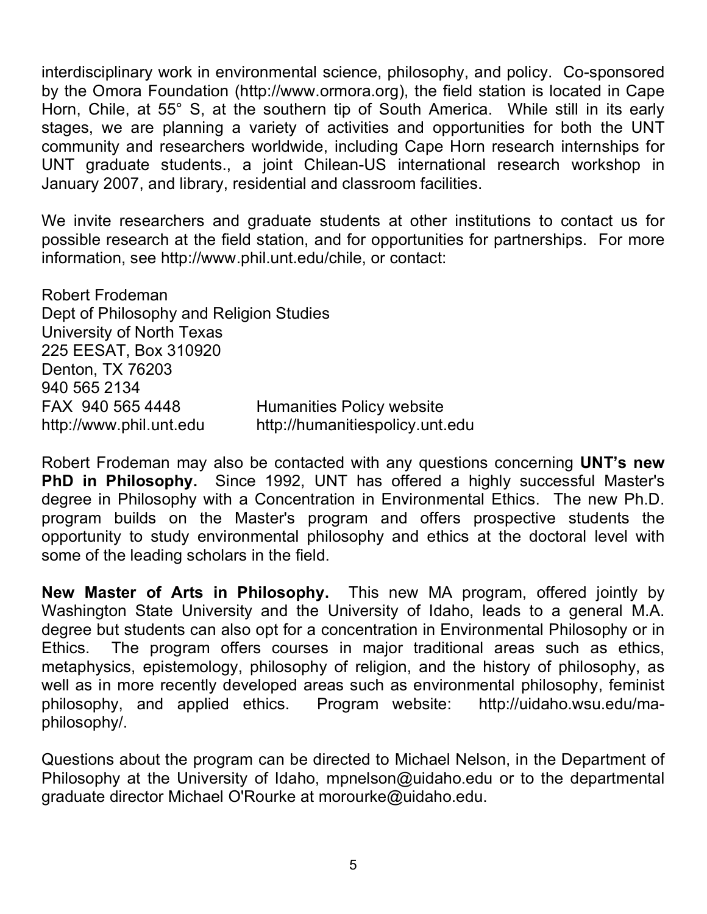interdisciplinary work in environmental science, philosophy, and policy. Co-sponsored by the Omora Foundation (http://www.ormora.org), the field station is located in Cape Horn, Chile, at 55° S, at the southern tip of South America. While still in its early stages, we are planning a variety of activities and opportunities for both the UNT community and researchers worldwide, including Cape Horn research internships for UNT graduate students., a joint Chilean-US international research workshop in January 2007, and library, residential and classroom facilities.

We invite researchers and graduate students at other institutions to contact us for possible research at the field station, and for opportunities for partnerships. For more information, see http://www.phil.unt.edu/chile, or contact:

Robert Frodeman
Dept of Philosophy and Religion Studies
University of North Texas
225 EESAT, Box 310920
Denton, TX 76203
940 565 2134
FAX 940 565 4448
http://www.phil.unt.edu

Humanities Policy website
http://humanitiespolicy.unt.edu

Robert Frodeman may also be contacted with any questions concerning **UNT's new PhD in Philosophy.** Since 1992, UNT has offered a highly successful Master's degree in Philosophy with a Concentration in Environmental Ethics. The new Ph.D. program builds on the Master's program and offers prospective students the opportunity to study environmental philosophy and ethics at the doctoral level with some of the leading scholars in the field.

**New Master of Arts in Philosophy.** This new MA program, offered jointly by Washington State University and the University of Idaho, leads to a general M.A. degree but students can also opt for a concentration in Environmental Philosophy or in Ethics. The program offers courses in major traditional areas such as ethics, metaphysics, epistemology, philosophy of religion, and the history of philosophy, as well as in more recently developed areas such as environmental philosophy, feminist philosophy, and applied ethics. Program website: http://uidaho.wsu.edu/ma-philosophy/.

Questions about the program can be directed to Michael Nelson, in the Department of Philosophy at the University of Idaho, mpnelson@uidaho.edu or to the departmental graduate director Michael O'Rourke at morourke@uidaho.edu.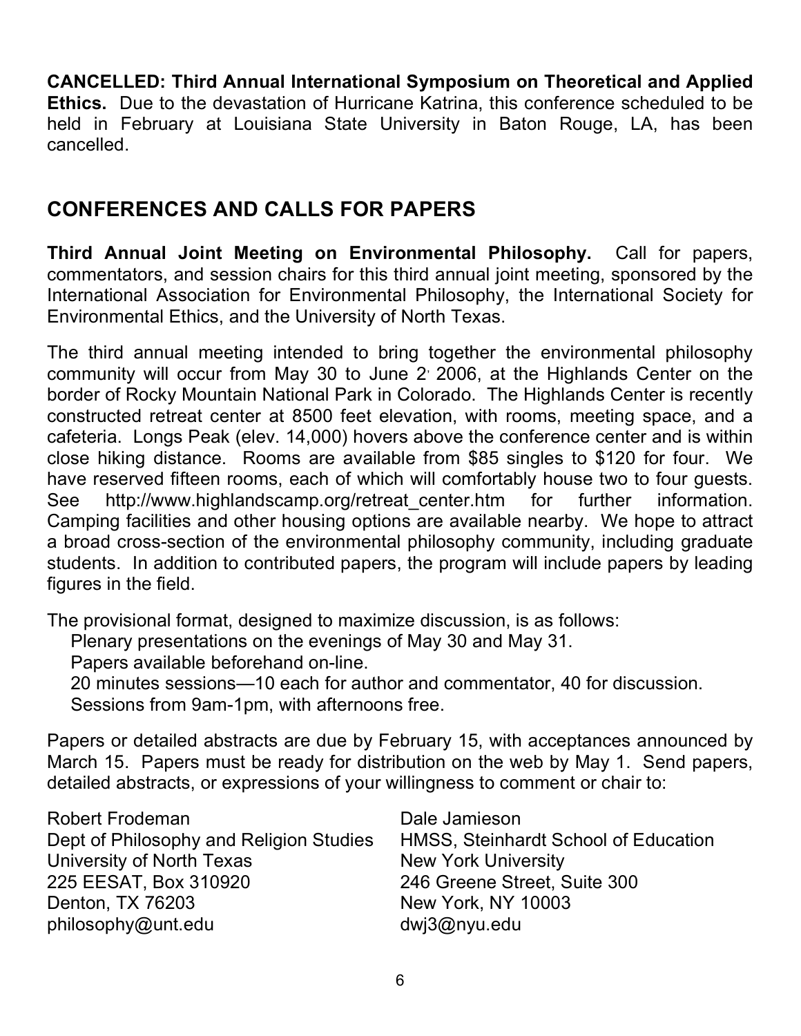**CANCELLED: Third Annual International Symposium on Theoretical and Applied Ethics.** Due to the devastation of Hurricane Katrina, this conference scheduled to be held in February at Louisiana State University in Baton Rouge, LA, has been cancelled.

## CONFERENCES AND CALLS FOR PAPERS

**Third Annual Joint Meeting on Environmental Philosophy.** Call for papers, commentators, and session chairs for this third annual joint meeting, sponsored by the International Association for Environmental Philosophy, the International Society for Environmental Ethics, and the University of North Texas.

The third annual meeting intended to bring together the environmental philosophy community will occur from May 30 to June 2, 2006, at the Highlands Center on the border of Rocky Mountain National Park in Colorado. The Highlands Center is recently constructed retreat center at 8500 feet elevation, with rooms, meeting space, and a cafeteria. Longs Peak (elev. 14,000) hovers above the conference center and is within close hiking distance. Rooms are available from $85 singles to $120 for four. We have reserved fifteen rooms, each of which will comfortably house two to four guests. See http://www.highlandscamp.org/retreat_center.htm for further information. Camping facilities and other housing options are available nearby. We hope to attract a broad cross-section of the environmental philosophy community, including graduate students. In addition to contributed papers, the program will include papers by leading figures in the field.

The provisional format, designed to maximize discussion, is as follows:

- Plenary presentations on the evenings of May 30 and May 31.
- Papers available beforehand on-line.
- 20 minutes sessions—10 each for author and commentator, 40 for discussion.
- Sessions from 9am-1pm, with afternoons free.

Papers or detailed abstracts are due by February 15, with acceptances announced by March 15. Papers must be ready for distribution on the web by May 1. Send papers, detailed abstracts, or expressions of your willingness to comment or chair to:

Robert Frodeman
Dept of Philosophy and Religion Studies
University of North Texas
225 EESAT, Box 310920
Denton, TX 76203
philosophy@unt.edu

Dale Jamieson
HMSS, Steinhardt School of Education
New York University
246 Greene Street, Suite 300
New York, NY 10003
dwj3@nyu.edu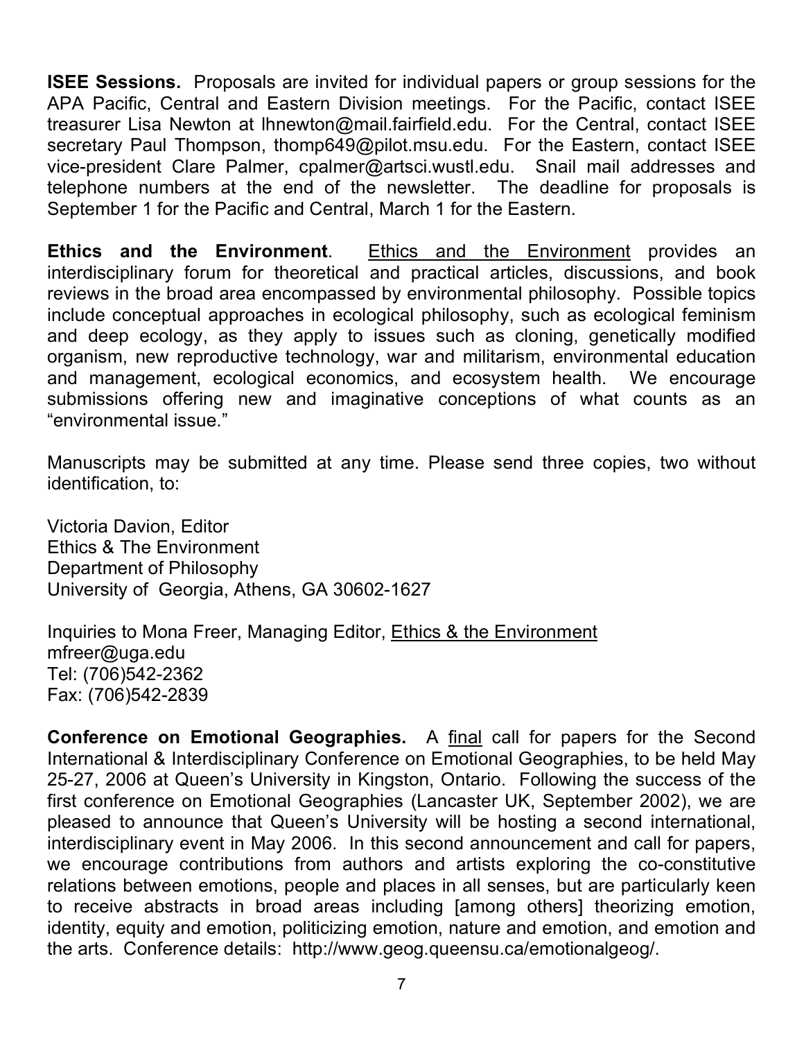**ISEE Sessions.** Proposals are invited for individual papers or group sessions for the APA Pacific, Central and Eastern Division meetings. For the Pacific, contact ISEE treasurer Lisa Newton at lhnewton@mail.fairfield.edu. For the Central, contact ISEE secretary Paul Thompson, thomp649@pilot.msu.edu. For the Eastern, contact ISEE vice-president Clare Palmer, cpalmer@artsci.wustl.edu. Snail mail addresses and telephone numbers at the end of the newsletter. The deadline for proposals is September 1 for the Pacific and Central, March 1 for the Eastern.

**Ethics and the Environment**. Ethics and the Environment provides an interdisciplinary forum for theoretical and practical articles, discussions, and book reviews in the broad area encompassed by environmental philosophy. Possible topics include conceptual approaches in ecological philosophy, such as ecological feminism and deep ecology, as they apply to issues such as cloning, genetically modified organism, new reproductive technology, war and militarism, environmental education and management, ecological economics, and ecosystem health. We encourage submissions offering new and imaginative conceptions of what counts as an "environmental issue."

Manuscripts may be submitted at any time. Please send three copies, two without identification, to:

Victoria Davion, Editor
Ethics & The Environment
Department of Philosophy
University of Georgia, Athens, GA 30602-1627

Inquiries to Mona Freer, Managing Editor, Ethics & the Environment
mfreer@uga.edu
Tel: (706)542-2362
Fax: (706)542-2839

**Conference on Emotional Geographies.** A final call for papers for the Second International & Interdisciplinary Conference on Emotional Geographies, to be held May 25-27, 2006 at Queen's University in Kingston, Ontario. Following the success of the first conference on Emotional Geographies (Lancaster UK, September 2002), we are pleased to announce that Queen's University will be hosting a second international, interdisciplinary event in May 2006. In this second announcement and call for papers, we encourage contributions from authors and artists exploring the co-constitutive relations between emotions, people and places in all senses, but are particularly keen to receive abstracts in broad areas including [among others] theorizing emotion, identity, equity and emotion, politicizing emotion, nature and emotion, and emotion and the arts. Conference details: http://www.geog.queensu.ca/emotionalgeog/.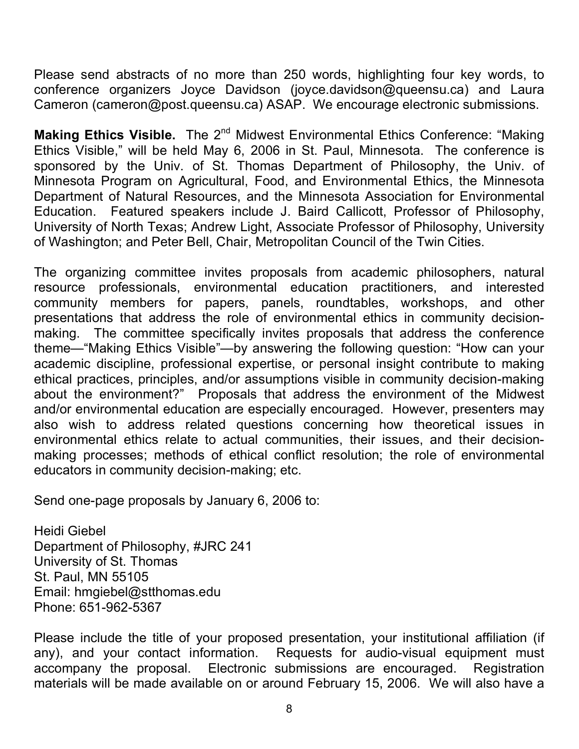Please send abstracts of no more than 250 words, highlighting four key words, to conference organizers Joyce Davidson (joyce.davidson@queensu.ca) and Laura Cameron (cameron@post.queensu.ca) ASAP. We encourage electronic submissions.

**Making Ethics Visible.** The 2nd Midwest Environmental Ethics Conference: "Making Ethics Visible," will be held May 6, 2006 in St. Paul, Minnesota. The conference is sponsored by the Univ. of St. Thomas Department of Philosophy, the Univ. of Minnesota Program on Agricultural, Food, and Environmental Ethics, the Minnesota Department of Natural Resources, and the Minnesota Association for Environmental Education. Featured speakers include J. Baird Callicott, Professor of Philosophy, University of North Texas; Andrew Light, Associate Professor of Philosophy, University of Washington; and Peter Bell, Chair, Metropolitan Council of the Twin Cities.

The organizing committee invites proposals from academic philosophers, natural resource professionals, environmental education practitioners, and interested community members for papers, panels, roundtables, workshops, and other presentations that address the role of environmental ethics in community decision-making. The committee specifically invites proposals that address the conference theme—"Making Ethics Visible"—by answering the following question: "How can your academic discipline, professional expertise, or personal insight contribute to making ethical practices, principles, and/or assumptions visible in community decision-making about the environment?" Proposals that address the environment of the Midwest and/or environmental education are especially encouraged. However, presenters may also wish to address related questions concerning how theoretical issues in environmental ethics relate to actual communities, their issues, and their decision-making processes; methods of ethical conflict resolution; the role of environmental educators in community decision-making; etc.

Send one-page proposals by January 6, 2006 to:

Heidi Giebel
Department of Philosophy, #JRC 241
University of St. Thomas
St. Paul, MN 55105
Email: hmgiebel@stthomas.edu
Phone: 651-962-5367

Please include the title of your proposed presentation, your institutional affiliation (if any), and your contact information. Requests for audio-visual equipment must accompany the proposal. Electronic submissions are encouraged. Registration materials will be made available on or around February 15, 2006. We will also have a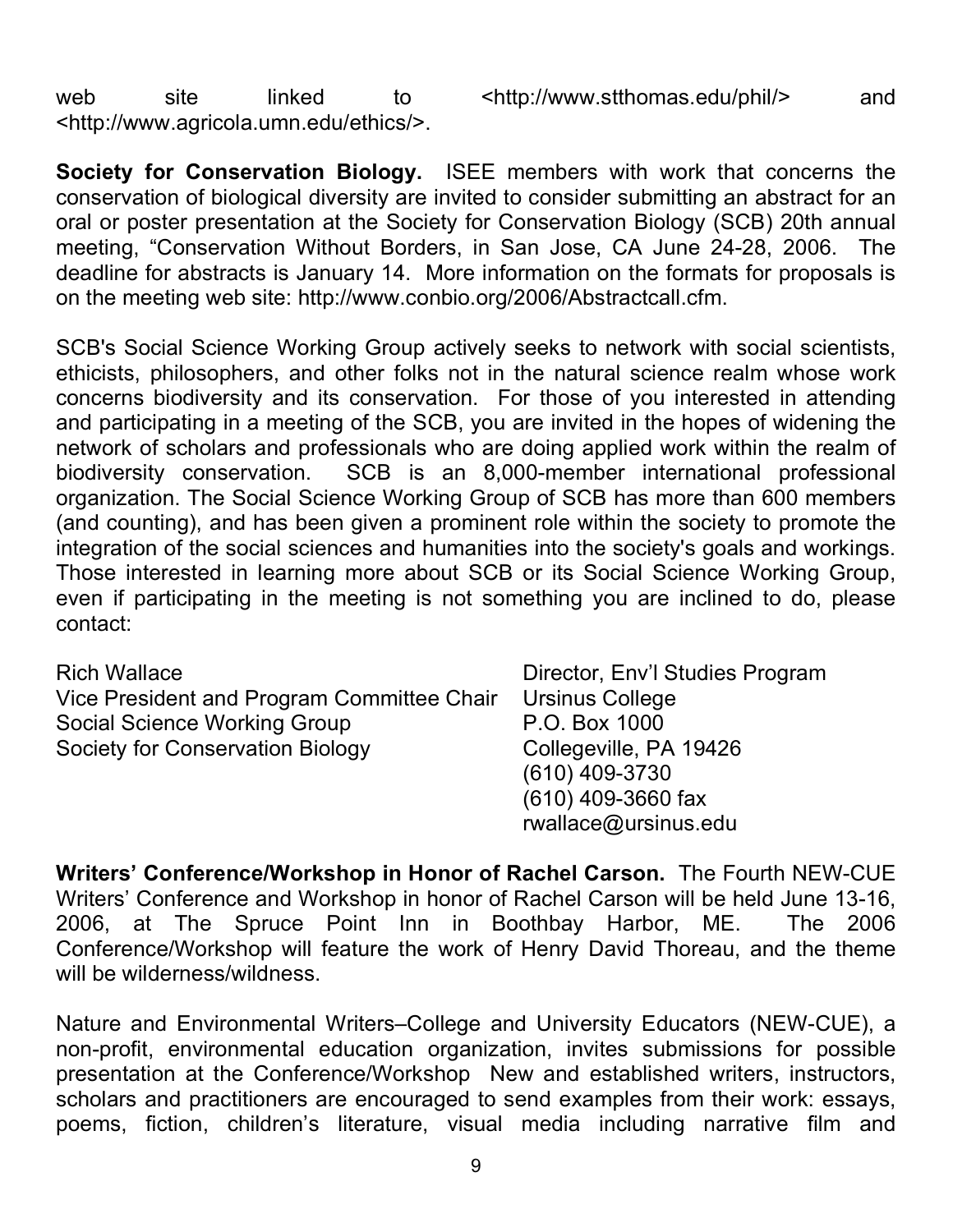web site linked to <http://www.stthomas.edu/phil/> and <http://www.agricola.umn.edu/ethics/>.

**Society for Conservation Biology.** ISEE members with work that concerns the conservation of biological diversity are invited to consider submitting an abstract for an oral or poster presentation at the Society for Conservation Biology (SCB) 20th annual meeting, "Conservation Without Borders, in San Jose, CA June 24-28, 2006. The deadline for abstracts is January 14. More information on the formats for proposals is on the meeting web site: http://www.conbio.org/2006/Abstractcall.cfm.

SCB's Social Science Working Group actively seeks to network with social scientists, ethicists, philosophers, and other folks not in the natural science realm whose work concerns biodiversity and its conservation. For those of you interested in attending and participating in a meeting of the SCB, you are invited in the hopes of widening the network of scholars and professionals who are doing applied work within the realm of biodiversity conservation. SCB is an 8,000-member international professional organization. The Social Science Working Group of SCB has more than 600 members (and counting), and has been given a prominent role within the society to promote the integration of the social sciences and humanities into the society's goals and workings. Those interested in learning more about SCB or its Social Science Working Group, even if participating in the meeting is not something you are inclined to do, please contact:

Rich Wallace
Vice President and Program Committee Chair
Social Science Working Group
Society for Conservation Biology

Director, Env'l Studies Program
Ursinus College
P.O. Box 1000
Collegeville, PA 19426
(610) 409-3730
(610) 409-3660 fax
rwallace@ursinus.edu

**Writers' Conference/Workshop in Honor of Rachel Carson.** The Fourth NEW-CUE Writers' Conference and Workshop in honor of Rachel Carson will be held June 13-16, 2006, at The Spruce Point Inn in Boothbay Harbor, ME. The 2006 Conference/Workshop will feature the work of Henry David Thoreau, and the theme will be wilderness/wildness.

Nature and Environmental Writers–College and University Educators (NEW-CUE), a non-profit, environmental education organization, invites submissions for possible presentation at the Conference/Workshop New and established writers, instructors, scholars and practitioners are encouraged to send examples from their work: essays, poems, fiction, children's literature, visual media including narrative film and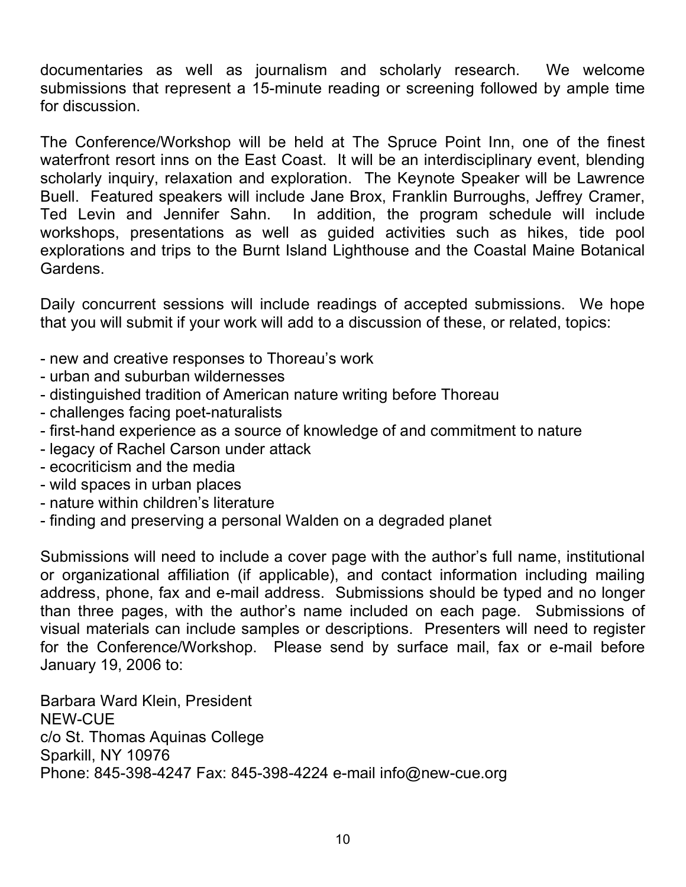documentaries as well as journalism and scholarly research. We welcome submissions that represent a 15-minute reading or screening followed by ample time for discussion.

The Conference/Workshop will be held at The Spruce Point Inn, one of the finest waterfront resort inns on the East Coast. It will be an interdisciplinary event, blending scholarly inquiry, relaxation and exploration. The Keynote Speaker will be Lawrence Buell. Featured speakers will include Jane Brox, Franklin Burroughs, Jeffrey Cramer, Ted Levin and Jennifer Sahn. In addition, the program schedule will include workshops, presentations as well as guided activities such as hikes, tide pool explorations and trips to the Burnt Island Lighthouse and the Coastal Maine Botanical Gardens.

Daily concurrent sessions will include readings of accepted submissions. We hope that you will submit if your work will add to a discussion of these, or related, topics:

- new and creative responses to Thoreau's work
- urban and suburban wildernesses
- distinguished tradition of American nature writing before Thoreau
- challenges facing poet-naturalists
- first-hand experience as a source of knowledge of and commitment to nature
- legacy of Rachel Carson under attack
- ecocriticism and the media
- wild spaces in urban places
- nature within children's literature
- finding and preserving a personal Walden on a degraded planet

Submissions will need to include a cover page with the author's full name, institutional or organizational affiliation (if applicable), and contact information including mailing address, phone, fax and e-mail address. Submissions should be typed and no longer than three pages, with the author's name included on each page. Submissions of visual materials can include samples or descriptions. Presenters will need to register for the Conference/Workshop. Please send by surface mail, fax or e-mail before January 19, 2006 to:

Barbara Ward Klein, President
NEW-CUE
c/o St. Thomas Aquinas College
Sparkill, NY 10976
Phone: 845-398-4247 Fax: 845-398-4224 e-mail info@new-cue.org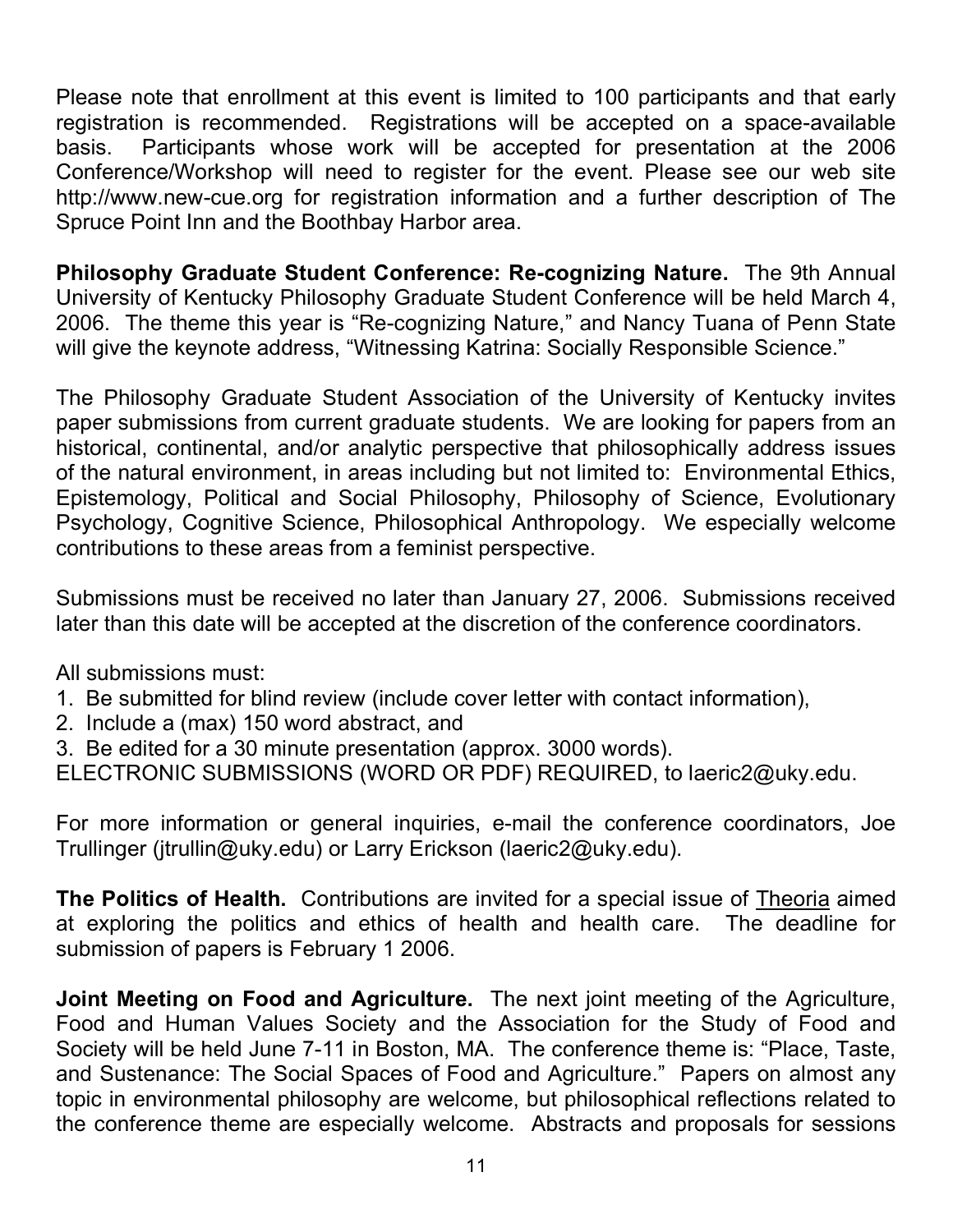Please note that enrollment at this event is limited to 100 participants and that early registration is recommended. Registrations will be accepted on a space-available basis. Participants whose work will be accepted for presentation at the 2006 Conference/Workshop will need to register for the event. Please see our web site http://www.new-cue.org for registration information and a further description of The Spruce Point Inn and the Boothbay Harbor area.

**Philosophy Graduate Student Conference: Re-cognizing Nature.** The 9th Annual University of Kentucky Philosophy Graduate Student Conference will be held March 4, 2006. The theme this year is "Re-cognizing Nature," and Nancy Tuana of Penn State will give the keynote address, "Witnessing Katrina: Socially Responsible Science."

The Philosophy Graduate Student Association of the University of Kentucky invites paper submissions from current graduate students. We are looking for papers from an historical, continental, and/or analytic perspective that philosophically address issues of the natural environment, in areas including but not limited to: Environmental Ethics, Epistemology, Political and Social Philosophy, Philosophy of Science, Evolutionary Psychology, Cognitive Science, Philosophical Anthropology. We especially welcome contributions to these areas from a feminist perspective.

Submissions must be received no later than January 27, 2006. Submissions received later than this date will be accepted at the discretion of the conference coordinators.

All submissions must:

1. Be submitted for blind review (include cover letter with contact information),
2. Include a (max) 150 word abstract, and
3. Be edited for a 30 minute presentation (approx. 3000 words).

ELECTRONIC SUBMISSIONS (WORD OR PDF) REQUIRED, to laeric2@uky.edu.

For more information or general inquiries, e-mail the conference coordinators, Joe Trullinger (jtrullin@uky.edu) or Larry Erickson (laeric2@uky.edu).

**The Politics of Health.** Contributions are invited for a special issue of Theoria aimed at exploring the politics and ethics of health and health care. The deadline for submission of papers is February 1 2006.

**Joint Meeting on Food and Agriculture.** The next joint meeting of the Agriculture, Food and Human Values Society and the Association for the Study of Food and Society will be held June 7-11 in Boston, MA. The conference theme is: "Place, Taste, and Sustenance: The Social Spaces of Food and Agriculture." Papers on almost any topic in environmental philosophy are welcome, but philosophical reflections related to the conference theme are especially welcome. Abstracts and proposals for sessions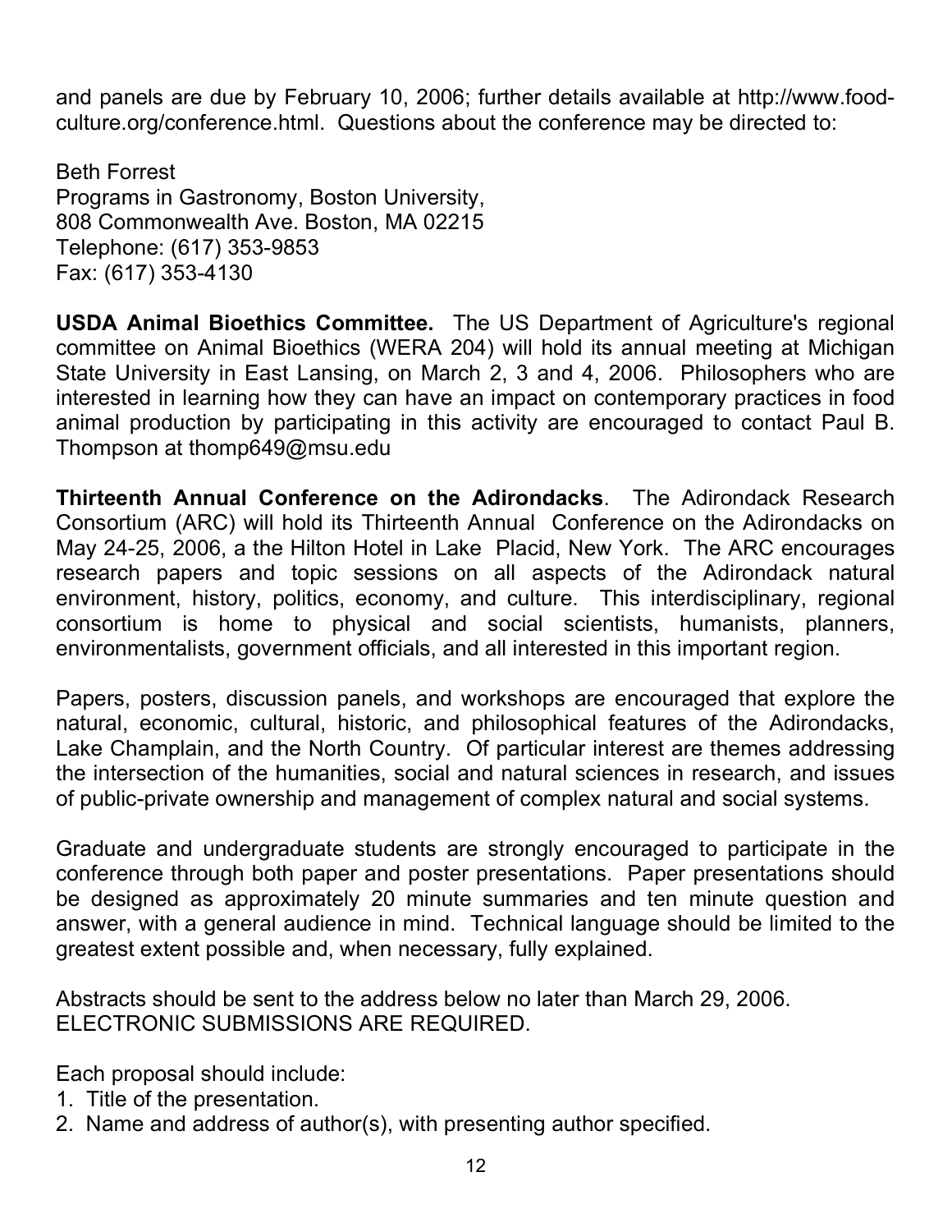and panels are due by February 10, 2006; further details available at http://www.food-culture.org/conference.html. Questions about the conference may be directed to:

Beth Forrest  
Programs in Gastronomy, Boston University,  
808 Commonwealth Ave. Boston, MA 02215  
Telephone: (617) 353-9853  
Fax: (617) 353-4130

**USDA Animal Bioethics Committee.** The US Department of Agriculture's regional committee on Animal Bioethics (WERA 204) will hold its annual meeting at Michigan State University in East Lansing, on March 2, 3 and 4, 2006. Philosophers who are interested in learning how they can have an impact on contemporary practices in food animal production by participating in this activity are encouraged to contact Paul B. Thompson at thomp649@msu.edu

**Thirteenth Annual Conference on the Adirondacks**. The Adirondack Research Consortium (ARC) will hold its Thirteenth Annual Conference on the Adirondacks on May 24-25, 2006, a the Hilton Hotel in Lake Placid, New York. The ARC encourages research papers and topic sessions on all aspects of the Adirondack natural environment, history, politics, economy, and culture. This interdisciplinary, regional consortium is home to physical and social scientists, humanists, planners, environmentalists, government officials, and all interested in this important region.

Papers, posters, discussion panels, and workshops are encouraged that explore the natural, economic, cultural, historic, and philosophical features of the Adirondacks, Lake Champlain, and the North Country. Of particular interest are themes addressing the intersection of the humanities, social and natural sciences in research, and issues of public-private ownership and management of complex natural and social systems.

Graduate and undergraduate students are strongly encouraged to participate in the conference through both paper and poster presentations. Paper presentations should be designed as approximately 20 minute summaries and ten minute question and answer, with a general audience in mind. Technical language should be limited to the greatest extent possible and, when necessary, fully explained.

Abstracts should be sent to the address below no later than March 29, 2006.  
ELECTRONIC SUBMISSIONS ARE REQUIRED.

Each proposal should include:

1. Title of the presentation.
2. Name and address of author(s), with presenting author specified.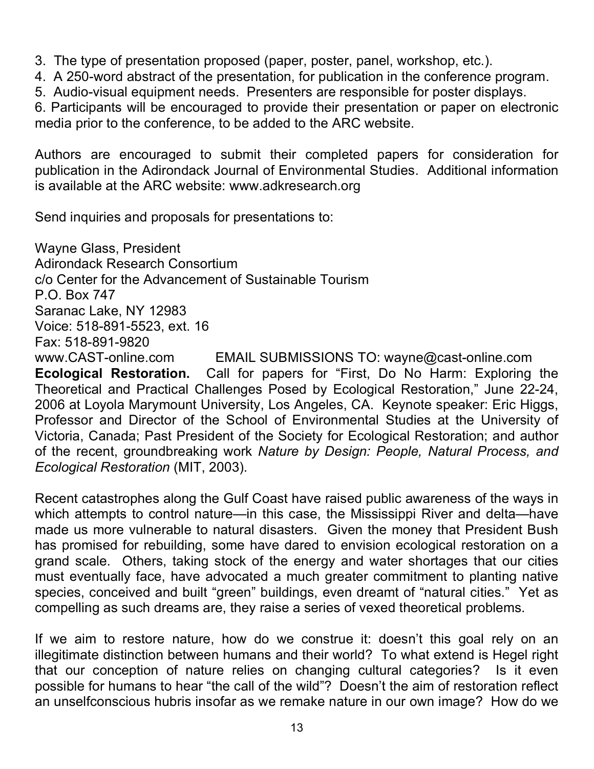3. The type of presentation proposed (paper, poster, panel, workshop, etc.).
4. A 250-word abstract of the presentation, for publication in the conference program.
5. Audio-visual equipment needs. Presenters are responsible for poster displays.
6. Participants will be encouraged to provide their presentation or paper on electronic media prior to the conference, to be added to the ARC website.

Authors are encouraged to submit their completed papers for consideration for publication in the Adirondack Journal of Environmental Studies. Additional information is available at the ARC website: www.adkresearch.org

Send inquiries and proposals for presentations to:

Wayne Glass, President
Adirondack Research Consortium
c/o Center for the Advancement of Sustainable Tourism
P.O. Box 747
Saranac Lake, NY 12983
Voice: 518-891-5523, ext. 16
Fax: 518-891-9820
www.CAST-online.com EMAIL SUBMISSIONS TO: wayne@cast-online.com

**Ecological Restoration.** Call for papers for "First, Do No Harm: Exploring the Theoretical and Practical Challenges Posed by Ecological Restoration," June 22-24, 2006 at Loyola Marymount University, Los Angeles, CA. Keynote speaker: Eric Higgs, Professor and Director of the School of Environmental Studies at the University of Victoria, Canada; Past President of the Society for Ecological Restoration; and author of the recent, groundbreaking work *Nature by Design: People, Natural Process, and Ecological Restoration* (MIT, 2003).

Recent catastrophes along the Gulf Coast have raised public awareness of the ways in which attempts to control nature—in this case, the Mississippi River and delta—have made us more vulnerable to natural disasters. Given the money that President Bush has promised for rebuilding, some have dared to envision ecological restoration on a grand scale. Others, taking stock of the energy and water shortages that our cities must eventually face, have advocated a much greater commitment to planting native species, conceived and built "green" buildings, even dreamt of "natural cities." Yet as compelling as such dreams are, they raise a series of vexed theoretical problems.

If we aim to restore nature, how do we construe it: doesn't this goal rely on an illegitimate distinction between humans and their world? To what extend is Hegel right that our conception of nature relies on changing cultural categories? Is it even possible for humans to hear "the call of the wild"? Doesn't the aim of restoration reflect an unselfconscious hubris insofar as we remake nature in our own image? How do we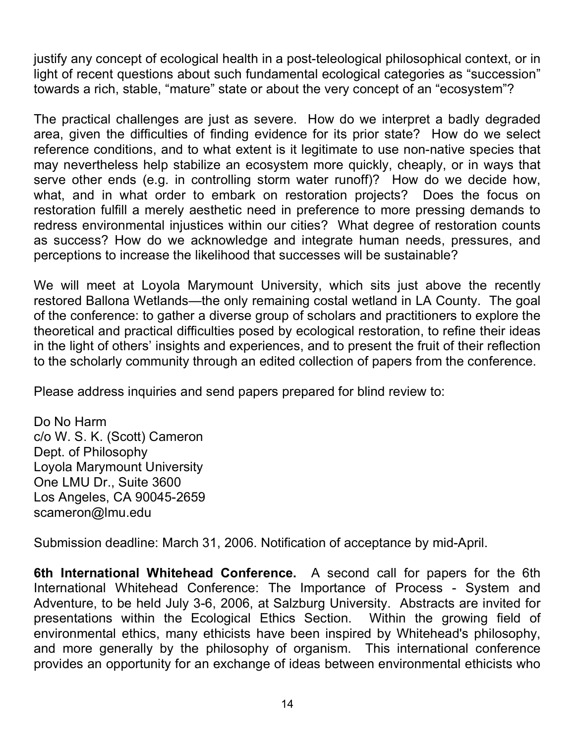justify any concept of ecological health in a post-teleological philosophical context, or in light of recent questions about such fundamental ecological categories as "succession" towards a rich, stable, "mature" state or about the very concept of an "ecosystem"?

The practical challenges are just as severe. How do we interpret a badly degraded area, given the difficulties of finding evidence for its prior state? How do we select reference conditions, and to what extent is it legitimate to use non-native species that may nevertheless help stabilize an ecosystem more quickly, cheaply, or in ways that serve other ends (e.g. in controlling storm water runoff)? How do we decide how, what, and in what order to embark on restoration projects? Does the focus on restoration fulfill a merely aesthetic need in preference to more pressing demands to redress environmental injustices within our cities? What degree of restoration counts as success? How do we acknowledge and integrate human needs, pressures, and perceptions to increase the likelihood that successes will be sustainable?

We will meet at Loyola Marymount University, which sits just above the recently restored Ballona Wetlands—the only remaining costal wetland in LA County. The goal of the conference: to gather a diverse group of scholars and practitioners to explore the theoretical and practical difficulties posed by ecological restoration, to refine their ideas in the light of others' insights and experiences, and to present the fruit of their reflection to the scholarly community through an edited collection of papers from the conference.

Please address inquiries and send papers prepared for blind review to:

Do No Harm  
c/o W. S. K. (Scott) Cameron  
Dept. of Philosophy  
Loyola Marymount University  
One LMU Dr., Suite 3600  
Los Angeles, CA 90045-2659  
scameron@lmu.edu

Submission deadline: March 31, 2006. Notification of acceptance by mid-April.

**6th International Whitehead Conference.** A second call for papers for the 6th International Whitehead Conference: The Importance of Process - System and Adventure, to be held July 3-6, 2006, at Salzburg University. Abstracts are invited for presentations within the Ecological Ethics Section. Within the growing field of environmental ethics, many ethicists have been inspired by Whitehead's philosophy, and more generally by the philosophy of organism. This international conference provides an opportunity for an exchange of ideas between environmental ethicists who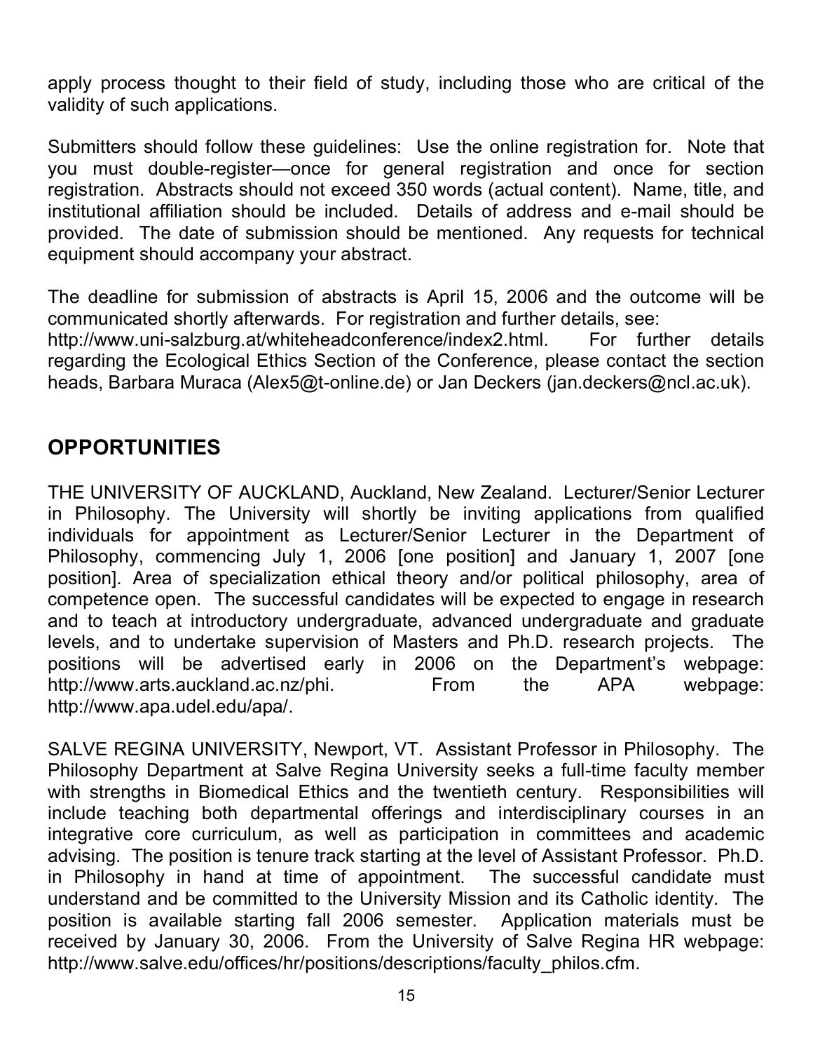apply process thought to their field of study, including those who are critical of the validity of such applications.

Submitters should follow these guidelines: Use the online registration for. Note that you must double-register—once for general registration and once for section registration. Abstracts should not exceed 350 words (actual content). Name, title, and institutional affiliation should be included. Details of address and e-mail should be provided. The date of submission should be mentioned. Any requests for technical equipment should accompany your abstract.

The deadline for submission of abstracts is April 15, 2006 and the outcome will be communicated shortly afterwards. For registration and further details, see: http://www.uni-salzburg.at/whiteheadconference/index2.html. For further details regarding the Ecological Ethics Section of the Conference, please contact the section heads, Barbara Muraca (Alex5@t-online.de) or Jan Deckers (jan.deckers@ncl.ac.uk).

## OPPORTUNITIES

THE UNIVERSITY OF AUCKLAND, Auckland, New Zealand. Lecturer/Senior Lecturer in Philosophy. The University will shortly be inviting applications from qualified individuals for appointment as Lecturer/Senior Lecturer in the Department of Philosophy, commencing July 1, 2006 [one position] and January 1, 2007 [one position]. Area of specialization ethical theory and/or political philosophy, area of competence open. The successful candidates will be expected to engage in research and to teach at introductory undergraduate, advanced undergraduate and graduate levels, and to undertake supervision of Masters and Ph.D. research projects. The positions will be advertised early in 2006 on the Department's webpage: http://www.arts.auckland.ac.nz/phi. From the APA webpage: http://www.apa.udel.edu/apa/.

SALVE REGINA UNIVERSITY, Newport, VT. Assistant Professor in Philosophy. The Philosophy Department at Salve Regina University seeks a full-time faculty member with strengths in Biomedical Ethics and the twentieth century. Responsibilities will include teaching both departmental offerings and interdisciplinary courses in an integrative core curriculum, as well as participation in committees and academic advising. The position is tenure track starting at the level of Assistant Professor. Ph.D. in Philosophy in hand at time of appointment. The successful candidate must understand and be committed to the University Mission and its Catholic identity. The position is available starting fall 2006 semester. Application materials must be received by January 30, 2006. From the University of Salve Regina HR webpage: http://www.salve.edu/offices/hr/positions/descriptions/faculty_philos.cfm.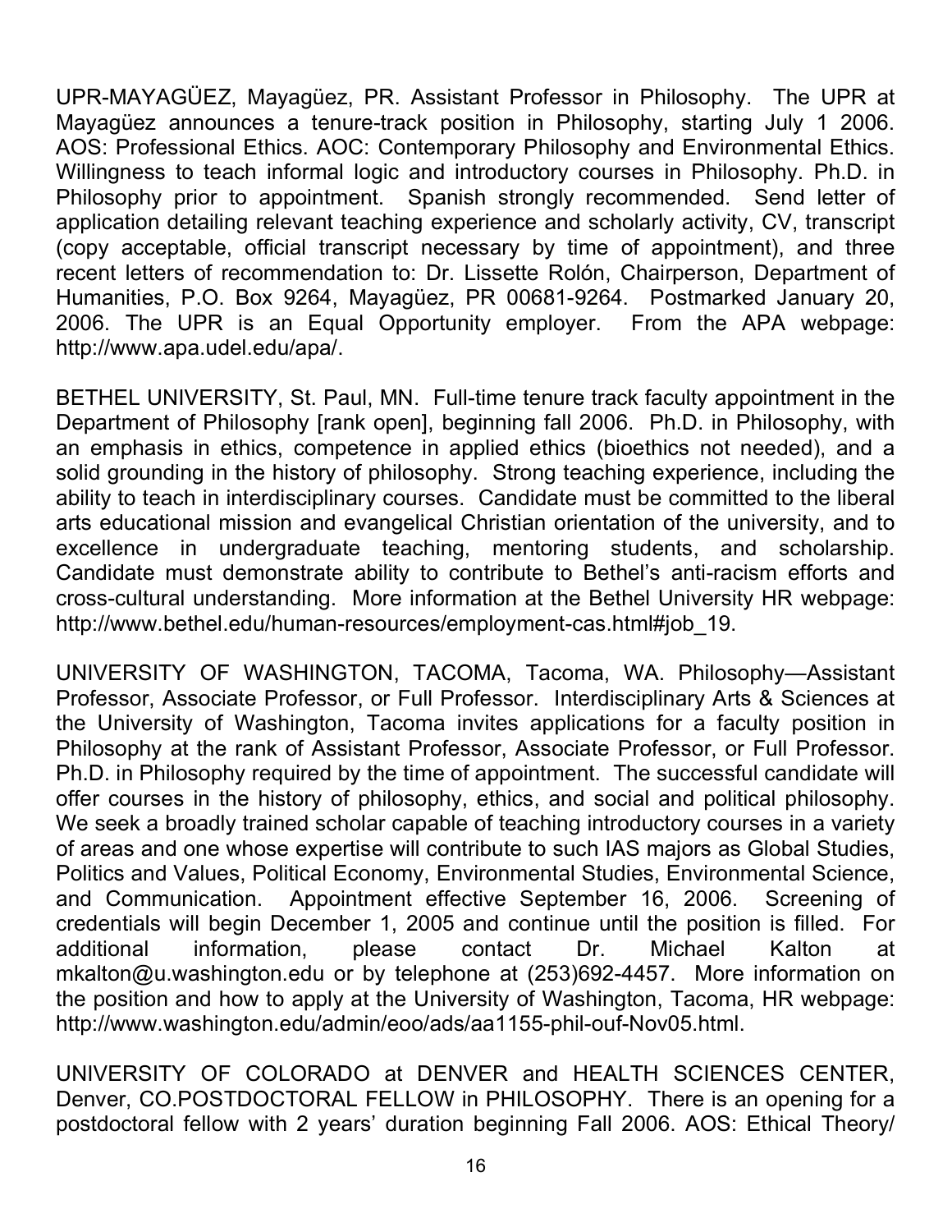UPR-MAYAGÜEZ, Mayagüez, PR. Assistant Professor in Philosophy. The UPR at Mayagüez announces a tenure-track position in Philosophy, starting July 1 2006. AOS: Professional Ethics. AOC: Contemporary Philosophy and Environmental Ethics. Willingness to teach informal logic and introductory courses in Philosophy. Ph.D. in Philosophy prior to appointment. Spanish strongly recommended. Send letter of application detailing relevant teaching experience and scholarly activity, CV, transcript (copy acceptable, official transcript necessary by time of appointment), and three recent letters of recommendation to: Dr. Lissette Rolón, Chairperson, Department of Humanities, P.O. Box 9264, Mayagüez, PR 00681-9264. Postmarked January 20, 2006. The UPR is an Equal Opportunity employer. From the APA webpage: http://www.apa.udel.edu/apa/.

BETHEL UNIVERSITY, St. Paul, MN. Full-time tenure track faculty appointment in the Department of Philosophy [rank open], beginning fall 2006. Ph.D. in Philosophy, with an emphasis in ethics, competence in applied ethics (bioethics not needed), and a solid grounding in the history of philosophy. Strong teaching experience, including the ability to teach in interdisciplinary courses. Candidate must be committed to the liberal arts educational mission and evangelical Christian orientation of the university, and to excellence in undergraduate teaching, mentoring students, and scholarship. Candidate must demonstrate ability to contribute to Bethel's anti-racism efforts and cross-cultural understanding. More information at the Bethel University HR webpage: http://www.bethel.edu/human-resources/employment-cas.html#job_19.

UNIVERSITY OF WASHINGTON, TACOMA, Tacoma, WA. Philosophy—Assistant Professor, Associate Professor, or Full Professor. Interdisciplinary Arts & Sciences at the University of Washington, Tacoma invites applications for a faculty position in Philosophy at the rank of Assistant Professor, Associate Professor, or Full Professor. Ph.D. in Philosophy required by the time of appointment. The successful candidate will offer courses in the history of philosophy, ethics, and social and political philosophy. We seek a broadly trained scholar capable of teaching introductory courses in a variety of areas and one whose expertise will contribute to such IAS majors as Global Studies, Politics and Values, Political Economy, Environmental Studies, Environmental Science, and Communication. Appointment effective September 16, 2006. Screening of credentials will begin December 1, 2005 and continue until the position is filled. For additional information, please contact Dr. Michael Kalton at mkalton@u.washington.edu or by telephone at (253)692-4457. More information on the position and how to apply at the University of Washington, Tacoma, HR webpage: http://www.washington.edu/admin/eoo/ads/aa1155-phil-ouf-Nov05.html.

UNIVERSITY OF COLORADO at DENVER and HEALTH SCIENCES CENTER, Denver, CO.POSTDOCTORAL FELLOW in PHILOSOPHY. There is an opening for a postdoctoral fellow with 2 years' duration beginning Fall 2006. AOS: Ethical Theory/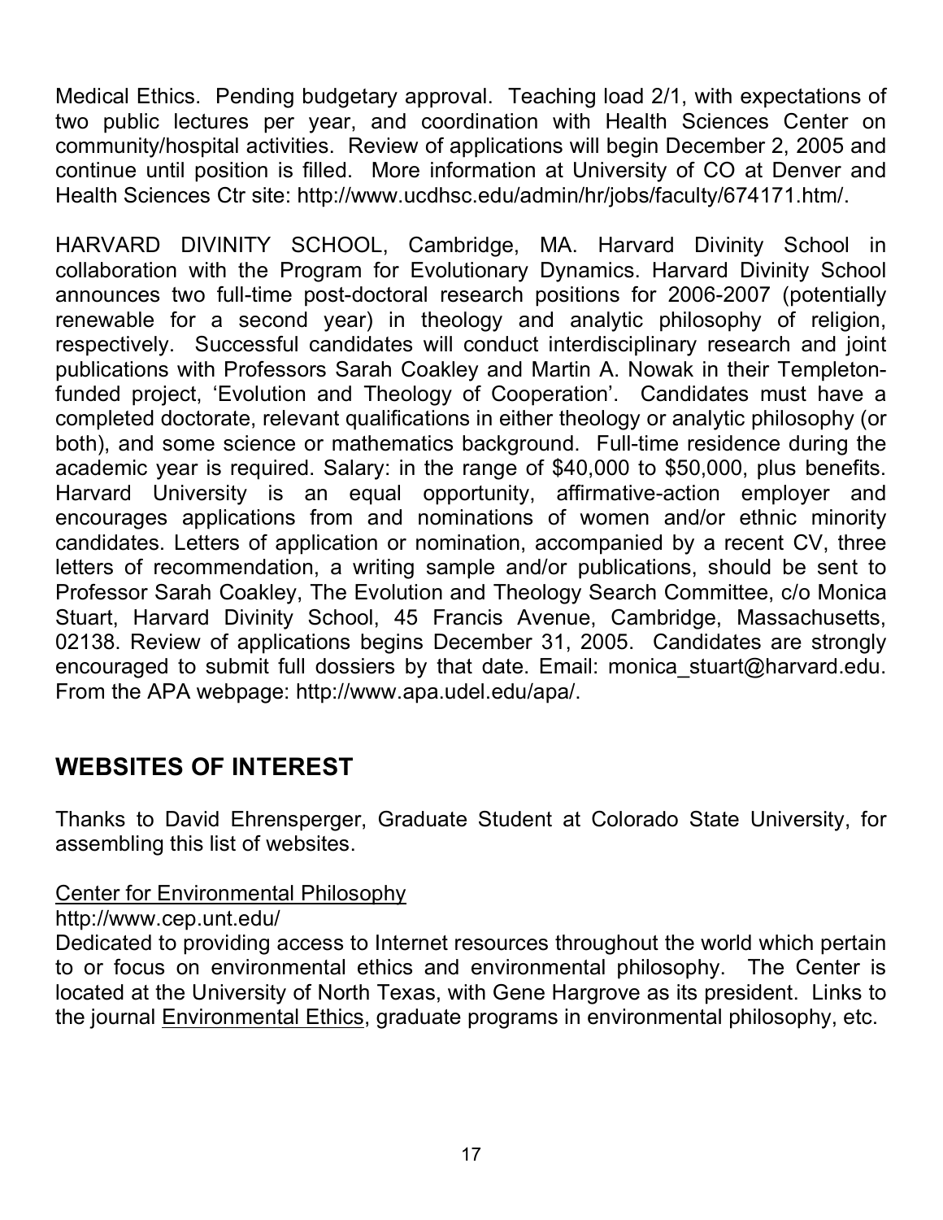Medical Ethics. Pending budgetary approval. Teaching load 2/1, with expectations of two public lectures per year, and coordination with Health Sciences Center on community/hospital activities. Review of applications will begin December 2, 2005 and continue until position is filled. More information at University of CO at Denver and Health Sciences Ctr site: http://www.ucdhsc.edu/admin/hr/jobs/faculty/674171.htm/.

HARVARD DIVINITY SCHOOL, Cambridge, MA. Harvard Divinity School in collaboration with the Program for Evolutionary Dynamics. Harvard Divinity School announces two full-time post-doctoral research positions for 2006-2007 (potentially renewable for a second year) in theology and analytic philosophy of religion, respectively. Successful candidates will conduct interdisciplinary research and joint publications with Professors Sarah Coakley and Martin A. Nowak in their Templeton-funded project, 'Evolution and Theology of Cooperation'. Candidates must have a completed doctorate, relevant qualifications in either theology or analytic philosophy (or both), and some science or mathematics background. Full-time residence during the academic year is required. Salary: in the range of $40,000 to $50,000, plus benefits. Harvard University is an equal opportunity, affirmative-action employer and encourages applications from and nominations of women and/or ethnic minority candidates. Letters of application or nomination, accompanied by a recent CV, three letters of recommendation, a writing sample and/or publications, should be sent to Professor Sarah Coakley, The Evolution and Theology Search Committee, c/o Monica Stuart, Harvard Divinity School, 45 Francis Avenue, Cambridge, Massachusetts, 02138. Review of applications begins December 31, 2005. Candidates are strongly encouraged to submit full dossiers by that date. Email: monica_stuart@harvard.edu. From the APA webpage: http://www.apa.udel.edu/apa/.

## WEBSITES OF INTEREST

Thanks to David Ehrensperger, Graduate Student at Colorado State University, for assembling this list of websites.

Center for Environmental Philosophy
http://www.cep.unt.edu/
Dedicated to providing access to Internet resources throughout the world which pertain to or focus on environmental ethics and environmental philosophy. The Center is located at the University of North Texas, with Gene Hargrove as its president. Links to the journal Environmental Ethics, graduate programs in environmental philosophy, etc.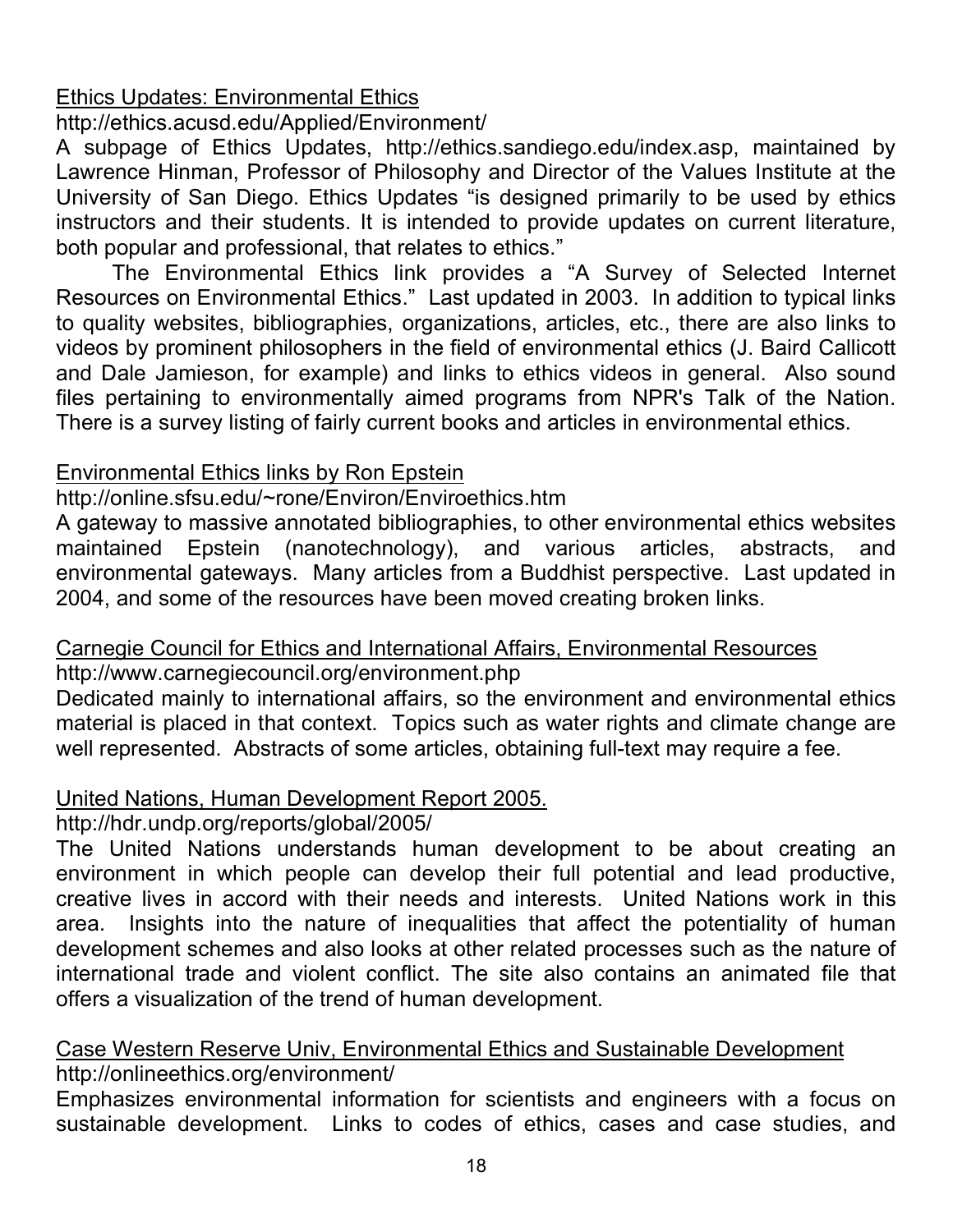Ethics Updates: Environmental Ethics

http://ethics.acusd.edu/Applied/Environment/

A subpage of Ethics Updates, http://ethics.sandiego.edu/index.asp, maintained by Lawrence Hinman, Professor of Philosophy and Director of the Values Institute at the University of San Diego. Ethics Updates "is designed primarily to be used by ethics instructors and their students. It is intended to provide updates on current literature, both popular and professional, that relates to ethics."

The Environmental Ethics link provides a "A Survey of Selected Internet Resources on Environmental Ethics." Last updated in 2003. In addition to typical links to quality websites, bibliographies, organizations, articles, etc., there are also links to videos by prominent philosophers in the field of environmental ethics (J. Baird Callicott and Dale Jamieson, for example) and links to ethics videos in general. Also sound files pertaining to environmentally aimed programs from NPR's Talk of the Nation. There is a survey listing of fairly current books and articles in environmental ethics.

Environmental Ethics links by Ron Epstein

http://online.sfsu.edu/~rone/Environ/Enviroethics.htm

A gateway to massive annotated bibliographies, to other environmental ethics websites maintained Epstein (nanotechnology), and various articles, abstracts, and environmental gateways. Many articles from a Buddhist perspective. Last updated in 2004, and some of the resources have been moved creating broken links.

Carnegie Council for Ethics and International Affairs, Environmental Resources

http://www.carnegiecouncil.org/environment.php

Dedicated mainly to international affairs, so the environment and environmental ethics material is placed in that context. Topics such as water rights and climate change are well represented. Abstracts of some articles, obtaining full-text may require a fee.

United Nations, Human Development Report 2005.

http://hdr.undp.org/reports/global/2005/

The United Nations understands human development to be about creating an environment in which people can develop their full potential and lead productive, creative lives in accord with their needs and interests. United Nations work in this area. Insights into the nature of inequalities that affect the potentiality of human development schemes and also looks at other related processes such as the nature of international trade and violent conflict. The site also contains an animated file that offers a visualization of the trend of human development.

Case Western Reserve Univ, Environmental Ethics and Sustainable Development

http://onlineethics.org/environment/

Emphasizes environmental information for scientists and engineers with a focus on sustainable development. Links to codes of ethics, cases and case studies, and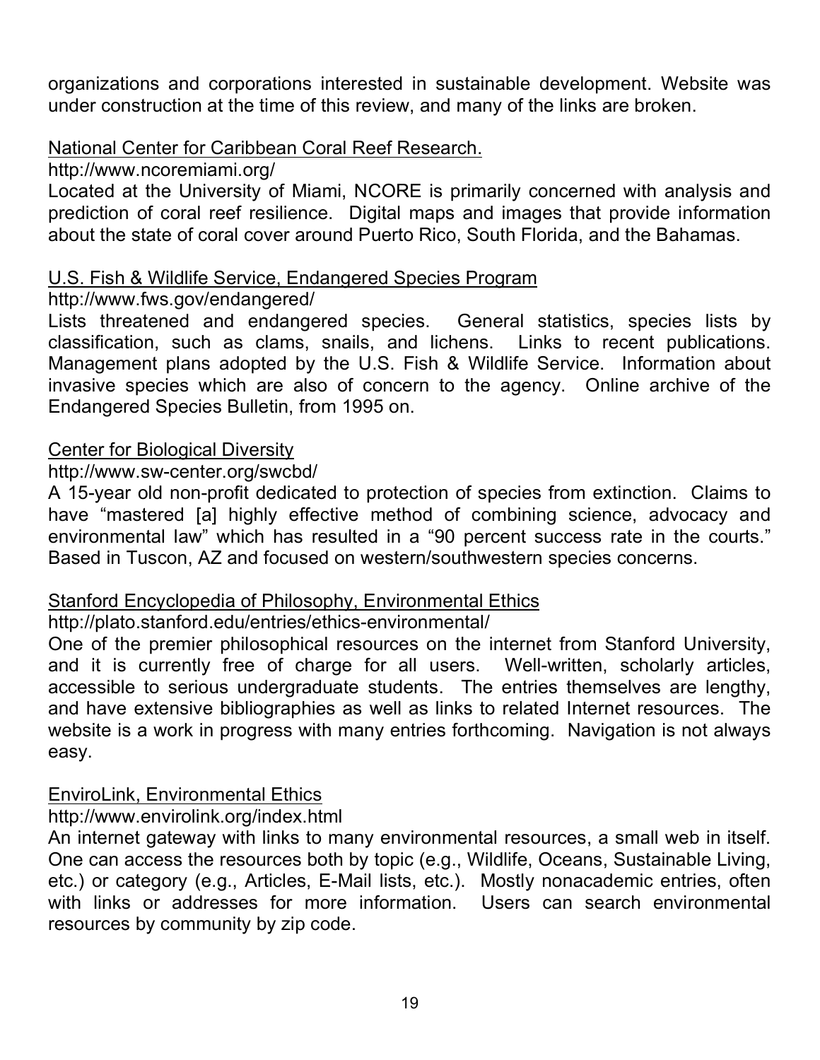organizations and corporations interested in sustainable development. Website was under construction at the time of this review, and many of the links are broken.

National Center for Caribbean Coral Reef Research.

http://www.ncoremiami.org/

Located at the University of Miami, NCORE is primarily concerned with analysis and prediction of coral reef resilience. Digital maps and images that provide information about the state of coral cover around Puerto Rico, South Florida, and the Bahamas.

U.S. Fish & Wildlife Service, Endangered Species Program

http://www.fws.gov/endangered/

Lists threatened and endangered species. General statistics, species lists by classification, such as clams, snails, and lichens. Links to recent publications. Management plans adopted by the U.S. Fish & Wildlife Service. Information about invasive species which are also of concern to the agency. Online archive of the Endangered Species Bulletin, from 1995 on.

Center for Biological Diversity

http://www.sw-center.org/swcbd/

A 15-year old non-profit dedicated to protection of species from extinction. Claims to have "mastered [a] highly effective method of combining science, advocacy and environmental law" which has resulted in a "90 percent success rate in the courts." Based in Tuscon, AZ and focused on western/southwestern species concerns.

Stanford Encyclopedia of Philosophy, Environmental Ethics

http://plato.stanford.edu/entries/ethics-environmental/

One of the premier philosophical resources on the internet from Stanford University, and it is currently free of charge for all users. Well-written, scholarly articles, accessible to serious undergraduate students. The entries themselves are lengthy, and have extensive bibliographies as well as links to related Internet resources. The website is a work in progress with many entries forthcoming. Navigation is not always easy.

EnviroLink, Environmental Ethics

http://www.envirolink.org/index.html

An internet gateway with links to many environmental resources, a small web in itself. One can access the resources both by topic (e.g., Wildlife, Oceans, Sustainable Living, etc.) or category (e.g., Articles, E-Mail lists, etc.). Mostly nonacademic entries, often with links or addresses for more information. Users can search environmental resources by community by zip code.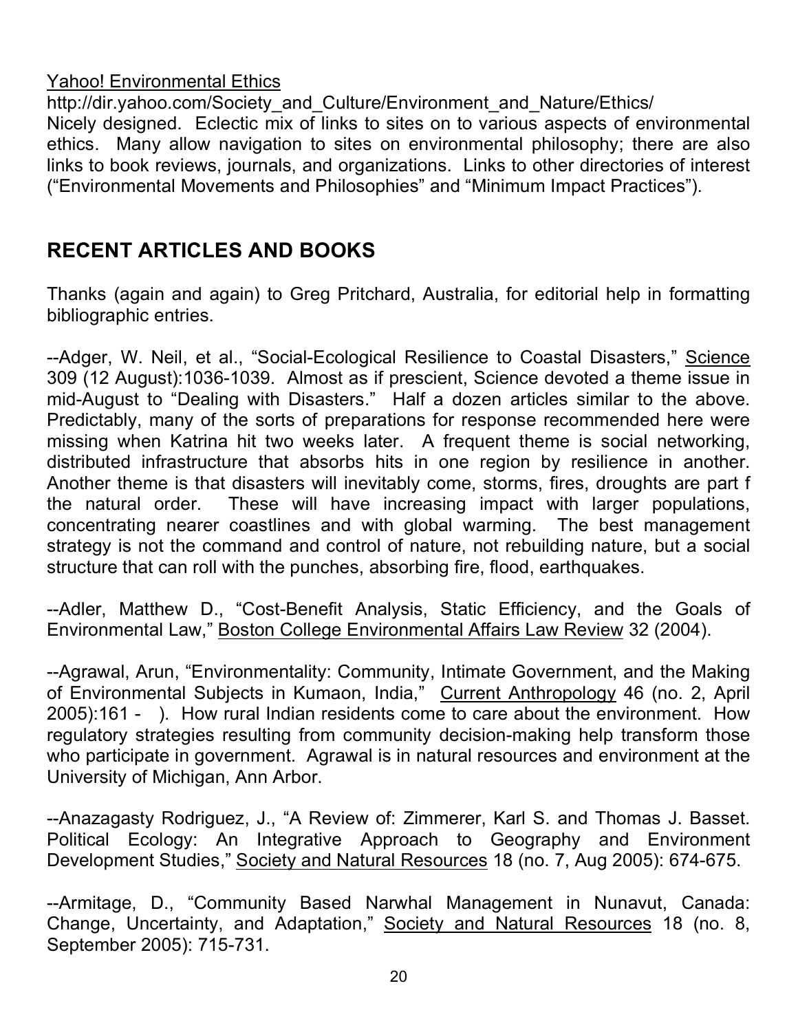Yahoo! Environmental Ethics

http://dir.yahoo.com/Society_and_Culture/Environment_and_Nature/Ethics/

Nicely designed. Eclectic mix of links to sites on to various aspects of environmental ethics. Many allow navigation to sites on environmental philosophy; there are also links to book reviews, journals, and organizations. Links to other directories of interest ("Environmental Movements and Philosophies" and "Minimum Impact Practices").

## RECENT ARTICLES AND BOOKS

Thanks (again and again) to Greg Pritchard, Australia, for editorial help in formatting bibliographic entries.

--Adger, W. Neil, et al., "Social-Ecological Resilience to Coastal Disasters," Science 309 (12 August):1036-1039. Almost as if prescient, Science devoted a theme issue in mid-August to "Dealing with Disasters." Half a dozen articles similar to the above. Predictably, many of the sorts of preparations for response recommended here were missing when Katrina hit two weeks later. A frequent theme is social networking, distributed infrastructure that absorbs hits in one region by resilience in another. Another theme is that disasters will inevitably come, storms, fires, droughts are part f the natural order. These will have increasing impact with larger populations, concentrating nearer coastlines and with global warming. The best management strategy is not the command and control of nature, not rebuilding nature, but a social structure that can roll with the punches, absorbing fire, flood, earthquakes.

--Adler, Matthew D., "Cost-Benefit Analysis, Static Efficiency, and the Goals of Environmental Law," Boston College Environmental Affairs Law Review 32 (2004).

--Agrawal, Arun, "Environmentality: Community, Intimate Government, and the Making of Environmental Subjects in Kumaon, India," Current Anthropology 46 (no. 2, April 2005):161 - ). How rural Indian residents come to care about the environment. How regulatory strategies resulting from community decision-making help transform those who participate in government. Agrawal is in natural resources and environment at the University of Michigan, Ann Arbor.

--Anazagasty Rodriguez, J., "A Review of: Zimmerer, Karl S. and Thomas J. Basset. Political Ecology: An Integrative Approach to Geography and Environment Development Studies," Society and Natural Resources 18 (no. 7, Aug 2005): 674-675.

--Armitage, D., "Community Based Narwhal Management in Nunavut, Canada: Change, Uncertainty, and Adaptation," Society and Natural Resources 18 (no. 8, September 2005): 715-731.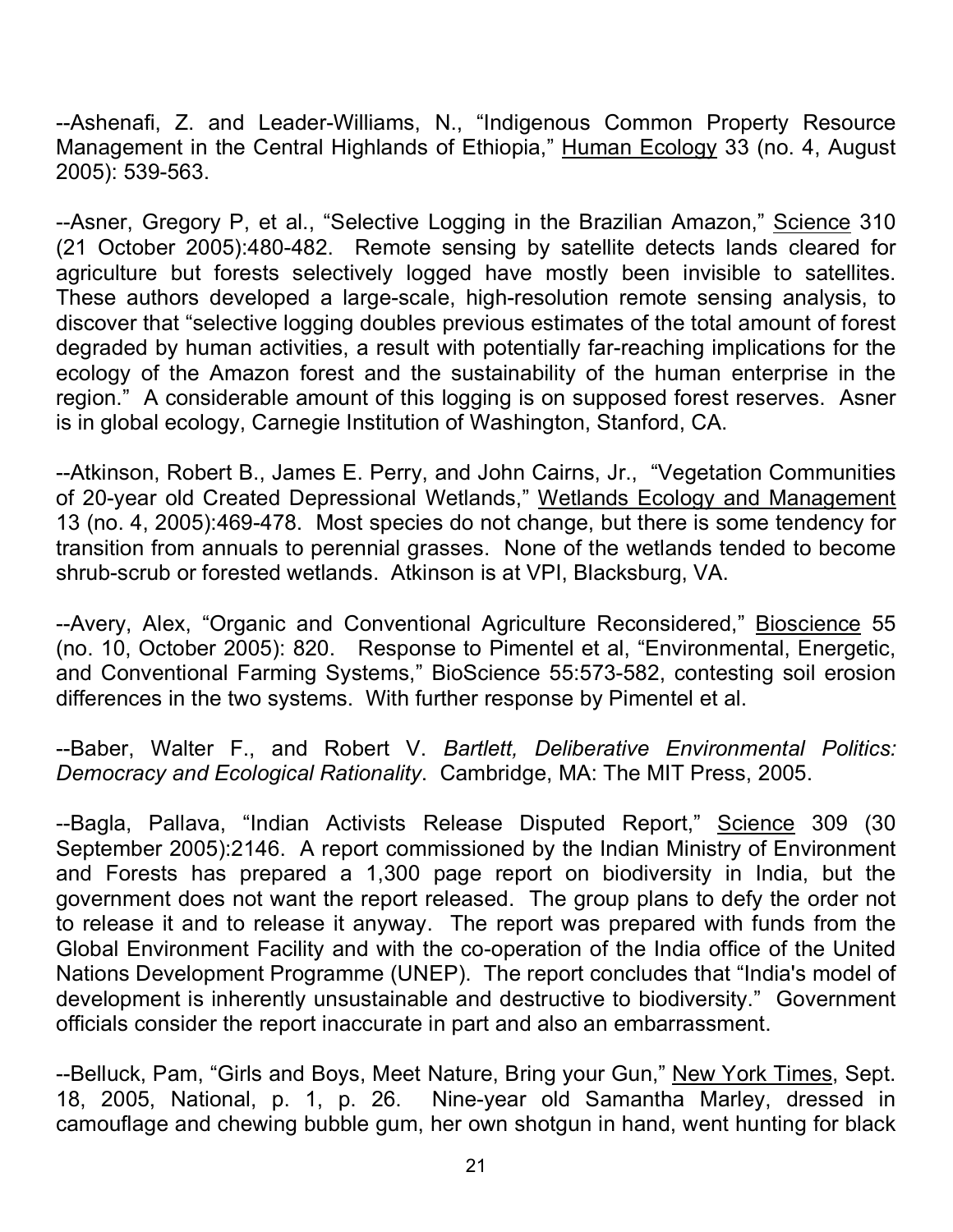--Ashenafi, Z. and Leader-Williams, N., "Indigenous Common Property Resource Management in the Central Highlands of Ethiopia," Human Ecology 33 (no. 4, August 2005): 539-563.

--Asner, Gregory P, et al., "Selective Logging in the Brazilian Amazon," Science 310 (21 October 2005):480-482. Remote sensing by satellite detects lands cleared for agriculture but forests selectively logged have mostly been invisible to satellites. These authors developed a large-scale, high-resolution remote sensing analysis, to discover that "selective logging doubles previous estimates of the total amount of forest degraded by human activities, a result with potentially far-reaching implications for the ecology of the Amazon forest and the sustainability of the human enterprise in the region." A considerable amount of this logging is on supposed forest reserves. Asner is in global ecology, Carnegie Institution of Washington, Stanford, CA.

--Atkinson, Robert B., James E. Perry, and John Cairns, Jr., "Vegetation Communities of 20-year old Created Depressional Wetlands," Wetlands Ecology and Management 13 (no. 4, 2005):469-478. Most species do not change, but there is some tendency for transition from annuals to perennial grasses. None of the wetlands tended to become shrub-scrub or forested wetlands. Atkinson is at VPI, Blacksburg, VA.

--Avery, Alex, "Organic and Conventional Agriculture Reconsidered," Bioscience 55 (no. 10, October 2005): 820. Response to Pimentel et al, "Environmental, Energetic, and Conventional Farming Systems," BioScience 55:573-582, contesting soil erosion differences in the two systems. With further response by Pimentel et al.

--Baber, Walter F., and Robert V. *Bartlett, Deliberative Environmental Politics: Democracy and Ecological Rationality*. Cambridge, MA: The MIT Press, 2005.

--Bagla, Pallava, "Indian Activists Release Disputed Report," Science 309 (30 September 2005):2146. A report commissioned by the Indian Ministry of Environment and Forests has prepared a 1,300 page report on biodiversity in India, but the government does not want the report released. The group plans to defy the order not to release it and to release it anyway. The report was prepared with funds from the Global Environment Facility and with the co-operation of the India office of the United Nations Development Programme (UNEP). The report concludes that "India's model of development is inherently unsustainable and destructive to biodiversity." Government officials consider the report inaccurate in part and also an embarrassment.

--Belluck, Pam, "Girls and Boys, Meet Nature, Bring your Gun," New York Times, Sept. 18, 2005, National, p. 1, p. 26. Nine-year old Samantha Marley, dressed in camouflage and chewing bubble gum, her own shotgun in hand, went hunting for black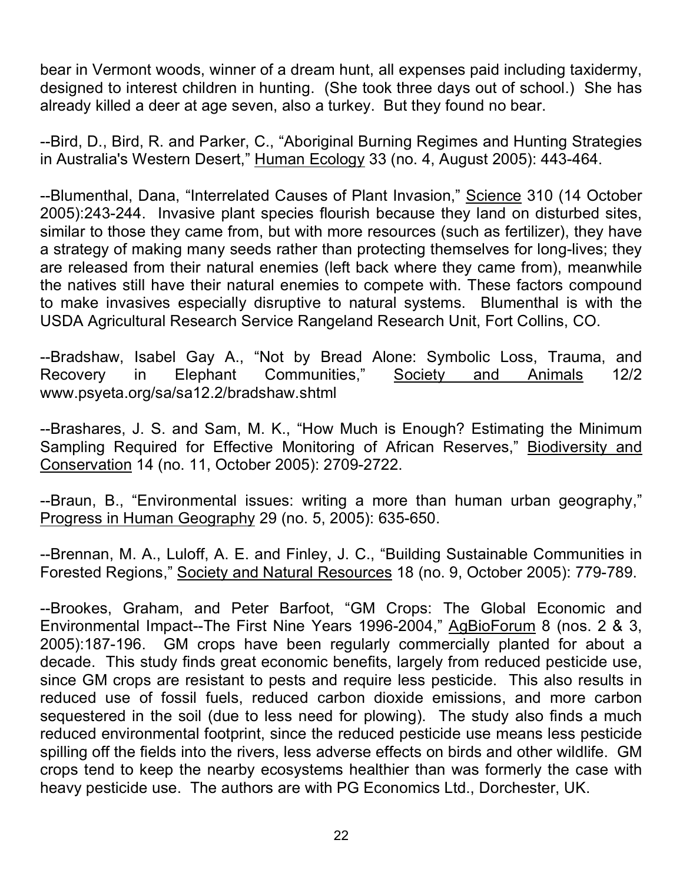bear in Vermont woods, winner of a dream hunt, all expenses paid including taxidermy, designed to interest children in hunting. (She took three days out of school.) She has already killed a deer at age seven, also a turkey. But they found no bear.

--Bird, D., Bird, R. and Parker, C., "Aboriginal Burning Regimes and Hunting Strategies in Australia's Western Desert," Human Ecology 33 (no. 4, August 2005): 443-464.

--Blumenthal, Dana, "Interrelated Causes of Plant Invasion," Science 310 (14 October 2005):243-244. Invasive plant species flourish because they land on disturbed sites, similar to those they came from, but with more resources (such as fertilizer), they have a strategy of making many seeds rather than protecting themselves for long-lives; they are released from their natural enemies (left back where they came from), meanwhile the natives still have their natural enemies to compete with. These factors compound to make invasives especially disruptive to natural systems. Blumenthal is with the USDA Agricultural Research Service Rangeland Research Unit, Fort Collins, CO.

--Bradshaw, Isabel Gay A., "Not by Bread Alone: Symbolic Loss, Trauma, and Recovery in Elephant Communities," Society and Animals 12/2 www.psyeta.org/sa/sa12.2/bradshaw.shtml

--Brashares, J. S. and Sam, M. K., "How Much is Enough? Estimating the Minimum Sampling Required for Effective Monitoring of African Reserves," Biodiversity and Conservation 14 (no. 11, October 2005): 2709-2722.

--Braun, B., "Environmental issues: writing a more than human urban geography," Progress in Human Geography 29 (no. 5, 2005): 635-650.

--Brennan, M. A., Luloff, A. E. and Finley, J. C., "Building Sustainable Communities in Forested Regions," Society and Natural Resources 18 (no. 9, October 2005): 779-789.

--Brookes, Graham, and Peter Barfoot, "GM Crops: The Global Economic and Environmental Impact--The First Nine Years 1996-2004," AgBioForum 8 (nos. 2 & 3, 2005):187-196. GM crops have been regularly commercially planted for about a decade. This study finds great economic benefits, largely from reduced pesticide use, since GM crops are resistant to pests and require less pesticide. This also results in reduced use of fossil fuels, reduced carbon dioxide emissions, and more carbon sequestered in the soil (due to less need for plowing). The study also finds a much reduced environmental footprint, since the reduced pesticide use means less pesticide spilling off the fields into the rivers, less adverse effects on birds and other wildlife. GM crops tend to keep the nearby ecosystems healthier than was formerly the case with heavy pesticide use. The authors are with PG Economics Ltd., Dorchester, UK.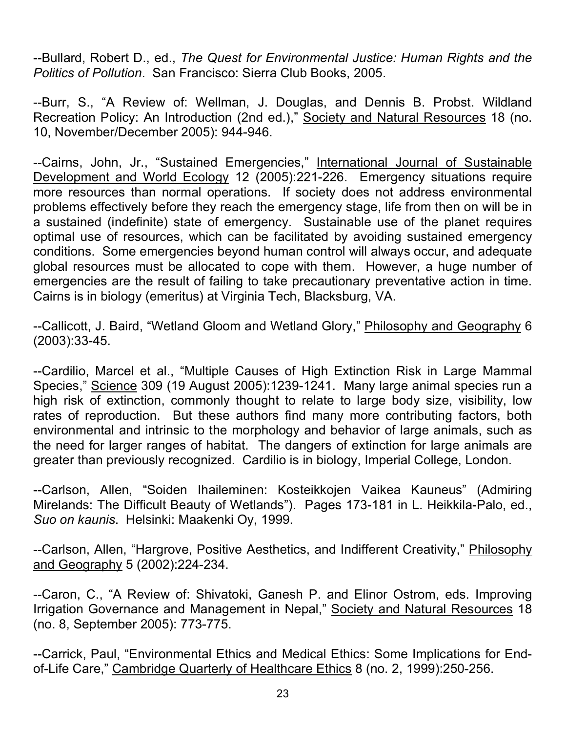--Bullard, Robert D., ed., *The Quest for Environmental Justice: Human Rights and the Politics of Pollution*. San Francisco: Sierra Club Books, 2005.

--Burr, S., "A Review of: Wellman, J. Douglas, and Dennis B. Probst. Wildland Recreation Policy: An Introduction (2nd ed.)," Society and Natural Resources 18 (no. 10, November/December 2005): 944-946.

--Cairns, John, Jr., "Sustained Emergencies," International Journal of Sustainable Development and World Ecology 12 (2005):221-226. Emergency situations require more resources than normal operations. If society does not address environmental problems effectively before they reach the emergency stage, life from then on will be in a sustained (indefinite) state of emergency. Sustainable use of the planet requires optimal use of resources, which can be facilitated by avoiding sustained emergency conditions. Some emergencies beyond human control will always occur, and adequate global resources must be allocated to cope with them. However, a huge number of emergencies are the result of failing to take precautionary preventative action in time. Cairns is in biology (emeritus) at Virginia Tech, Blacksburg, VA.

--Callicott, J. Baird, "Wetland Gloom and Wetland Glory," Philosophy and Geography 6 (2003):33-45.

--Cardilio, Marcel et al., "Multiple Causes of High Extinction Risk in Large Mammal Species," Science 309 (19 August 2005):1239-1241. Many large animal species run a high risk of extinction, commonly thought to relate to large body size, visibility, low rates of reproduction. But these authors find many more contributing factors, both environmental and intrinsic to the morphology and behavior of large animals, such as the need for larger ranges of habitat. The dangers of extinction for large animals are greater than previously recognized. Cardilio is in biology, Imperial College, London.

--Carlson, Allen, "Soiden Ihaileminen: Kosteikkojen Vaikea Kauneus" (Admiring Mirelands: The Difficult Beauty of Wetlands"). Pages 173-181 in L. Heikkila-Palo, ed., *Suo on kaunis*. Helsinki: Maakenki Oy, 1999.

--Carlson, Allen, "Hargrove, Positive Aesthetics, and Indifferent Creativity," Philosophy and Geography 5 (2002):224-234.

--Caron, C., "A Review of: Shivatoki, Ganesh P. and Elinor Ostrom, eds. Improving Irrigation Governance and Management in Nepal," Society and Natural Resources 18 (no. 8, September 2005): 773-775.

--Carrick, Paul, "Environmental Ethics and Medical Ethics: Some Implications for End-of-Life Care," Cambridge Quarterly of Healthcare Ethics 8 (no. 2, 1999):250-256.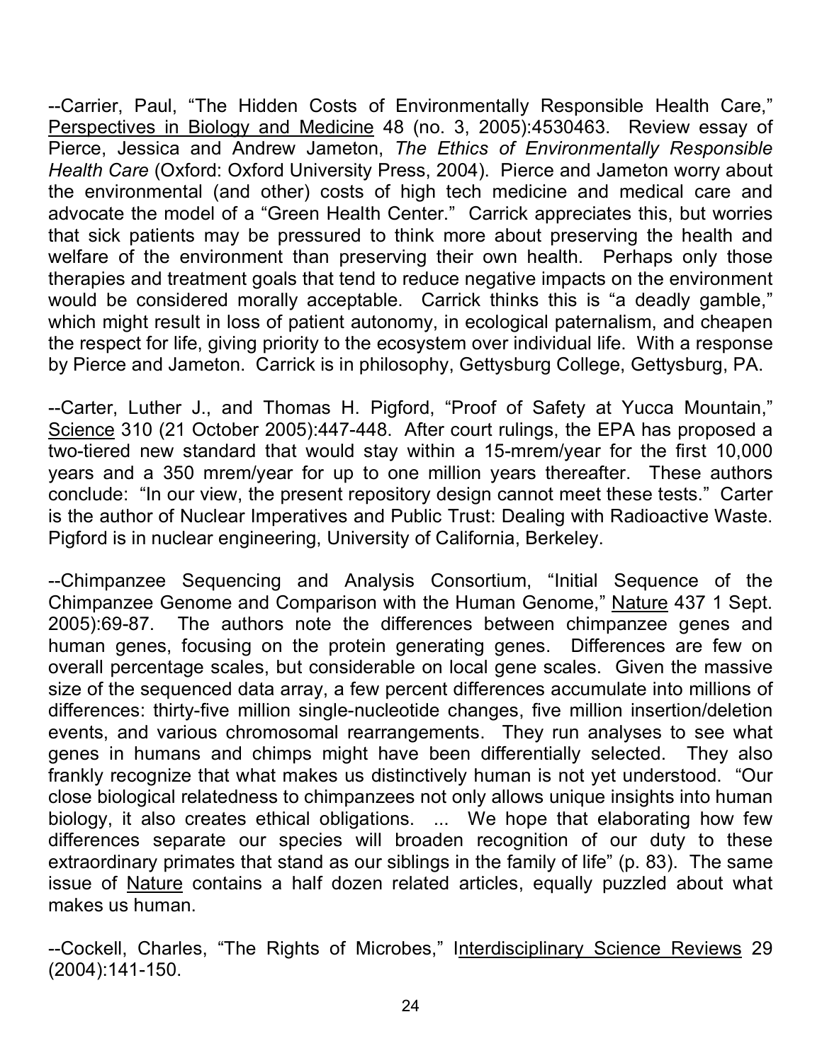--Carrier, Paul, "The Hidden Costs of Environmentally Responsible Health Care," Perspectives in Biology and Medicine 48 (no. 3, 2005):4530463. Review essay of Pierce, Jessica and Andrew Jameton, *The Ethics of Environmentally Responsible Health Care* (Oxford: Oxford University Press, 2004). Pierce and Jameton worry about the environmental (and other) costs of high tech medicine and medical care and advocate the model of a "Green Health Center." Carrick appreciates this, but worries that sick patients may be pressured to think more about preserving the health and welfare of the environment than preserving their own health. Perhaps only those therapies and treatment goals that tend to reduce negative impacts on the environment would be considered morally acceptable. Carrick thinks this is "a deadly gamble," which might result in loss of patient autonomy, in ecological paternalism, and cheapen the respect for life, giving priority to the ecosystem over individual life. With a response by Pierce and Jameton. Carrick is in philosophy, Gettysburg College, Gettysburg, PA.

--Carter, Luther J., and Thomas H. Pigford, "Proof of Safety at Yucca Mountain," Science 310 (21 October 2005):447-448. After court rulings, the EPA has proposed a two-tiered new standard that would stay within a 15-mrem/year for the first 10,000 years and a 350 mrem/year for up to one million years thereafter. These authors conclude: "In our view, the present repository design cannot meet these tests." Carter is the author of Nuclear Imperatives and Public Trust: Dealing with Radioactive Waste. Pigford is in nuclear engineering, University of California, Berkeley.

--Chimpanzee Sequencing and Analysis Consortium, "Initial Sequence of the Chimpanzee Genome and Comparison with the Human Genome," Nature 437 1 Sept. 2005):69-87. The authors note the differences between chimpanzee genes and human genes, focusing on the protein generating genes. Differences are few on overall percentage scales, but considerable on local gene scales. Given the massive size of the sequenced data array, a few percent differences accumulate into millions of differences: thirty-five million single-nucleotide changes, five million insertion/deletion events, and various chromosomal rearrangements. They run analyses to see what genes in humans and chimps might have been differentially selected. They also frankly recognize that what makes us distinctively human is not yet understood. "Our close biological relatedness to chimpanzees not only allows unique insights into human biology, it also creates ethical obligations. ... We hope that elaborating how few differences separate our species will broaden recognition of our duty to these extraordinary primates that stand as our siblings in the family of life" (p. 83). The same issue of Nature contains a half dozen related articles, equally puzzled about what makes us human.

--Cockell, Charles, "The Rights of Microbes," Interdisciplinary Science Reviews 29 (2004):141-150.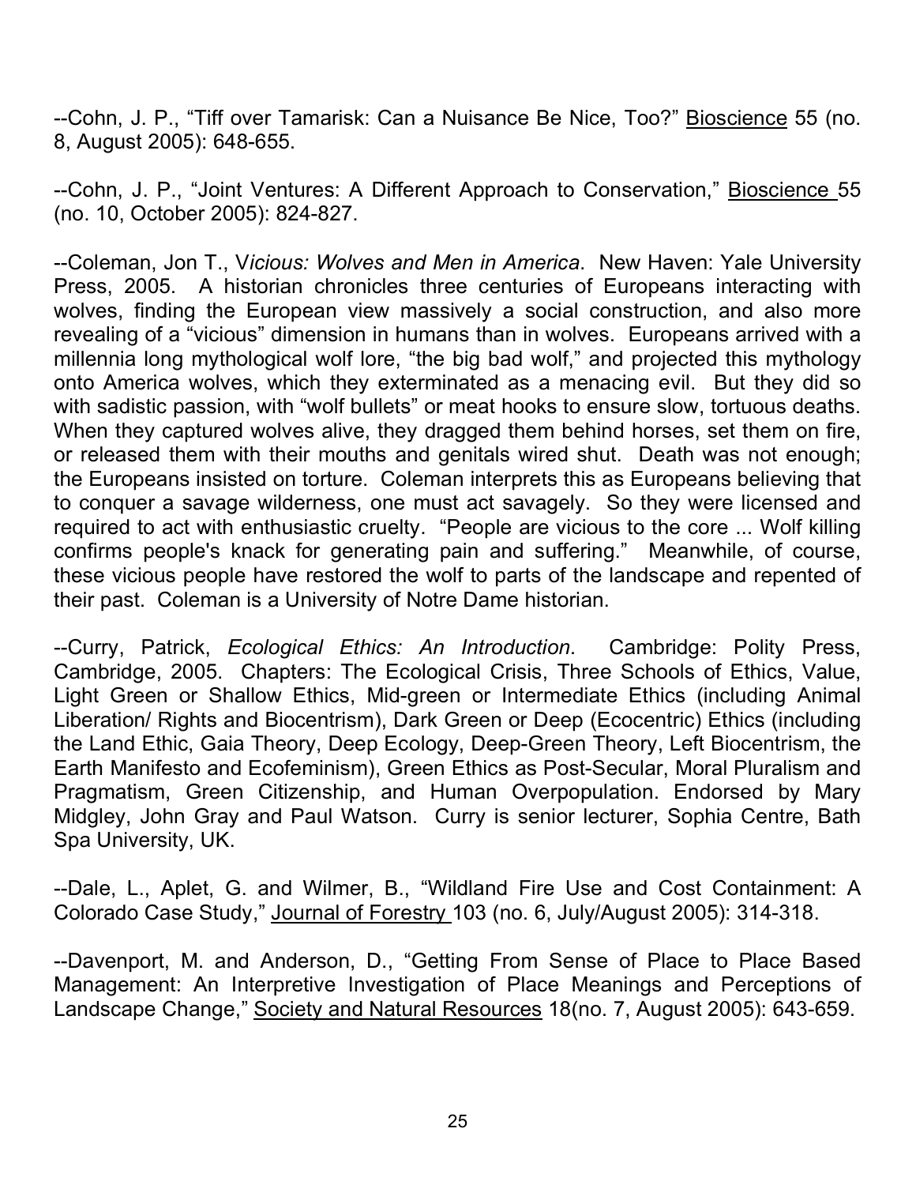--Cohn, J. P., "Tiff over Tamarisk: Can a Nuisance Be Nice, Too?" Bioscience 55 (no. 8, August 2005): 648-655.

--Cohn, J. P., "Joint Ventures: A Different Approach to Conservation," Bioscience 55 (no. 10, October 2005): 824-827.

--Coleman, Jon T., V*icious: Wolves and Men in America*. New Haven: Yale University Press, 2005. A historian chronicles three centuries of Europeans interacting with wolves, finding the European view massively a social construction, and also more revealing of a "vicious" dimension in humans than in wolves. Europeans arrived with a millennia long mythological wolf lore, "the big bad wolf," and projected this mythology onto America wolves, which they exterminated as a menacing evil. But they did so with sadistic passion, with "wolf bullets" or meat hooks to ensure slow, tortuous deaths. When they captured wolves alive, they dragged them behind horses, set them on fire, or released them with their mouths and genitals wired shut. Death was not enough; the Europeans insisted on torture. Coleman interprets this as Europeans believing that to conquer a savage wilderness, one must act savagely. So they were licensed and required to act with enthusiastic cruelty. "People are vicious to the core ... Wolf killing confirms people's knack for generating pain and suffering." Meanwhile, of course, these vicious people have restored the wolf to parts of the landscape and repented of their past. Coleman is a University of Notre Dame historian.

--Curry, Patrick, *Ecological Ethics: An Introduction*. Cambridge: Polity Press, Cambridge, 2005. Chapters: The Ecological Crisis, Three Schools of Ethics, Value, Light Green or Shallow Ethics, Mid-green or Intermediate Ethics (including Animal Liberation/ Rights and Biocentrism), Dark Green or Deep (Ecocentric) Ethics (including the Land Ethic, Gaia Theory, Deep Ecology, Deep-Green Theory, Left Biocentrism, the Earth Manifesto and Ecofeminism), Green Ethics as Post-Secular, Moral Pluralism and Pragmatism, Green Citizenship, and Human Overpopulation. Endorsed by Mary Midgley, John Gray and Paul Watson. Curry is senior lecturer, Sophia Centre, Bath Spa University, UK.

--Dale, L., Aplet, G. and Wilmer, B., "Wildland Fire Use and Cost Containment: A Colorado Case Study," Journal of Forestry 103 (no. 6, July/August 2005): 314-318.

--Davenport, M. and Anderson, D., "Getting From Sense of Place to Place Based Management: An Interpretive Investigation of Place Meanings and Perceptions of Landscape Change," Society and Natural Resources 18(no. 7, August 2005): 643-659.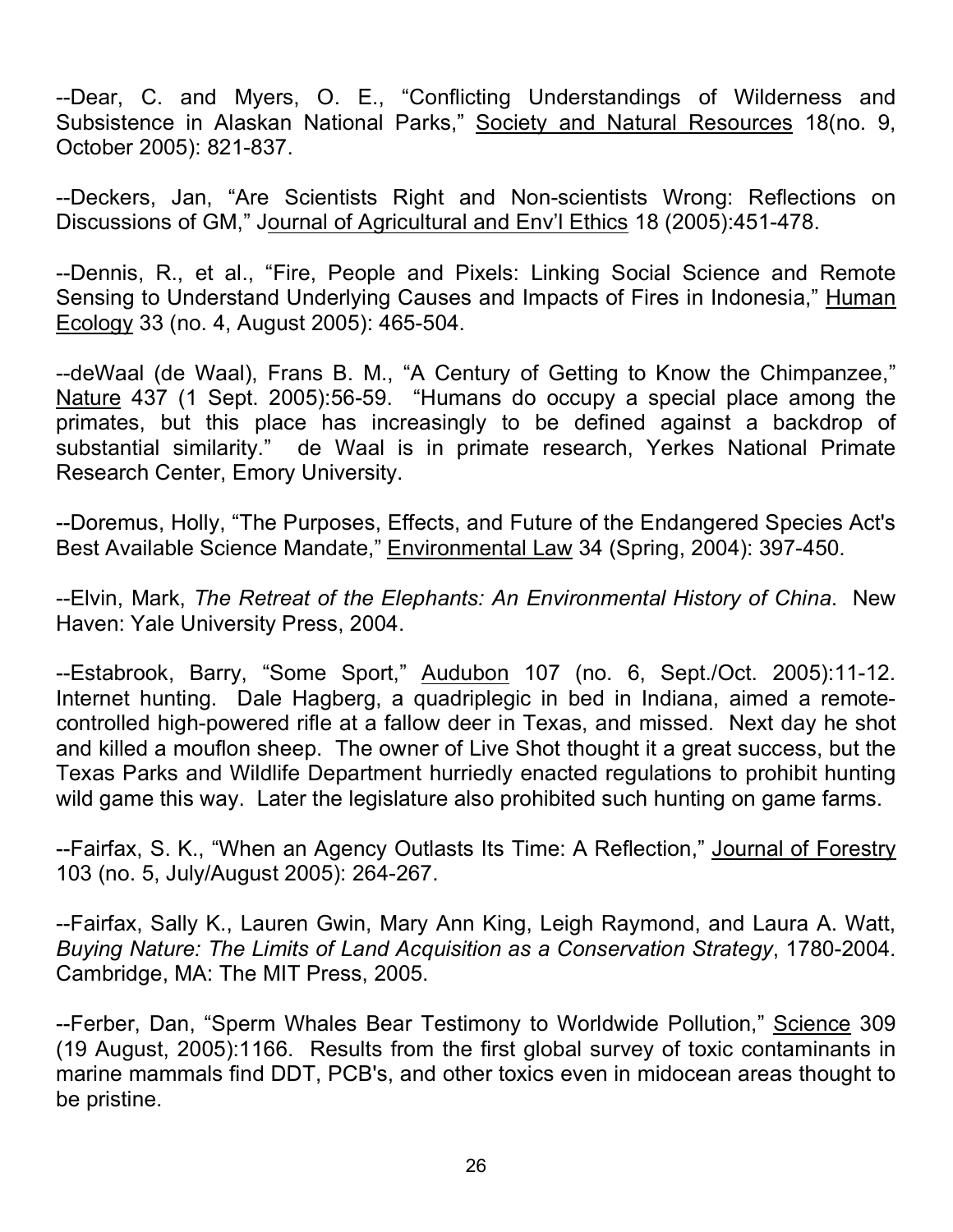--Dear, C. and Myers, O. E., "Conflicting Understandings of Wilderness and Subsistence in Alaskan National Parks," Society and Natural Resources 18(no. 9, October 2005): 821-837.

--Deckers, Jan, "Are Scientists Right and Non-scientists Wrong: Reflections on Discussions of GM," Journal of Agricultural and Env'l Ethics 18 (2005):451-478.

--Dennis, R., et al., "Fire, People and Pixels: Linking Social Science and Remote Sensing to Understand Underlying Causes and Impacts of Fires in Indonesia," Human Ecology 33 (no. 4, August 2005): 465-504.

--deWaal (de Waal), Frans B. M., "A Century of Getting to Know the Chimpanzee," Nature 437 (1 Sept. 2005):56-59. "Humans do occupy a special place among the primates, but this place has increasingly to be defined against a backdrop of substantial similarity." de Waal is in primate research, Yerkes National Primate Research Center, Emory University.

--Doremus, Holly, "The Purposes, Effects, and Future of the Endangered Species Act's Best Available Science Mandate," Environmental Law 34 (Spring, 2004): 397-450.

--Elvin, Mark, *The Retreat of the Elephants: An Environmental History of China*. New Haven: Yale University Press, 2004.

--Estabrook, Barry, "Some Sport," Audubon 107 (no. 6, Sept./Oct. 2005):11-12. Internet hunting. Dale Hagberg, a quadriplegic in bed in Indiana, aimed a remote-controlled high-powered rifle at a fallow deer in Texas, and missed. Next day he shot and killed a mouflon sheep. The owner of Live Shot thought it a great success, but the Texas Parks and Wildlife Department hurriedly enacted regulations to prohibit hunting wild game this way. Later the legislature also prohibited such hunting on game farms.

--Fairfax, S. K., "When an Agency Outlasts Its Time: A Reflection," Journal of Forestry 103 (no. 5, July/August 2005): 264-267.

--Fairfax, Sally K., Lauren Gwin, Mary Ann King, Leigh Raymond, and Laura A. Watt, *Buying Nature: The Limits of Land Acquisition as a Conservation Strategy*, 1780-2004. Cambridge, MA: The MIT Press, 2005.

--Ferber, Dan, "Sperm Whales Bear Testimony to Worldwide Pollution," Science 309 (19 August, 2005):1166. Results from the first global survey of toxic contaminants in marine mammals find DDT, PCB's, and other toxics even in midocean areas thought to be pristine.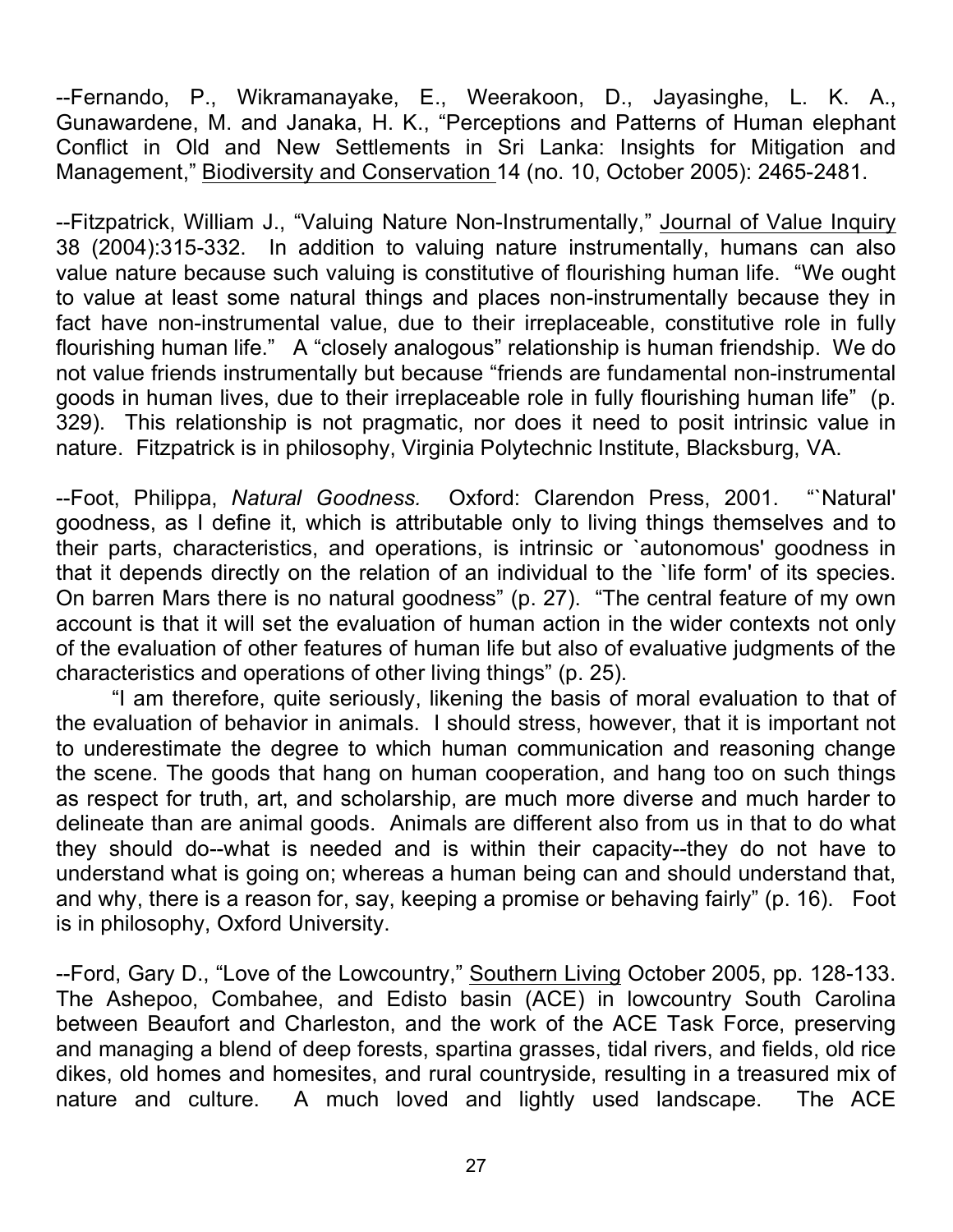--Fernando, P., Wikramanayake, E., Weerakoon, D., Jayasinghe, L. K. A., Gunawardene, M. and Janaka, H. K., "Perceptions and Patterns of Human elephant Conflict in Old and New Settlements in Sri Lanka: Insights for Mitigation and Management," Biodiversity and Conservation 14 (no. 10, October 2005): 2465-2481.

--Fitzpatrick, William J., "Valuing Nature Non-Instrumentally," Journal of Value Inquiry 38 (2004):315-332. In addition to valuing nature instrumentally, humans can also value nature because such valuing is constitutive of flourishing human life. "We ought to value at least some natural things and places non-instrumentally because they in fact have non-instrumental value, due to their irreplaceable, constitutive role in fully flourishing human life." A "closely analogous" relationship is human friendship. We do not value friends instrumentally but because "friends are fundamental non-instrumental goods in human lives, due to their irreplaceable role in fully flourishing human life" (p. 329). This relationship is not pragmatic, nor does it need to posit intrinsic value in nature. Fitzpatrick is in philosophy, Virginia Polytechnic Institute, Blacksburg, VA.

--Foot, Philippa, *Natural Goodness.* Oxford: Clarendon Press, 2001. "`Natural' goodness, as I define it, which is attributable only to living things themselves and to their parts, characteristics, and operations, is intrinsic or `autonomous' goodness in that it depends directly on the relation of an individual to the `life form' of its species. On barren Mars there is no natural goodness" (p. 27). "The central feature of my own account is that it will set the evaluation of human action in the wider contexts not only of the evaluation of other features of human life but also of evaluative judgments of the characteristics and operations of other living things" (p. 25).

"I am therefore, quite seriously, likening the basis of moral evaluation to that of the evaluation of behavior in animals. I should stress, however, that it is important not to underestimate the degree to which human communication and reasoning change the scene. The goods that hang on human cooperation, and hang too on such things as respect for truth, art, and scholarship, are much more diverse and much harder to delineate than are animal goods. Animals are different also from us in that to do what they should do--what is needed and is within their capacity--they do not have to understand what is going on; whereas a human being can and should understand that, and why, there is a reason for, say, keeping a promise or behaving fairly" (p. 16). Foot is in philosophy, Oxford University.

--Ford, Gary D., "Love of the Lowcountry," Southern Living October 2005, pp. 128-133. The Ashepoo, Combahee, and Edisto basin (ACE) in lowcountry South Carolina between Beaufort and Charleston, and the work of the ACE Task Force, preserving and managing a blend of deep forests, spartina grasses, tidal rivers, and fields, old rice dikes, old homes and homesites, and rural countryside, resulting in a treasured mix of nature and culture. A much loved and lightly used landscape. The ACE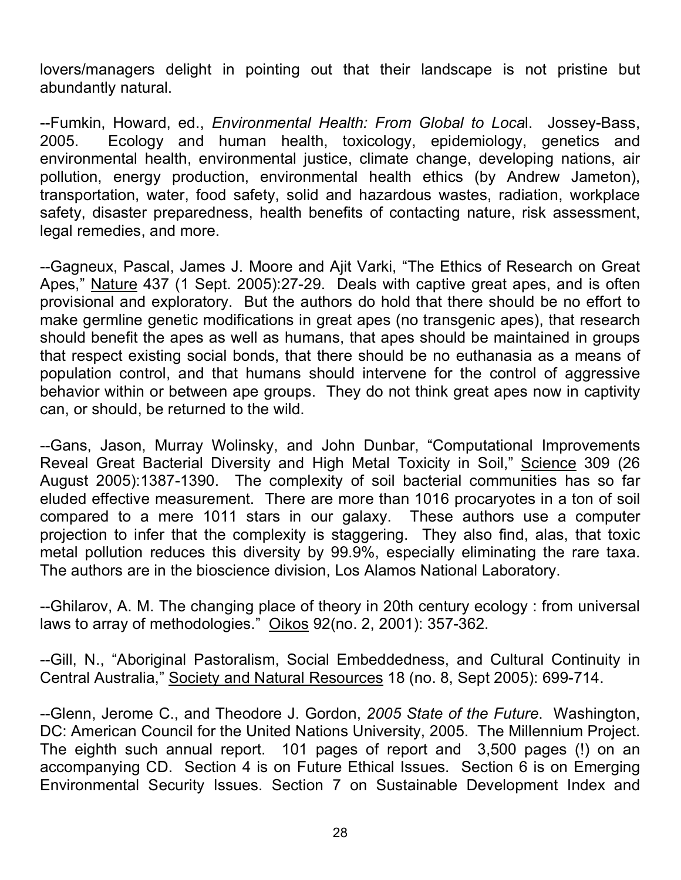lovers/managers delight in pointing out that their landscape is not pristine but abundantly natural.

--Fumkin, Howard, ed., *Environmental Health: From Global to Loca*l. Jossey-Bass, 2005. Ecology and human health, toxicology, epidemiology, genetics and environmental health, environmental justice, climate change, developing nations, air pollution, energy production, environmental health ethics (by Andrew Jameton), transportation, water, food safety, solid and hazardous wastes, radiation, workplace safety, disaster preparedness, health benefits of contacting nature, risk assessment, legal remedies, and more.

--Gagneux, Pascal, James J. Moore and Ajit Varki, "The Ethics of Research on Great Apes," Nature 437 (1 Sept. 2005):27-29. Deals with captive great apes, and is often provisional and exploratory. But the authors do hold that there should be no effort to make germline genetic modifications in great apes (no transgenic apes), that research should benefit the apes as well as humans, that apes should be maintained in groups that respect existing social bonds, that there should be no euthanasia as a means of population control, and that humans should intervene for the control of aggressive behavior within or between ape groups. They do not think great apes now in captivity can, or should, be returned to the wild.

--Gans, Jason, Murray Wolinsky, and John Dunbar, "Computational Improvements Reveal Great Bacterial Diversity and High Metal Toxicity in Soil," Science 309 (26 August 2005):1387-1390. The complexity of soil bacterial communities has so far eluded effective measurement. There are more than 1016 procaryotes in a ton of soil compared to a mere 1011 stars in our galaxy. These authors use a computer projection to infer that the complexity is staggering. They also find, alas, that toxic metal pollution reduces this diversity by 99.9%, especially eliminating the rare taxa. The authors are in the bioscience division, Los Alamos National Laboratory.

--Ghilarov, A. M. The changing place of theory in 20th century ecology : from universal laws to array of methodologies." Oikos 92(no. 2, 2001): 357-362.

--Gill, N., "Aboriginal Pastoralism, Social Embeddedness, and Cultural Continuity in Central Australia," Society and Natural Resources 18 (no. 8, Sept 2005): 699-714.

--Glenn, Jerome C., and Theodore J. Gordon, *2005 State of the Future*. Washington, DC: American Council for the United Nations University, 2005. The Millennium Project. The eighth such annual report. 101 pages of report and 3,500 pages (!) on an accompanying CD. Section 4 is on Future Ethical Issues. Section 6 is on Emerging Environmental Security Issues. Section 7 on Sustainable Development Index and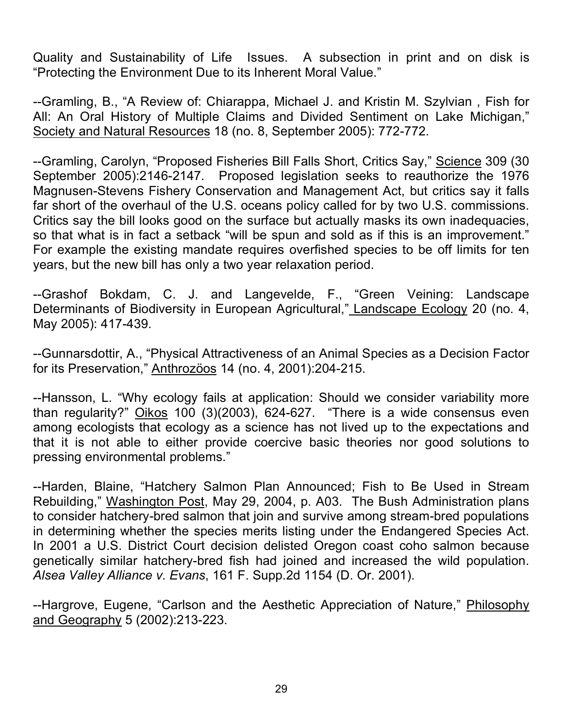Quality and Sustainability of Life Issues. A subsection in print and on disk is "Protecting the Environment Due to its Inherent Moral Value."

--Gramling, B., "A Review of: Chiarappa, Michael J. and Kristin M. Szylvian , Fish for All: An Oral History of Multiple Claims and Divided Sentiment on Lake Michigan," Society and Natural Resources 18 (no. 8, September 2005): 772-772.

--Gramling, Carolyn, "Proposed Fisheries Bill Falls Short, Critics Say," Science 309 (30 September 2005):2146-2147. Proposed legislation seeks to reauthorize the 1976 Magnusen-Stevens Fishery Conservation and Management Act, but critics say it falls far short of the overhaul of the U.S. oceans policy called for by two U.S. commissions. Critics say the bill looks good on the surface but actually masks its own inadequacies, so that what is in fact a setback "will be spun and sold as if this is an improvement." For example the existing mandate requires overfished species to be off limits for ten years, but the new bill has only a two year relaxation period.

--Grashof Bokdam, C. J. and Langevelde, F., "Green Veining: Landscape Determinants of Biodiversity in European Agricultural," Landscape Ecology 20 (no. 4, May 2005): 417-439.

--Gunnarsdottir, A., "Physical Attractiveness of an Animal Species as a Decision Factor for its Preservation," Anthrozöos 14 (no. 4, 2001):204-215.

--Hansson, L. "Why ecology fails at application: Should we consider variability more than regularity?" Oikos 100 (3)(2003), 624-627. "There is a wide consensus even among ecologists that ecology as a science has not lived up to the expectations and that it is not able to either provide coercive basic theories nor good solutions to pressing environmental problems."

--Harden, Blaine, "Hatchery Salmon Plan Announced; Fish to Be Used in Stream Rebuilding," Washington Post, May 29, 2004, p. A03. The Bush Administration plans to consider hatchery-bred salmon that join and survive among stream-bred populations in determining whether the species merits listing under the Endangered Species Act. In 2001 a U.S. District Court decision delisted Oregon coast coho salmon because genetically similar hatchery-bred fish had joined and increased the wild population. *Alsea Valley Alliance v. Evans*, 161 F. Supp.2d 1154 (D. Or. 2001).

--Hargrove, Eugene, "Carlson and the Aesthetic Appreciation of Nature," Philosophy and Geography 5 (2002):213-223.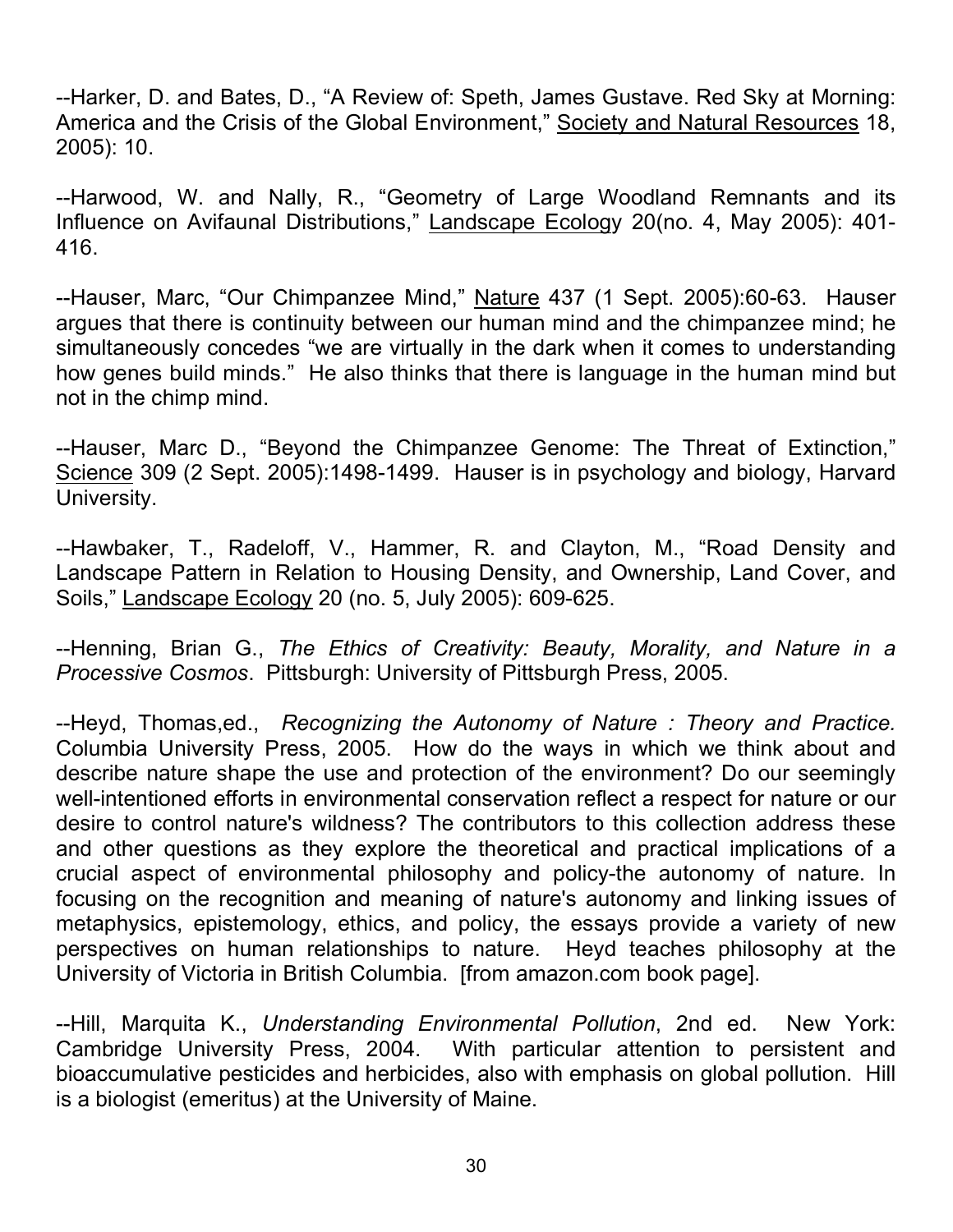--Harker, D. and Bates, D., "A Review of: Speth, James Gustave. Red Sky at Morning: America and the Crisis of the Global Environment," Society and Natural Resources 18, 2005): 10.

--Harwood, W. and Nally, R., "Geometry of Large Woodland Remnants and its Influence on Avifaunal Distributions," Landscape Ecology 20(no. 4, May 2005): 401-416.

--Hauser, Marc, "Our Chimpanzee Mind," Nature 437 (1 Sept. 2005):60-63. Hauser argues that there is continuity between our human mind and the chimpanzee mind; he simultaneously concedes "we are virtually in the dark when it comes to understanding how genes build minds." He also thinks that there is language in the human mind but not in the chimp mind.

--Hauser, Marc D., "Beyond the Chimpanzee Genome: The Threat of Extinction," Science 309 (2 Sept. 2005):1498-1499. Hauser is in psychology and biology, Harvard University.

--Hawbaker, T., Radeloff, V., Hammer, R. and Clayton, M., "Road Density and Landscape Pattern in Relation to Housing Density, and Ownership, Land Cover, and Soils," Landscape Ecology 20 (no. 5, July 2005): 609-625.

--Henning, Brian G., *The Ethics of Creativity: Beauty, Morality, and Nature in a Processive Cosmos*. Pittsburgh: University of Pittsburgh Press, 2005.

--Heyd, Thomas,ed., *Recognizing the Autonomy of Nature : Theory and Practice.* Columbia University Press, 2005. How do the ways in which we think about and describe nature shape the use and protection of the environment? Do our seemingly well-intentioned efforts in environmental conservation reflect a respect for nature or our desire to control nature's wildness? The contributors to this collection address these and other questions as they explore the theoretical and practical implications of a crucial aspect of environmental philosophy and policy-the autonomy of nature. In focusing on the recognition and meaning of nature's autonomy and linking issues of metaphysics, epistemology, ethics, and policy, the essays provide a variety of new perspectives on human relationships to nature. Heyd teaches philosophy at the University of Victoria in British Columbia. [from amazon.com book page].

--Hill, Marquita K., *Understanding Environmental Pollution*, 2nd ed. New York: Cambridge University Press, 2004. With particular attention to persistent and bioaccumulative pesticides and herbicides, also with emphasis on global pollution. Hill is a biologist (emeritus) at the University of Maine.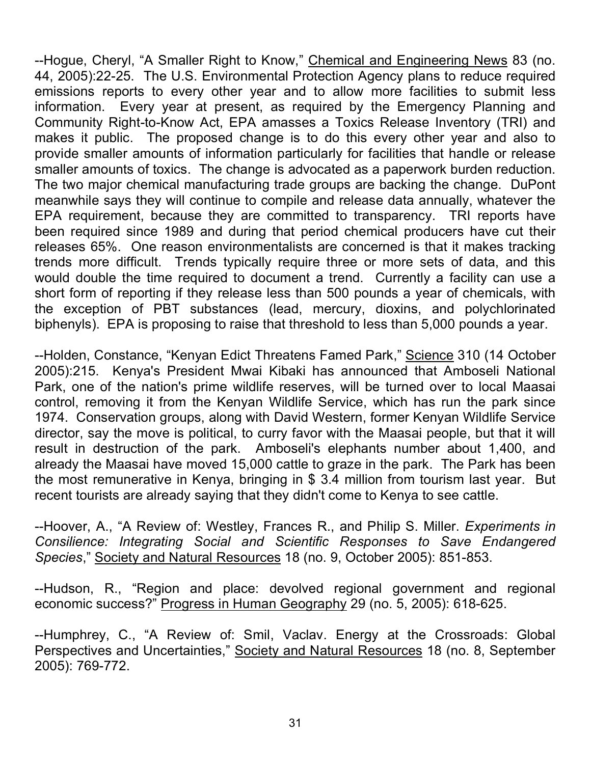--Hogue, Cheryl, "A Smaller Right to Know," Chemical and Engineering News 83 (no. 44, 2005):22-25. The U.S. Environmental Protection Agency plans to reduce required emissions reports to every other year and to allow more facilities to submit less information. Every year at present, as required by the Emergency Planning and Community Right-to-Know Act, EPA amasses a Toxics Release Inventory (TRI) and makes it public. The proposed change is to do this every other year and also to provide smaller amounts of information particularly for facilities that handle or release smaller amounts of toxics. The change is advocated as a paperwork burden reduction. The two major chemical manufacturing trade groups are backing the change. DuPont meanwhile says they will continue to compile and release data annually, whatever the EPA requirement, because they are committed to transparency. TRI reports have been required since 1989 and during that period chemical producers have cut their releases 65%. One reason environmentalists are concerned is that it makes tracking trends more difficult. Trends typically require three or more sets of data, and this would double the time required to document a trend. Currently a facility can use a short form of reporting if they release less than 500 pounds a year of chemicals, with the exception of PBT substances (lead, mercury, dioxins, and polychlorinated biphenyls). EPA is proposing to raise that threshold to less than 5,000 pounds a year.

--Holden, Constance, "Kenyan Edict Threatens Famed Park," Science 310 (14 October 2005):215. Kenya's President Mwai Kibaki has announced that Amboseli National Park, one of the nation's prime wildlife reserves, will be turned over to local Maasai control, removing it from the Kenyan Wildlife Service, which has run the park since 1974. Conservation groups, along with David Western, former Kenyan Wildlife Service director, say the move is political, to curry favor with the Maasai people, but that it will result in destruction of the park. Amboseli's elephants number about 1,400, and already the Maasai have moved 15,000 cattle to graze in the park. The Park has been the most remunerative in Kenya, bringing in $ 3.4 million from tourism last year. But recent tourists are already saying that they didn't come to Kenya to see cattle.

--Hoover, A., "A Review of: Westley, Frances R., and Philip S. Miller. *Experiments in Consilience: Integrating Social and Scientific Responses to Save Endangered Species*," Society and Natural Resources 18 (no. 9, October 2005): 851-853.

--Hudson, R., "Region and place: devolved regional government and regional economic success?" Progress in Human Geography 29 (no. 5, 2005): 618-625.

--Humphrey, C., "A Review of: Smil, Vaclav. Energy at the Crossroads: Global Perspectives and Uncertainties," Society and Natural Resources 18 (no. 8, September 2005): 769-772.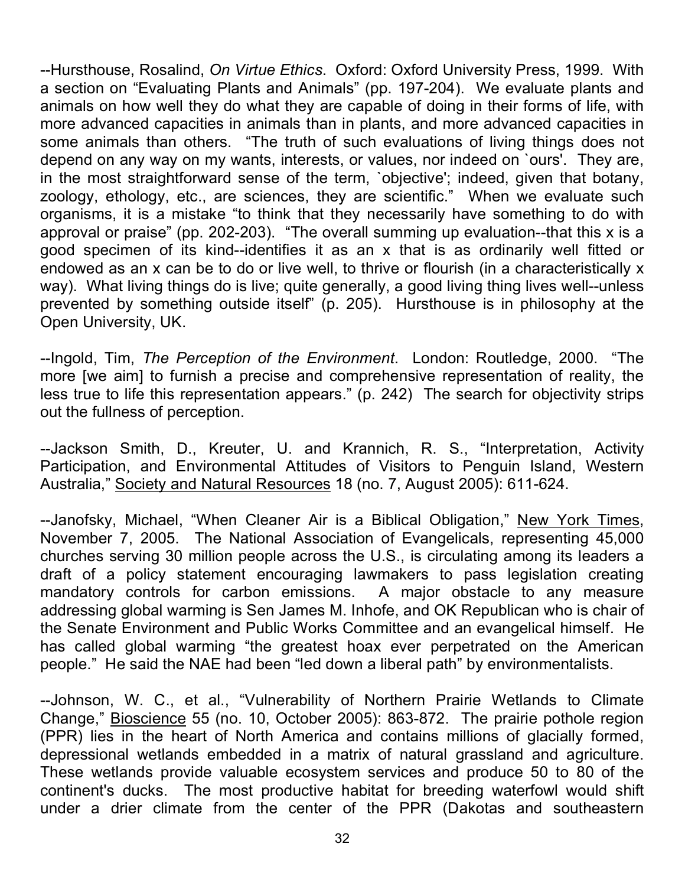--Hursthouse, Rosalind, *On Virtue Ethics*. Oxford: Oxford University Press, 1999. With a section on "Evaluating Plants and Animals" (pp. 197-204). We evaluate plants and animals on how well they do what they are capable of doing in their forms of life, with more advanced capacities in animals than in plants, and more advanced capacities in some animals than others. "The truth of such evaluations of living things does not depend on any way on my wants, interests, or values, nor indeed on `ours'. They are, in the most straightforward sense of the term, `objective'; indeed, given that botany, zoology, ethology, etc., are sciences, they are scientific." When we evaluate such organisms, it is a mistake "to think that they necessarily have something to do with approval or praise" (pp. 202-203). "The overall summing up evaluation--that this x is a good specimen of its kind--identifies it as an x that is as ordinarily well fitted or endowed as an x can be to do or live well, to thrive or flourish (in a characteristically x way). What living things do is live; quite generally, a good living thing lives well--unless prevented by something outside itself" (p. 205). Hursthouse is in philosophy at the Open University, UK.

--Ingold, Tim, *The Perception of the Environment*. London: Routledge, 2000. "The more [we aim] to furnish a precise and comprehensive representation of reality, the less true to life this representation appears." (p. 242) The search for objectivity strips out the fullness of perception.

--Jackson Smith, D., Kreuter, U. and Krannich, R. S., "Interpretation, Activity Participation, and Environmental Attitudes of Visitors to Penguin Island, Western Australia," Society and Natural Resources 18 (no. 7, August 2005): 611-624.

--Janofsky, Michael, "When Cleaner Air is a Biblical Obligation," New York Times, November 7, 2005. The National Association of Evangelicals, representing 45,000 churches serving 30 million people across the U.S., is circulating among its leaders a draft of a policy statement encouraging lawmakers to pass legislation creating mandatory controls for carbon emissions. A major obstacle to any measure addressing global warming is Sen James M. Inhofe, and OK Republican who is chair of the Senate Environment and Public Works Committee and an evangelical himself. He has called global warming "the greatest hoax ever perpetrated on the American people." He said the NAE had been "led down a liberal path" by environmentalists.

--Johnson, W. C., et al., "Vulnerability of Northern Prairie Wetlands to Climate Change," Bioscience 55 (no. 10, October 2005): 863-872. The prairie pothole region (PPR) lies in the heart of North America and contains millions of glacially formed, depressional wetlands embedded in a matrix of natural grassland and agriculture. These wetlands provide valuable ecosystem services and produce 50 to 80 of the continent's ducks. The most productive habitat for breeding waterfowl would shift under a drier climate from the center of the PPR (Dakotas and southeastern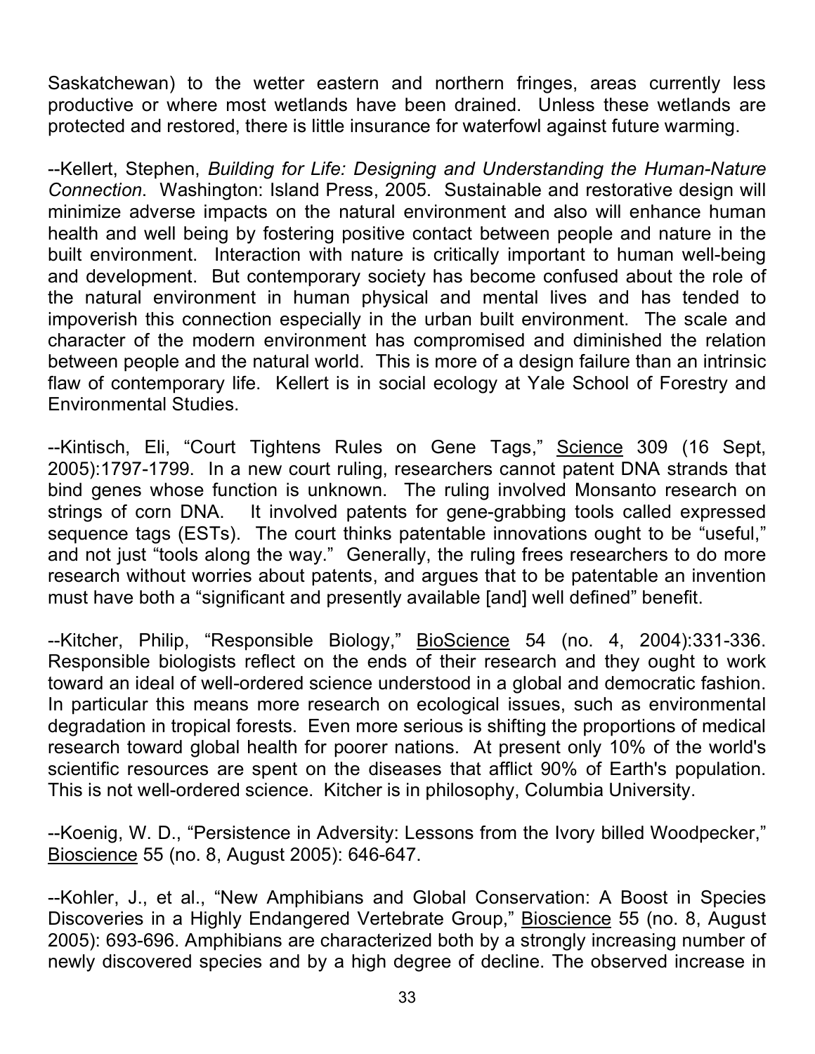Saskatchewan) to the wetter eastern and northern fringes, areas currently less productive or where most wetlands have been drained. Unless these wetlands are protected and restored, there is little insurance for waterfowl against future warming.

--Kellert, Stephen, *Building for Life: Designing and Understanding the Human-Nature Connection*. Washington: Island Press, 2005. Sustainable and restorative design will minimize adverse impacts on the natural environment and also will enhance human health and well being by fostering positive contact between people and nature in the built environment. Interaction with nature is critically important to human well-being and development. But contemporary society has become confused about the role of the natural environment in human physical and mental lives and has tended to impoverish this connection especially in the urban built environment. The scale and character of the modern environment has compromised and diminished the relation between people and the natural world. This is more of a design failure than an intrinsic flaw of contemporary life. Kellert is in social ecology at Yale School of Forestry and Environmental Studies.

--Kintisch, Eli, "Court Tightens Rules on Gene Tags," Science 309 (16 Sept, 2005):1797-1799. In a new court ruling, researchers cannot patent DNA strands that bind genes whose function is unknown. The ruling involved Monsanto research on strings of corn DNA. It involved patents for gene-grabbing tools called expressed sequence tags (ESTs). The court thinks patentable innovations ought to be "useful," and not just "tools along the way." Generally, the ruling frees researchers to do more research without worries about patents, and argues that to be patentable an invention must have both a "significant and presently available [and] well defined" benefit.

--Kitcher, Philip, "Responsible Biology," BioScience 54 (no. 4, 2004):331-336. Responsible biologists reflect on the ends of their research and they ought to work toward an ideal of well-ordered science understood in a global and democratic fashion. In particular this means more research on ecological issues, such as environmental degradation in tropical forests. Even more serious is shifting the proportions of medical research toward global health for poorer nations. At present only 10% of the world's scientific resources are spent on the diseases that afflict 90% of Earth's population. This is not well-ordered science. Kitcher is in philosophy, Columbia University.

--Koenig, W. D., "Persistence in Adversity: Lessons from the Ivory billed Woodpecker," Bioscience 55 (no. 8, August 2005): 646-647.

--Kohler, J., et al., "New Amphibians and Global Conservation: A Boost in Species Discoveries in a Highly Endangered Vertebrate Group," Bioscience 55 (no. 8, August 2005): 693-696. Amphibians are characterized both by a strongly increasing number of newly discovered species and by a high degree of decline. The observed increase in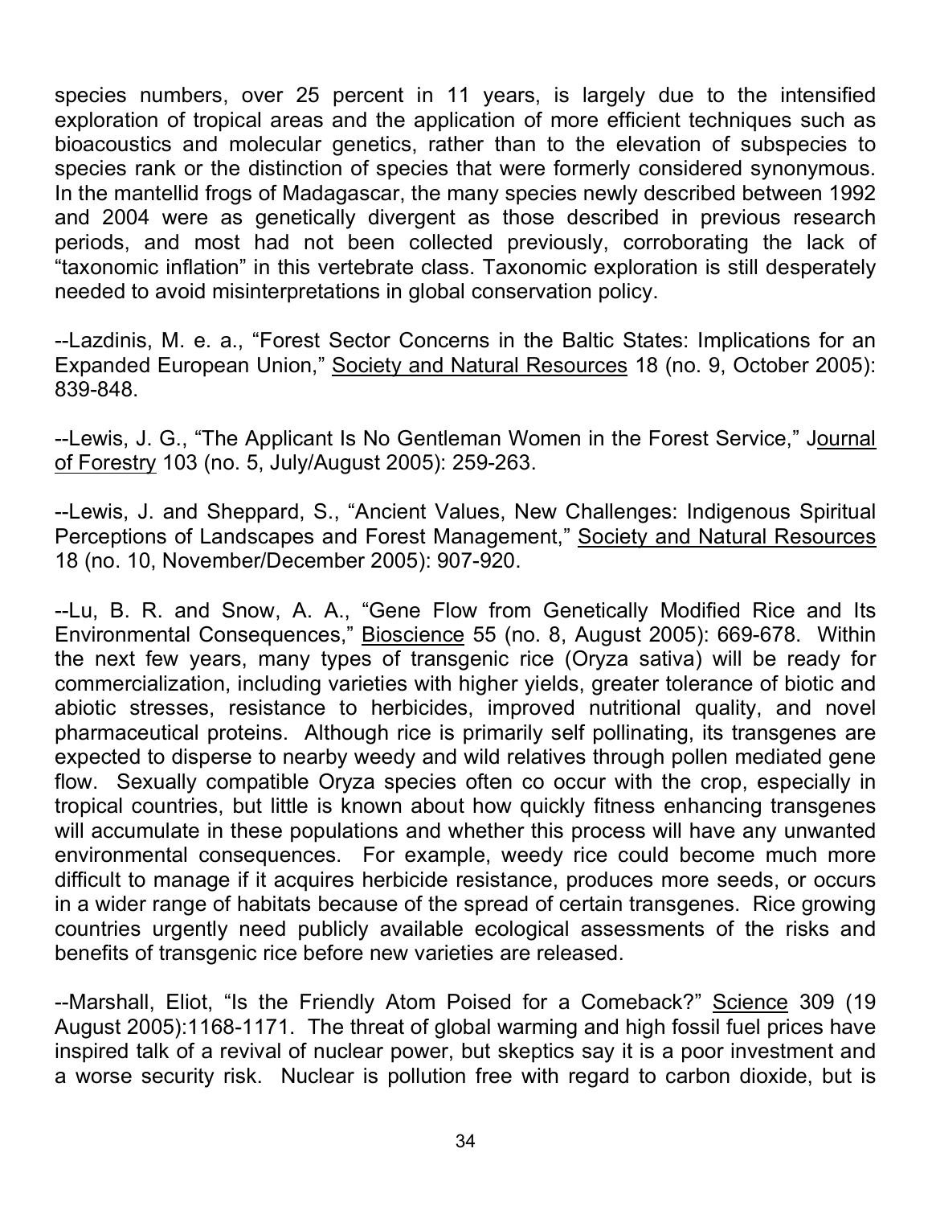species numbers, over 25 percent in 11 years, is largely due to the intensified exploration of tropical areas and the application of more efficient techniques such as bioacoustics and molecular genetics, rather than to the elevation of subspecies to species rank or the distinction of species that were formerly considered synonymous. In the mantellid frogs of Madagascar, the many species newly described between 1992 and 2004 were as genetically divergent as those described in previous research periods, and most had not been collected previously, corroborating the lack of "taxonomic inflation" in this vertebrate class. Taxonomic exploration is still desperately needed to avoid misinterpretations in global conservation policy.

--Lazdinis, M. e. a., "Forest Sector Concerns in the Baltic States: Implications for an Expanded European Union," Society and Natural Resources 18 (no. 9, October 2005): 839-848.

--Lewis, J. G., "The Applicant Is No Gentleman Women in the Forest Service," Journal of Forestry 103 (no. 5, July/August 2005): 259-263.

--Lewis, J. and Sheppard, S., "Ancient Values, New Challenges: Indigenous Spiritual Perceptions of Landscapes and Forest Management," Society and Natural Resources 18 (no. 10, November/December 2005): 907-920.

--Lu, B. R. and Snow, A. A., "Gene Flow from Genetically Modified Rice and Its Environmental Consequences," Bioscience 55 (no. 8, August 2005): 669-678. Within the next few years, many types of transgenic rice (Oryza sativa) will be ready for commercialization, including varieties with higher yields, greater tolerance of biotic and abiotic stresses, resistance to herbicides, improved nutritional quality, and novel pharmaceutical proteins. Although rice is primarily self pollinating, its transgenes are expected to disperse to nearby weedy and wild relatives through pollen mediated gene flow. Sexually compatible Oryza species often co occur with the crop, especially in tropical countries, but little is known about how quickly fitness enhancing transgenes will accumulate in these populations and whether this process will have any unwanted environmental consequences. For example, weedy rice could become much more difficult to manage if it acquires herbicide resistance, produces more seeds, or occurs in a wider range of habitats because of the spread of certain transgenes. Rice growing countries urgently need publicly available ecological assessments of the risks and benefits of transgenic rice before new varieties are released.

--Marshall, Eliot, "Is the Friendly Atom Poised for a Comeback?" Science 309 (19 August 2005):1168-1171. The threat of global warming and high fossil fuel prices have inspired talk of a revival of nuclear power, but skeptics say it is a poor investment and a worse security risk. Nuclear is pollution free with regard to carbon dioxide, but is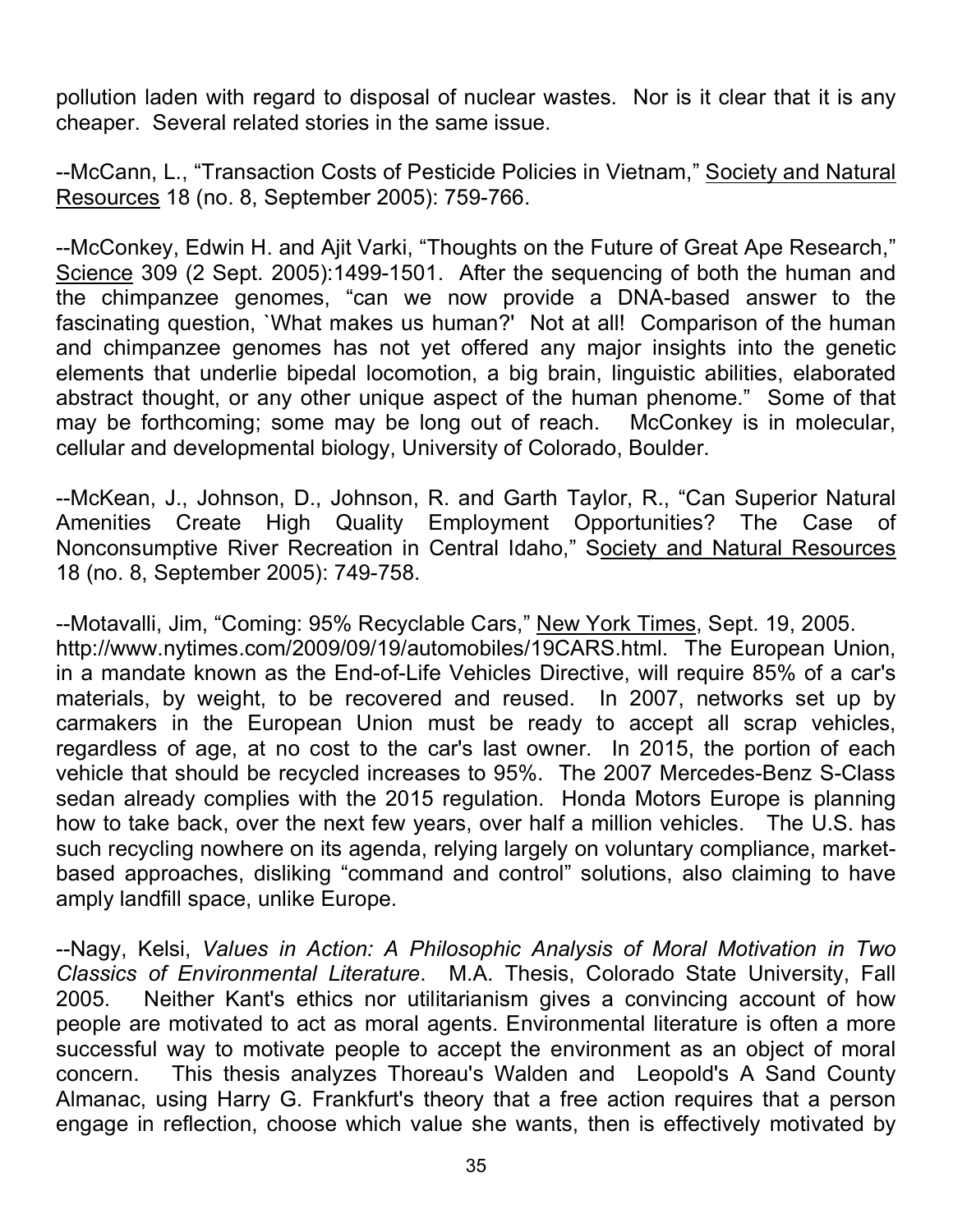pollution laden with regard to disposal of nuclear wastes. Nor is it clear that it is any cheaper. Several related stories in the same issue.

--McCann, L., "Transaction Costs of Pesticide Policies in Vietnam," Society and Natural Resources 18 (no. 8, September 2005): 759-766.

--McConkey, Edwin H. and Ajit Varki, "Thoughts on the Future of Great Ape Research," Science 309 (2 Sept. 2005):1499-1501. After the sequencing of both the human and the chimpanzee genomes, "can we now provide a DNA-based answer to the fascinating question, `What makes us human?' Not at all! Comparison of the human and chimpanzee genomes has not yet offered any major insights into the genetic elements that underlie bipedal locomotion, a big brain, linguistic abilities, elaborated abstract thought, or any other unique aspect of the human phenome." Some of that may be forthcoming; some may be long out of reach. McConkey is in molecular, cellular and developmental biology, University of Colorado, Boulder.

--McKean, J., Johnson, D., Johnson, R. and Garth Taylor, R., "Can Superior Natural Amenities Create High Quality Employment Opportunities? The Case of Nonconsumptive River Recreation in Central Idaho," Society and Natural Resources 18 (no. 8, September 2005): 749-758.

--Motavalli, Jim, "Coming: 95% Recyclable Cars," New York Times, Sept. 19, 2005. http://www.nytimes.com/2009/09/19/automobiles/19CARS.html. The European Union, in a mandate known as the End-of-Life Vehicles Directive, will require 85% of a car's materials, by weight, to be recovered and reused. In 2007, networks set up by carmakers in the European Union must be ready to accept all scrap vehicles, regardless of age, at no cost to the car's last owner. In 2015, the portion of each vehicle that should be recycled increases to 95%. The 2007 Mercedes-Benz S-Class sedan already complies with the 2015 regulation. Honda Motors Europe is planning how to take back, over the next few years, over half a million vehicles. The U.S. has such recycling nowhere on its agenda, relying largely on voluntary compliance, market-based approaches, disliking "command and control" solutions, also claiming to have amply landfill space, unlike Europe.

--Nagy, Kelsi, *Values in Action: A Philosophic Analysis of Moral Motivation in Two Classics of Environmental Literature*. M.A. Thesis, Colorado State University, Fall 2005. Neither Kant's ethics nor utilitarianism gives a convincing account of how people are motivated to act as moral agents. Environmental literature is often a more successful way to motivate people to accept the environment as an object of moral concern. This thesis analyzes Thoreau's Walden and Leopold's A Sand County Almanac, using Harry G. Frankfurt's theory that a free action requires that a person engage in reflection, choose which value she wants, then is effectively motivated by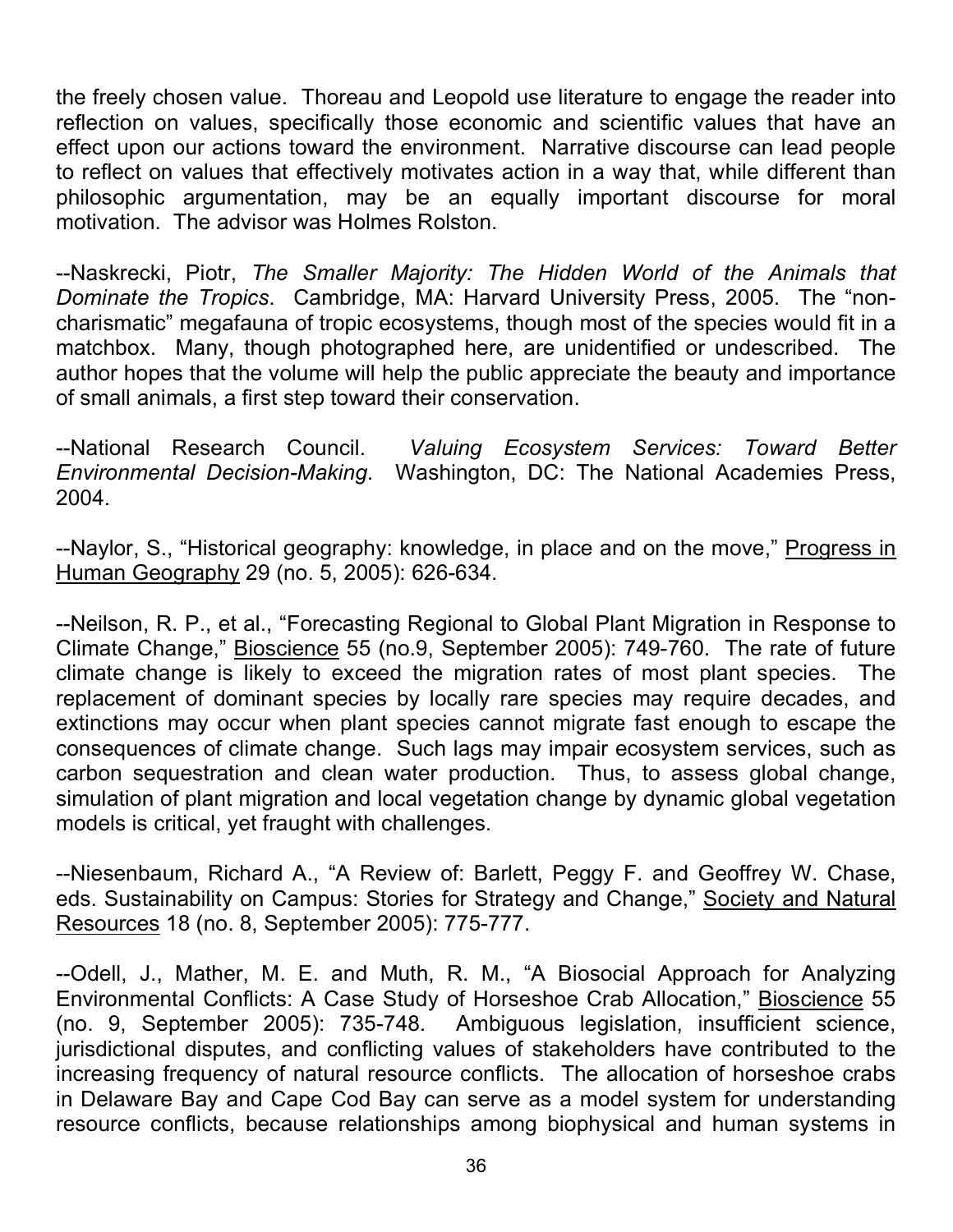the freely chosen value. Thoreau and Leopold use literature to engage the reader into reflection on values, specifically those economic and scientific values that have an effect upon our actions toward the environment. Narrative discourse can lead people to reflect on values that effectively motivates action in a way that, while different than philosophic argumentation, may be an equally important discourse for moral motivation. The advisor was Holmes Rolston.

--Naskrecki, Piotr, *The Smaller Majority: The Hidden World of the Animals that Dominate the Tropics*. Cambridge, MA: Harvard University Press, 2005. The "non-charismatic" megafauna of tropic ecosystems, though most of the species would fit in a matchbox. Many, though photographed here, are unidentified or undescribed. The author hopes that the volume will help the public appreciate the beauty and importance of small animals, a first step toward their conservation.

--National Research Council. *Valuing Ecosystem Services: Toward Better Environmental Decision-Making*. Washington, DC: The National Academies Press, 2004.

--Naylor, S., "Historical geography: knowledge, in place and on the move," Progress in Human Geography 29 (no. 5, 2005): 626-634.

--Neilson, R. P., et al., "Forecasting Regional to Global Plant Migration in Response to Climate Change," Bioscience 55 (no.9, September 2005): 749-760. The rate of future climate change is likely to exceed the migration rates of most plant species. The replacement of dominant species by locally rare species may require decades, and extinctions may occur when plant species cannot migrate fast enough to escape the consequences of climate change. Such lags may impair ecosystem services, such as carbon sequestration and clean water production. Thus, to assess global change, simulation of plant migration and local vegetation change by dynamic global vegetation models is critical, yet fraught with challenges.

--Niesenbaum, Richard A., "A Review of: Barlett, Peggy F. and Geoffrey W. Chase, eds. Sustainability on Campus: Stories for Strategy and Change," Society and Natural Resources 18 (no. 8, September 2005): 775-777.

--Odell, J., Mather, M. E. and Muth, R. M., "A Biosocial Approach for Analyzing Environmental Conflicts: A Case Study of Horseshoe Crab Allocation," Bioscience 55 (no. 9, September 2005): 735-748. Ambiguous legislation, insufficient science, jurisdictional disputes, and conflicting values of stakeholders have contributed to the increasing frequency of natural resource conflicts. The allocation of horseshoe crabs in Delaware Bay and Cape Cod Bay can serve as a model system for understanding resource conflicts, because relationships among biophysical and human systems in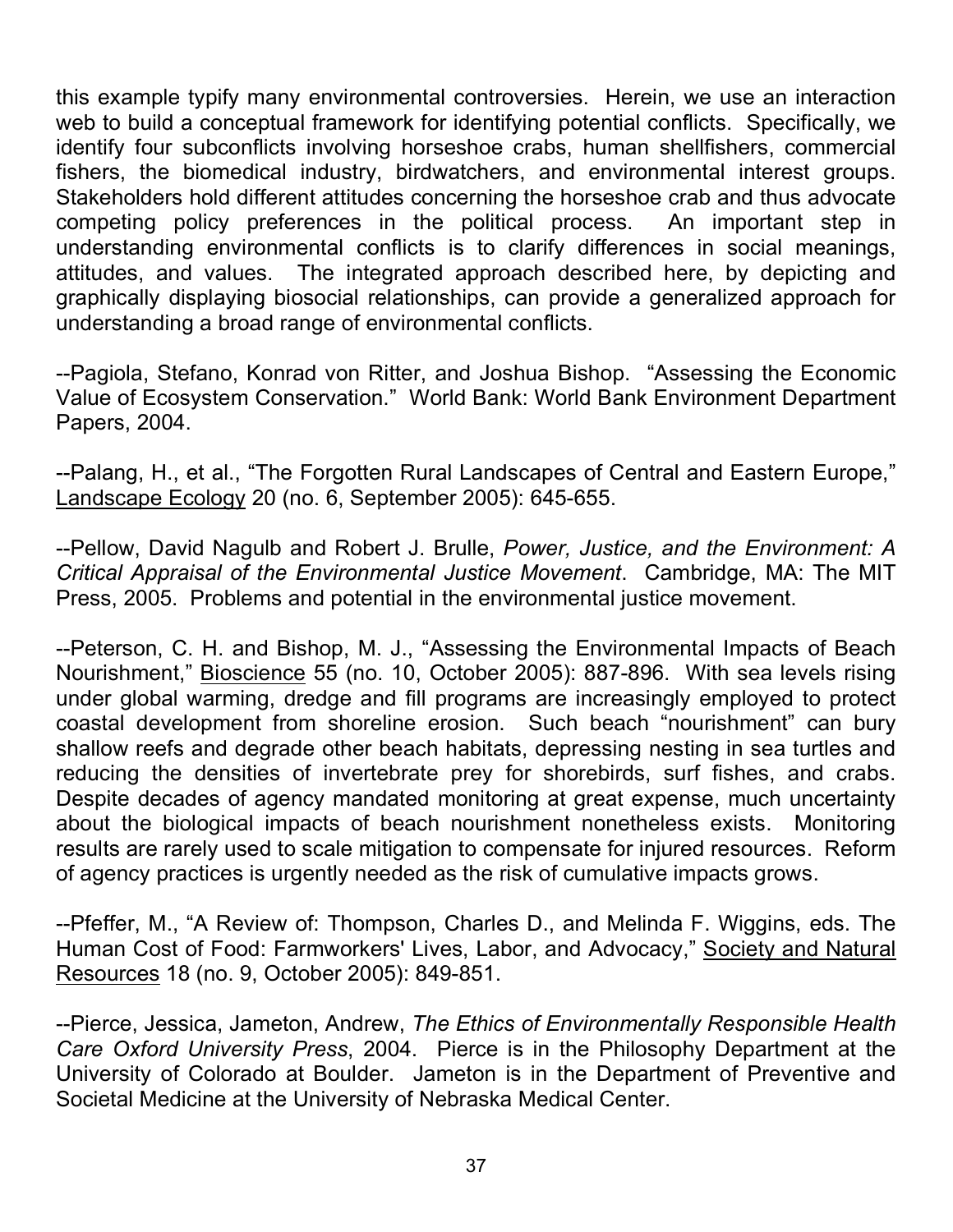this example typify many environmental controversies. Herein, we use an interaction web to build a conceptual framework for identifying potential conflicts. Specifically, we identify four subconflicts involving horseshoe crabs, human shellfishers, commercial fishers, the biomedical industry, birdwatchers, and environmental interest groups. Stakeholders hold different attitudes concerning the horseshoe crab and thus advocate competing policy preferences in the political process. An important step in understanding environmental conflicts is to clarify differences in social meanings, attitudes, and values. The integrated approach described here, by depicting and graphically displaying biosocial relationships, can provide a generalized approach for understanding a broad range of environmental conflicts.

--Pagiola, Stefano, Konrad von Ritter, and Joshua Bishop. "Assessing the Economic Value of Ecosystem Conservation." World Bank: World Bank Environment Department Papers, 2004.

--Palang, H., et al., "The Forgotten Rural Landscapes of Central and Eastern Europe," Landscape Ecology 20 (no. 6, September 2005): 645-655.

--Pellow, David Nagulb and Robert J. Brulle, *Power, Justice, and the Environment: A Critical Appraisal of the Environmental Justice Movement*. Cambridge, MA: The MIT Press, 2005. Problems and potential in the environmental justice movement.

--Peterson, C. H. and Bishop, M. J., "Assessing the Environmental Impacts of Beach Nourishment," Bioscience 55 (no. 10, October 2005): 887-896. With sea levels rising under global warming, dredge and fill programs are increasingly employed to protect coastal development from shoreline erosion. Such beach "nourishment" can bury shallow reefs and degrade other beach habitats, depressing nesting in sea turtles and reducing the densities of invertebrate prey for shorebirds, surf fishes, and crabs. Despite decades of agency mandated monitoring at great expense, much uncertainty about the biological impacts of beach nourishment nonetheless exists. Monitoring results are rarely used to scale mitigation to compensate for injured resources. Reform of agency practices is urgently needed as the risk of cumulative impacts grows.

--Pfeffer, M., "A Review of: Thompson, Charles D., and Melinda F. Wiggins, eds. The Human Cost of Food: Farmworkers' Lives, Labor, and Advocacy," Society and Natural Resources 18 (no. 9, October 2005): 849-851.

--Pierce, Jessica, Jameton, Andrew, *The Ethics of Environmentally Responsible Health Care Oxford University Press*, 2004. Pierce is in the Philosophy Department at the University of Colorado at Boulder. Jameton is in the Department of Preventive and Societal Medicine at the University of Nebraska Medical Center.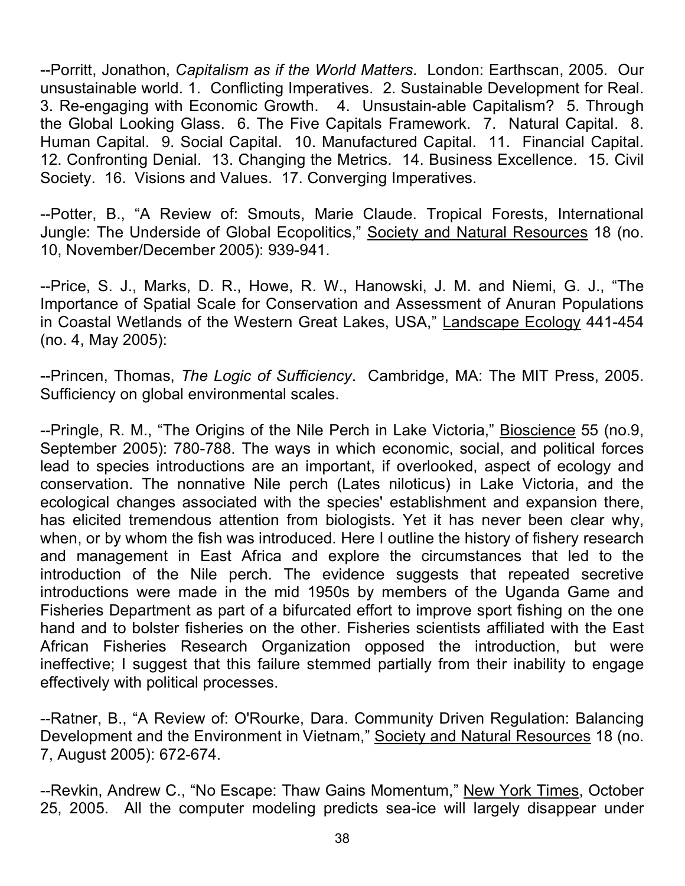--Porritt, Jonathon, *Capitalism as if the World Matters*. London: Earthscan, 2005. Our unsustainable world. 1. Conflicting Imperatives. 2. Sustainable Development for Real. 3. Re-engaging with Economic Growth. 4. Unsustain-able Capitalism? 5. Through the Global Looking Glass. 6. The Five Capitals Framework. 7. Natural Capital. 8. Human Capital. 9. Social Capital. 10. Manufactured Capital. 11. Financial Capital. 12. Confronting Denial. 13. Changing the Metrics. 14. Business Excellence. 15. Civil Society. 16. Visions and Values. 17. Converging Imperatives.

--Potter, B., "A Review of: Smouts, Marie Claude. Tropical Forests, International Jungle: The Underside of Global Ecopolitics," Society and Natural Resources 18 (no. 10, November/December 2005): 939-941.

--Price, S. J., Marks, D. R., Howe, R. W., Hanowski, J. M. and Niemi, G. J., "The Importance of Spatial Scale for Conservation and Assessment of Anuran Populations in Coastal Wetlands of the Western Great Lakes, USA," Landscape Ecology 441-454 (no. 4, May 2005):

--Princen, Thomas, *The Logic of Sufficiency*. Cambridge, MA: The MIT Press, 2005. Sufficiency on global environmental scales.

--Pringle, R. M., "The Origins of the Nile Perch in Lake Victoria," Bioscience 55 (no.9, September 2005): 780-788. The ways in which economic, social, and political forces lead to species introductions are an important, if overlooked, aspect of ecology and conservation. The nonnative Nile perch (Lates niloticus) in Lake Victoria, and the ecological changes associated with the species' establishment and expansion there, has elicited tremendous attention from biologists. Yet it has never been clear why, when, or by whom the fish was introduced. Here I outline the history of fishery research and management in East Africa and explore the circumstances that led to the introduction of the Nile perch. The evidence suggests that repeated secretive introductions were made in the mid 1950s by members of the Uganda Game and Fisheries Department as part of a bifurcated effort to improve sport fishing on the one hand and to bolster fisheries on the other. Fisheries scientists affiliated with the East African Fisheries Research Organization opposed the introduction, but were ineffective; I suggest that this failure stemmed partially from their inability to engage effectively with political processes.

--Ratner, B., "A Review of: O'Rourke, Dara. Community Driven Regulation: Balancing Development and the Environment in Vietnam," Society and Natural Resources 18 (no. 7, August 2005): 672-674.

--Revkin, Andrew C., "No Escape: Thaw Gains Momentum," New York Times, October 25, 2005. All the computer modeling predicts sea-ice will largely disappear under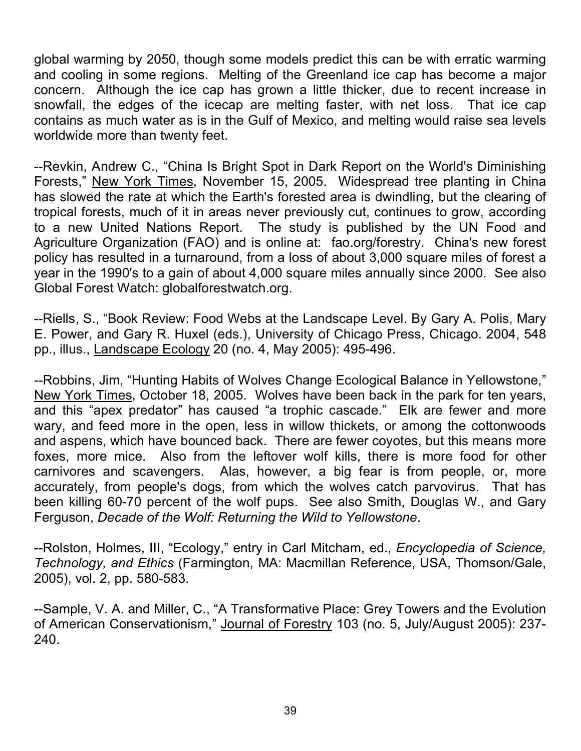global warming by 2050, though some models predict this can be with erratic warming and cooling in some regions. Melting of the Greenland ice cap has become a major concern. Although the ice cap has grown a little thicker, due to recent increase in snowfall, the edges of the icecap are melting faster, with net loss. That ice cap contains as much water as is in the Gulf of Mexico, and melting would raise sea levels worldwide more than twenty feet.

--Revkin, Andrew C., "China Is Bright Spot in Dark Report on the World's Diminishing Forests," New York Times, November 15, 2005. Widespread tree planting in China has slowed the rate at which the Earth's forested area is dwindling, but the clearing of tropical forests, much of it in areas never previously cut, continues to grow, according to a new United Nations Report. The study is published by the UN Food and Agriculture Organization (FAO) and is online at: fao.org/forestry. China's new forest policy has resulted in a turnaround, from a loss of about 3,000 square miles of forest a year in the 1990's to a gain of about 4,000 square miles annually since 2000. See also Global Forest Watch: globalforestwatch.org.

--Riells, S., "Book Review: Food Webs at the Landscape Level. By Gary A. Polis, Mary E. Power, and Gary R. Huxel (eds.), University of Chicago Press, Chicago. 2004, 548 pp., illus., Landscape Ecology 20 (no. 4, May 2005): 495-496.

--Robbins, Jim, "Hunting Habits of Wolves Change Ecological Balance in Yellowstone," New York Times, October 18, 2005. Wolves have been back in the park for ten years, and this "apex predator" has caused "a trophic cascade." Elk are fewer and more wary, and feed more in the open, less in willow thickets, or among the cottonwoods and aspens, which have bounced back. There are fewer coyotes, but this means more foxes, more mice. Also from the leftover wolf kills, there is more food for other carnivores and scavengers. Alas, however, a big fear is from people, or, more accurately, from people's dogs, from which the wolves catch parvovirus. That has been killing 60-70 percent of the wolf pups. See also Smith, Douglas W., and Gary Ferguson, *Decade of the Wolf: Returning the Wild to Yellowstone*.

--Rolston, Holmes, III, "Ecology," entry in Carl Mitcham, ed., *Encyclopedia of Science, Technology, and Ethics* (Farmington, MA: Macmillan Reference, USA, Thomson/Gale, 2005), vol. 2, pp. 580-583.

--Sample, V. A. and Miller, C., "A Transformative Place: Grey Towers and the Evolution of American Conservationism," Journal of Forestry 103 (no. 5, July/August 2005): 237-240.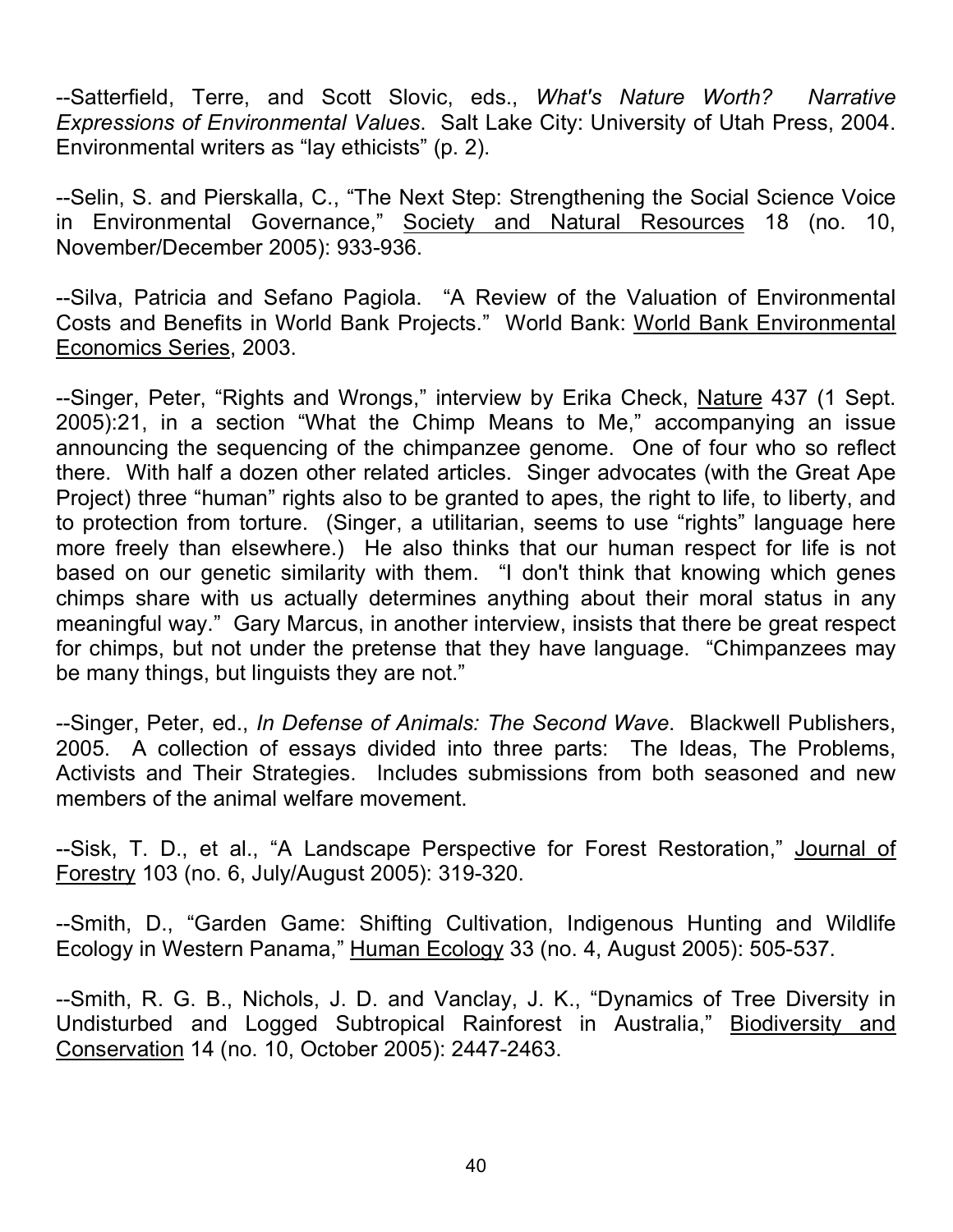--Satterfield, Terre, and Scott Slovic, eds., *What's Nature Worth? Narrative Expressions of Environmental Values*. Salt Lake City: University of Utah Press, 2004. Environmental writers as "lay ethicists" (p. 2).

--Selin, S. and Pierskalla, C., "The Next Step: Strengthening the Social Science Voice in Environmental Governance," Society and Natural Resources 18 (no. 10, November/December 2005): 933-936.

--Silva, Patricia and Sefano Pagiola. "A Review of the Valuation of Environmental Costs and Benefits in World Bank Projects." World Bank: World Bank Environmental Economics Series, 2003.

--Singer, Peter, "Rights and Wrongs," interview by Erika Check, Nature 437 (1 Sept. 2005):21, in a section "What the Chimp Means to Me," accompanying an issue announcing the sequencing of the chimpanzee genome. One of four who so reflect there. With half a dozen other related articles. Singer advocates (with the Great Ape Project) three "human" rights also to be granted to apes, the right to life, to liberty, and to protection from torture. (Singer, a utilitarian, seems to use "rights" language here more freely than elsewhere.) He also thinks that our human respect for life is not based on our genetic similarity with them. "I don't think that knowing which genes chimps share with us actually determines anything about their moral status in any meaningful way." Gary Marcus, in another interview, insists that there be great respect for chimps, but not under the pretense that they have language. "Chimpanzees may be many things, but linguists they are not."

--Singer, Peter, ed., *In Defense of Animals: The Second Wave*. Blackwell Publishers, 2005. A collection of essays divided into three parts: The Ideas, The Problems, Activists and Their Strategies. Includes submissions from both seasoned and new members of the animal welfare movement.

--Sisk, T. D., et al., "A Landscape Perspective for Forest Restoration," Journal of Forestry 103 (no. 6, July/August 2005): 319-320.

--Smith, D., "Garden Game: Shifting Cultivation, Indigenous Hunting and Wildlife Ecology in Western Panama," Human Ecology 33 (no. 4, August 2005): 505-537.

--Smith, R. G. B., Nichols, J. D. and Vanclay, J. K., "Dynamics of Tree Diversity in Undisturbed and Logged Subtropical Rainforest in Australia," Biodiversity and Conservation 14 (no. 10, October 2005): 2447-2463.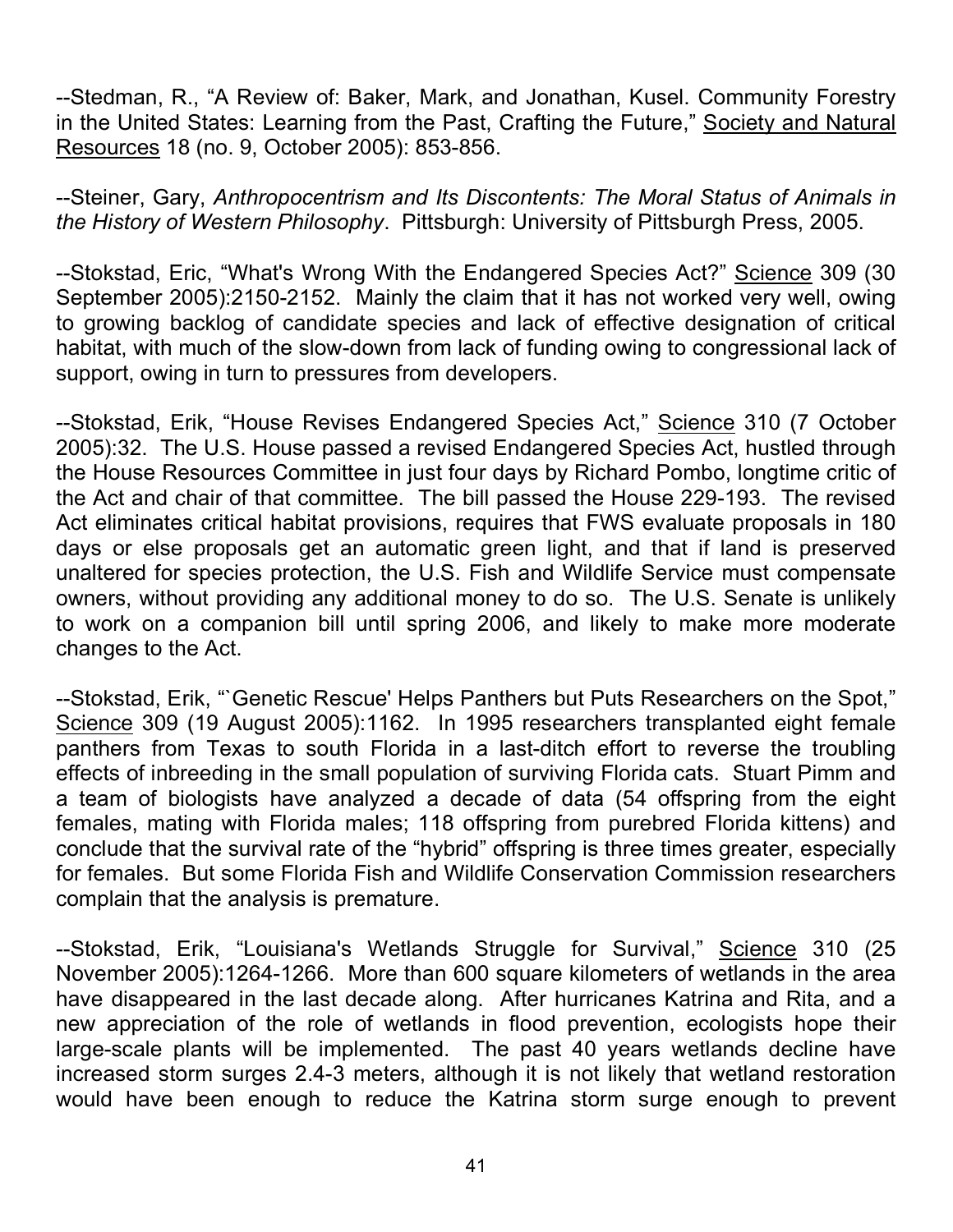--Stedman, R., "A Review of: Baker, Mark, and Jonathan, Kusel. Community Forestry in the United States: Learning from the Past, Crafting the Future," Society and Natural Resources 18 (no. 9, October 2005): 853-856.

--Steiner, Gary, *Anthropocentrism and Its Discontents: The Moral Status of Animals in the History of Western Philosophy*. Pittsburgh: University of Pittsburgh Press, 2005.

--Stokstad, Eric, "What's Wrong With the Endangered Species Act?" Science 309 (30 September 2005):2150-2152. Mainly the claim that it has not worked very well, owing to growing backlog of candidate species and lack of effective designation of critical habitat, with much of the slow-down from lack of funding owing to congressional lack of support, owing in turn to pressures from developers.

--Stokstad, Erik, "House Revises Endangered Species Act," Science 310 (7 October 2005):32. The U.S. House passed a revised Endangered Species Act, hustled through the House Resources Committee in just four days by Richard Pombo, longtime critic of the Act and chair of that committee. The bill passed the House 229-193. The revised Act eliminates critical habitat provisions, requires that FWS evaluate proposals in 180 days or else proposals get an automatic green light, and that if land is preserved unaltered for species protection, the U.S. Fish and Wildlife Service must compensate owners, without providing any additional money to do so. The U.S. Senate is unlikely to work on a companion bill until spring 2006, and likely to make more moderate changes to the Act.

--Stokstad, Erik, "`Genetic Rescue' Helps Panthers but Puts Researchers on the Spot," Science 309 (19 August 2005):1162. In 1995 researchers transplanted eight female panthers from Texas to south Florida in a last-ditch effort to reverse the troubling effects of inbreeding in the small population of surviving Florida cats. Stuart Pimm and a team of biologists have analyzed a decade of data (54 offspring from the eight females, mating with Florida males; 118 offspring from purebred Florida kittens) and conclude that the survival rate of the "hybrid" offspring is three times greater, especially for females. But some Florida Fish and Wildlife Conservation Commission researchers complain that the analysis is premature.

--Stokstad, Erik, "Louisiana's Wetlands Struggle for Survival," Science 310 (25 November 2005):1264-1266. More than 600 square kilometers of wetlands in the area have disappeared in the last decade along. After hurricanes Katrina and Rita, and a new appreciation of the role of wetlands in flood prevention, ecologists hope their large-scale plants will be implemented. The past 40 years wetlands decline have increased storm surges 2.4-3 meters, although it is not likely that wetland restoration would have been enough to reduce the Katrina storm surge enough to prevent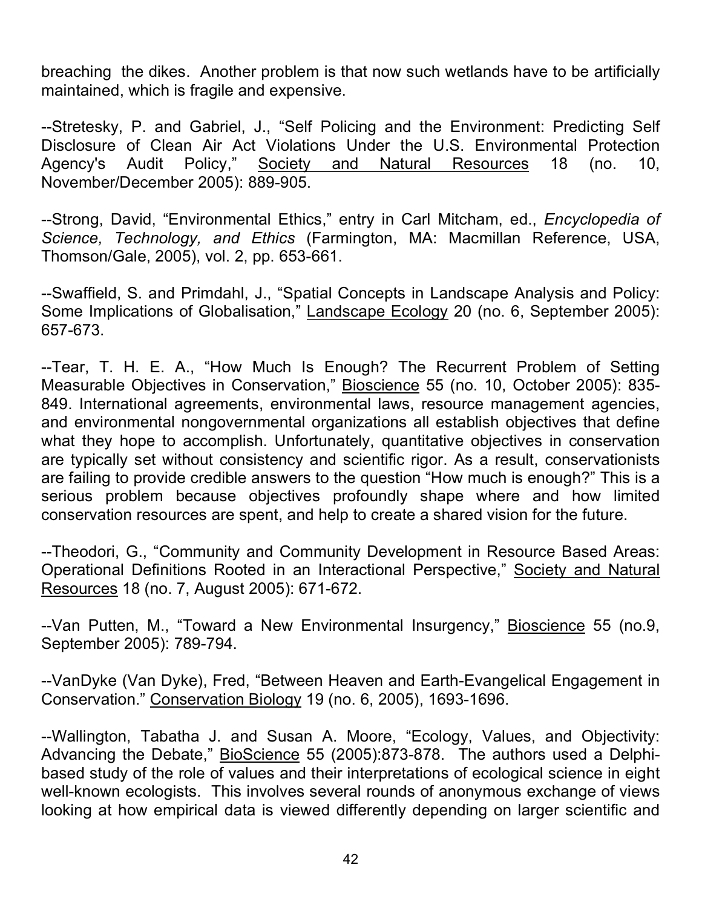breaching the dikes. Another problem is that now such wetlands have to be artificially maintained, which is fragile and expensive.

--Stretesky, P. and Gabriel, J., "Self Policing and the Environment: Predicting Self Disclosure of Clean Air Act Violations Under the U.S. Environmental Protection Agency's Audit Policy," Society and Natural Resources 18 (no. 10, November/December 2005): 889-905.

--Strong, David, "Environmental Ethics," entry in Carl Mitcham, ed., *Encyclopedia of Science, Technology, and Ethics* (Farmington, MA: Macmillan Reference, USA, Thomson/Gale, 2005), vol. 2, pp. 653-661.

--Swaffield, S. and Primdahl, J., "Spatial Concepts in Landscape Analysis and Policy: Some Implications of Globalisation," Landscape Ecology 20 (no. 6, September 2005): 657-673.

--Tear, T. H. E. A., "How Much Is Enough? The Recurrent Problem of Setting Measurable Objectives in Conservation," Bioscience 55 (no. 10, October 2005): 835-849. International agreements, environmental laws, resource management agencies, and environmental nongovernmental organizations all establish objectives that define what they hope to accomplish. Unfortunately, quantitative objectives in conservation are typically set without consistency and scientific rigor. As a result, conservationists are failing to provide credible answers to the question "How much is enough?" This is a serious problem because objectives profoundly shape where and how limited conservation resources are spent, and help to create a shared vision for the future.

--Theodori, G., "Community and Community Development in Resource Based Areas: Operational Definitions Rooted in an Interactional Perspective," Society and Natural Resources 18 (no. 7, August 2005): 671-672.

--Van Putten, M., "Toward a New Environmental Insurgency," Bioscience 55 (no.9, September 2005): 789-794.

--VanDyke (Van Dyke), Fred, "Between Heaven and Earth-Evangelical Engagement in Conservation." Conservation Biology 19 (no. 6, 2005), 1693-1696.

--Wallington, Tabatha J. and Susan A. Moore, "Ecology, Values, and Objectivity: Advancing the Debate," BioScience 55 (2005):873-878. The authors used a Delphi-based study of the role of values and their interpretations of ecological science in eight well-known ecologists. This involves several rounds of anonymous exchange of views looking at how empirical data is viewed differently depending on larger scientific and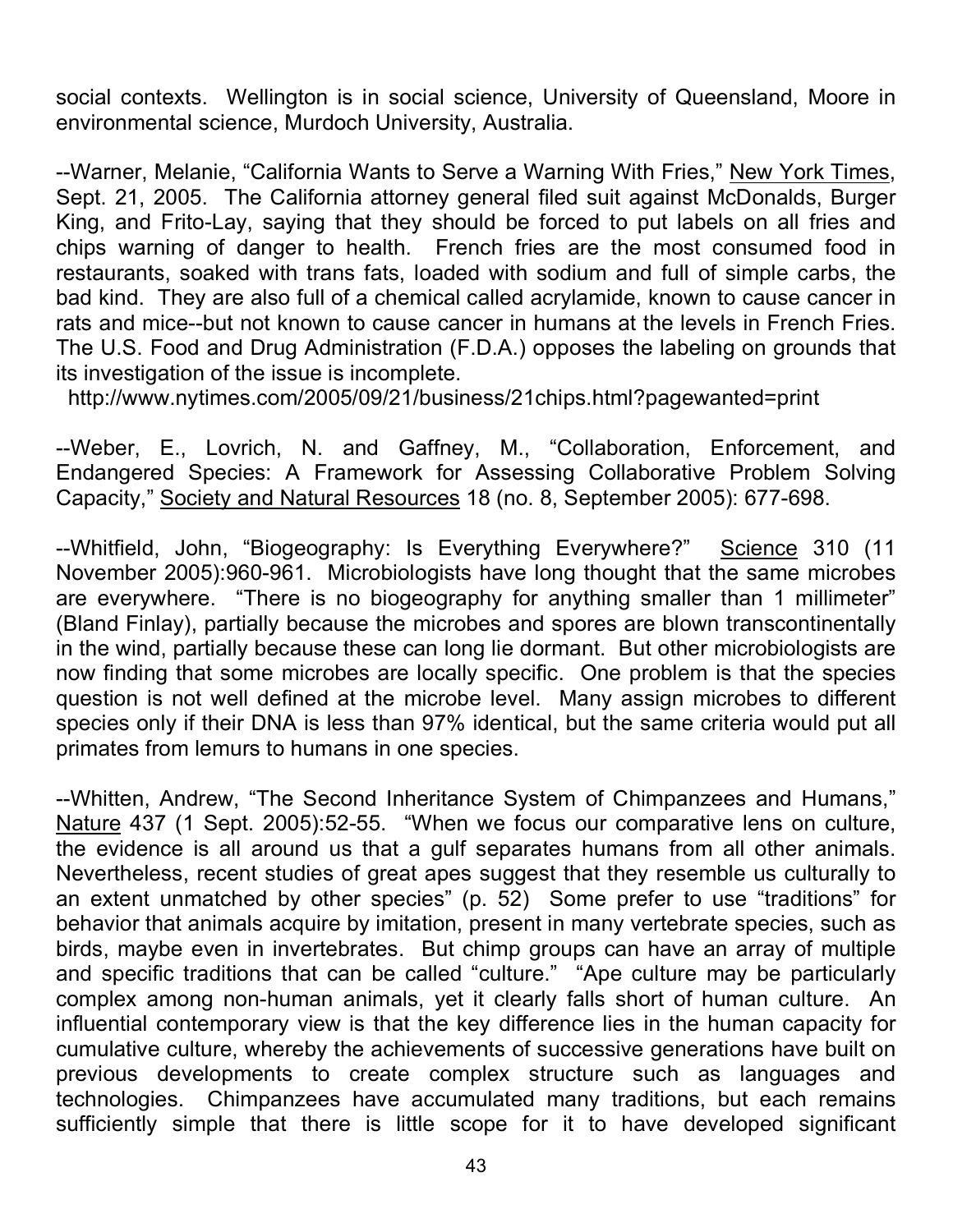social contexts. Wellington is in social science, University of Queensland, Moore in environmental science, Murdoch University, Australia.

--Warner, Melanie, "California Wants to Serve a Warning With Fries," New York Times, Sept. 21, 2005. The California attorney general filed suit against McDonalds, Burger King, and Frito-Lay, saying that they should be forced to put labels on all fries and chips warning of danger to health. French fries are the most consumed food in restaurants, soaked with trans fats, loaded with sodium and full of simple carbs, the bad kind. They are also full of a chemical called acrylamide, known to cause cancer in rats and mice--but not known to cause cancer in humans at the levels in French Fries. The U.S. Food and Drug Administration (F.D.A.) opposes the labeling on grounds that its investigation of the issue is incomplete.
http://www.nytimes.com/2005/09/21/business/21chips.html?pagewanted=print

--Weber, E., Lovrich, N. and Gaffney, M., "Collaboration, Enforcement, and Endangered Species: A Framework for Assessing Collaborative Problem Solving Capacity," Society and Natural Resources 18 (no. 8, September 2005): 677-698.

--Whitfield, John, "Biogeography: Is Everything Everywhere?" Science 310 (11 November 2005):960-961. Microbiologists have long thought that the same microbes are everywhere. "There is no biogeography for anything smaller than 1 millimeter" (Bland Finlay), partially because the microbes and spores are blown transcontinentally in the wind, partially because these can long lie dormant. But other microbiologists are now finding that some microbes are locally specific. One problem is that the species question is not well defined at the microbe level. Many assign microbes to different species only if their DNA is less than 97% identical, but the same criteria would put all primates from lemurs to humans in one species.

--Whitten, Andrew, "The Second Inheritance System of Chimpanzees and Humans," Nature 437 (1 Sept. 2005):52-55. "When we focus our comparative lens on culture, the evidence is all around us that a gulf separates humans from all other animals. Nevertheless, recent studies of great apes suggest that they resemble us culturally to an extent unmatched by other species" (p. 52) Some prefer to use "traditions" for behavior that animals acquire by imitation, present in many vertebrate species, such as birds, maybe even in invertebrates. But chimp groups can have an array of multiple and specific traditions that can be called "culture." "Ape culture may be particularly complex among non-human animals, yet it clearly falls short of human culture. An influential contemporary view is that the key difference lies in the human capacity for cumulative culture, whereby the achievements of successive generations have built on previous developments to create complex structure such as languages and technologies. Chimpanzees have accumulated many traditions, but each remains sufficiently simple that there is little scope for it to have developed significant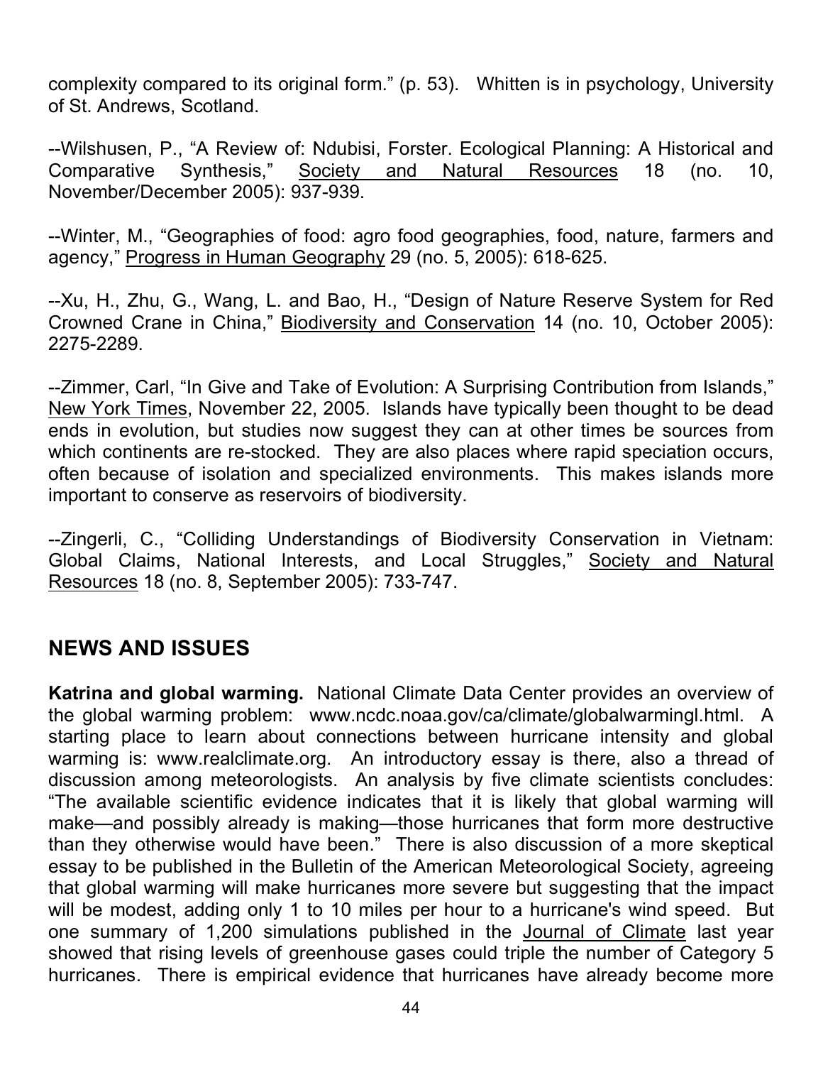complexity compared to its original form." (p. 53). Whitten is in psychology, University of St. Andrews, Scotland.

--Wilshusen, P., "A Review of: Ndubisi, Forster. Ecological Planning: A Historical and Comparative Synthesis," Society and Natural Resources 18 (no. 10, November/December 2005): 937-939.

--Winter, M., "Geographies of food: agro food geographies, food, nature, farmers and agency," Progress in Human Geography 29 (no. 5, 2005): 618-625.

--Xu, H., Zhu, G., Wang, L. and Bao, H., "Design of Nature Reserve System for Red Crowned Crane in China," Biodiversity and Conservation 14 (no. 10, October 2005): 2275-2289.

--Zimmer, Carl, "In Give and Take of Evolution: A Surprising Contribution from Islands," New York Times, November 22, 2005. Islands have typically been thought to be dead ends in evolution, but studies now suggest they can at other times be sources from which continents are re-stocked. They are also places where rapid speciation occurs, often because of isolation and specialized environments. This makes islands more important to conserve as reservoirs of biodiversity.

--Zingerli, C., "Colliding Understandings of Biodiversity Conservation in Vietnam: Global Claims, National Interests, and Local Struggles," Society and Natural Resources 18 (no. 8, September 2005): 733-747.

## NEWS AND ISSUES

**Katrina and global warming.** National Climate Data Center provides an overview of the global warming problem: www.ncdc.noaa.gov/ca/climate/globalwarmingl.html. A starting place to learn about connections between hurricane intensity and global warming is: www.realclimate.org. An introductory essay is there, also a thread of discussion among meteorologists. An analysis by five climate scientists concludes: "The available scientific evidence indicates that it is likely that global warming will make—and possibly already is making—those hurricanes that form more destructive than they otherwise would have been." There is also discussion of a more skeptical essay to be published in the Bulletin of the American Meteorological Society, agreeing that global warming will make hurricanes more severe but suggesting that the impact will be modest, adding only 1 to 10 miles per hour to a hurricane's wind speed. But one summary of 1,200 simulations published in the Journal of Climate last year showed that rising levels of greenhouse gases could triple the number of Category 5 hurricanes. There is empirical evidence that hurricanes have already become more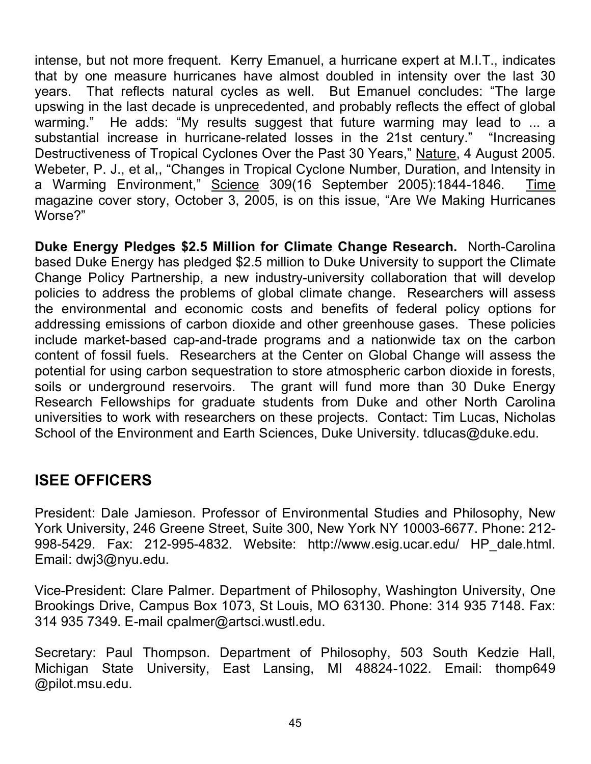intense, but not more frequent. Kerry Emanuel, a hurricane expert at M.I.T., indicates that by one measure hurricanes have almost doubled in intensity over the last 30 years. That reflects natural cycles as well. But Emanuel concludes: "The large upswing in the last decade is unprecedented, and probably reflects the effect of global warming." He adds: "My results suggest that future warming may lead to ... a substantial increase in hurricane-related losses in the 21st century." "Increasing Destructiveness of Tropical Cyclones Over the Past 30 Years," Nature, 4 August 2005. Webeter, P. J., et al,, "Changes in Tropical Cyclone Number, Duration, and Intensity in a Warming Environment," Science 309(16 September 2005):1844-1846. Time magazine cover story, October 3, 2005, is on this issue, "Are We Making Hurricanes Worse?"

**Duke Energy Pledges $2.5 Million for Climate Change Research.** North-Carolina based Duke Energy has pledged $2.5 million to Duke University to support the Climate Change Policy Partnership, a new industry-university collaboration that will develop policies to address the problems of global climate change. Researchers will assess the environmental and economic costs and benefits of federal policy options for addressing emissions of carbon dioxide and other greenhouse gases. These policies include market-based cap-and-trade programs and a nationwide tax on the carbon content of fossil fuels. Researchers at the Center on Global Change will assess the potential for using carbon sequestration to store atmospheric carbon dioxide in forests, soils or underground reservoirs. The grant will fund more than 30 Duke Energy Research Fellowships for graduate students from Duke and other North Carolina universities to work with researchers on these projects. Contact: Tim Lucas, Nicholas School of the Environment and Earth Sciences, Duke University. tdlucas@duke.edu.

## ISEE OFFICERS

President: Dale Jamieson. Professor of Environmental Studies and Philosophy, New York University, 246 Greene Street, Suite 300, New York NY 10003-6677. Phone: 212-998-5429. Fax: 212-995-4832. Website: http://www.esig.ucar.edu/ HP_dale.html. Email: dwj3@nyu.edu.

Vice-President: Clare Palmer. Department of Philosophy, Washington University, One Brookings Drive, Campus Box 1073, St Louis, MO 63130. Phone: 314 935 7148. Fax: 314 935 7349. E-mail cpalmer@artsci.wustl.edu.

Secretary: Paul Thompson. Department of Philosophy, 503 South Kedzie Hall, Michigan State University, East Lansing, MI 48824-1022. Email: thomp649 @pilot.msu.edu.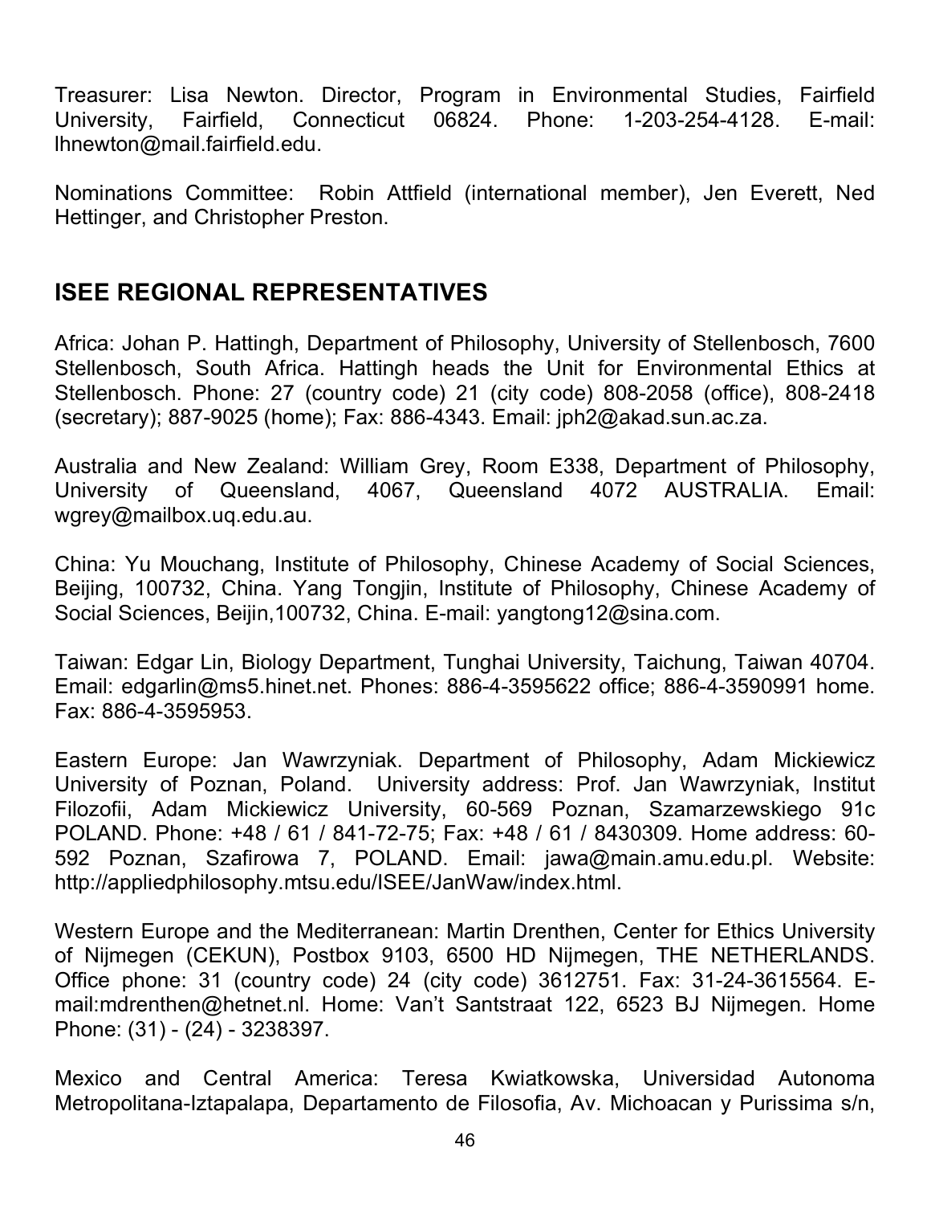Treasurer: Lisa Newton. Director, Program in Environmental Studies, Fairfield University, Fairfield, Connecticut 06824. Phone: 1-203-254-4128. E-mail: lhnewton@mail.fairfield.edu.

Nominations Committee: Robin Attfield (international member), Jen Everett, Ned Hettinger, and Christopher Preston.

## ISEE REGIONAL REPRESENTATIVES

Africa: Johan P. Hattingh, Department of Philosophy, University of Stellenbosch, 7600 Stellenbosch, South Africa. Hattingh heads the Unit for Environmental Ethics at Stellenbosch. Phone: 27 (country code) 21 (city code) 808-2058 (office), 808-2418 (secretary); 887-9025 (home); Fax: 886-4343. Email: jph2@akad.sun.ac.za.

Australia and New Zealand: William Grey, Room E338, Department of Philosophy, University of Queensland, 4067, Queensland 4072 AUSTRALIA. Email: wgrey@mailbox.uq.edu.au.

China: Yu Mouchang, Institute of Philosophy, Chinese Academy of Social Sciences, Beijing, 100732, China. Yang Tongjin, Institute of Philosophy, Chinese Academy of Social Sciences, Beijin,100732, China. E-mail: yangtong12@sina.com.

Taiwan: Edgar Lin, Biology Department, Tunghai University, Taichung, Taiwan 40704. Email: edgarlin@ms5.hinet.net. Phones: 886-4-3595622 office; 886-4-3590991 home. Fax: 886-4-3595953.

Eastern Europe: Jan Wawrzyniak. Department of Philosophy, Adam Mickiewicz University of Poznan, Poland. University address: Prof. Jan Wawrzyniak, Institut Filozofii, Adam Mickiewicz University, 60-569 Poznan, Szamarzewskiego 91c POLAND. Phone: +48 / 61 / 841-72-75; Fax: +48 / 61 / 8430309. Home address: 60-592 Poznan, Szafirowa 7, POLAND. Email: jawa@main.amu.edu.pl. Website: http://appliedphilosophy.mtsu.edu/ISEE/JanWaw/index.html.

Western Europe and the Mediterranean: Martin Drenthen, Center for Ethics University of Nijmegen (CEKUN), Postbox 9103, 6500 HD Nijmegen, THE NETHERLANDS. Office phone: 31 (country code) 24 (city code) 3612751. Fax: 31-24-3615564. E-mail:mdrenthen@hetnet.nl. Home: Van't Santstraat 122, 6523 BJ Nijmegen. Home Phone: (31) - (24) - 3238397.

Mexico and Central America: Teresa Kwiatkowska, Universidad Autonoma Metropolitana-Iztapalapa, Departamento de Filosofia, Av. Michoacan y Purissima s/n,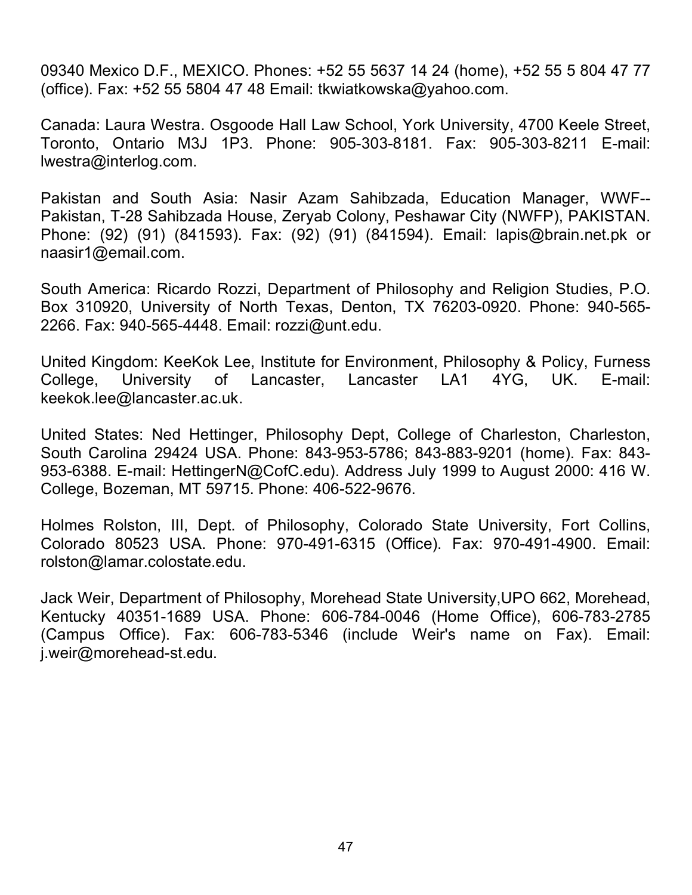09340 Mexico D.F., MEXICO. Phones: +52 55 5637 14 24 (home), +52 55 5 804 47 77 (office). Fax: +52 55 5804 47 48 Email: tkwiatkowska@yahoo.com.

Canada: Laura Westra. Osgoode Hall Law School, York University, 4700 Keele Street, Toronto, Ontario M3J 1P3. Phone: 905-303-8181. Fax: 905-303-8211 E-mail: lwestra@interlog.com.

Pakistan and South Asia: Nasir Azam Sahibzada, Education Manager, WWF--Pakistan, T-28 Sahibzada House, Zeryab Colony, Peshawar City (NWFP), PAKISTAN. Phone: (92) (91) (841593). Fax: (92) (91) (841594). Email: lapis@brain.net.pk or naasir1@email.com.

South America: Ricardo Rozzi, Department of Philosophy and Religion Studies, P.O. Box 310920, University of North Texas, Denton, TX 76203-0920. Phone: 940-565-2266. Fax: 940-565-4448. Email: rozzi@unt.edu.

United Kingdom: KeeKok Lee, Institute for Environment, Philosophy & Policy, Furness College, University of Lancaster, Lancaster LA1 4YG, UK. E-mail: keekok.lee@lancaster.ac.uk.

United States: Ned Hettinger, Philosophy Dept, College of Charleston, Charleston, South Carolina 29424 USA. Phone: 843-953-5786; 843-883-9201 (home). Fax: 843-953-6388. E-mail: HettingerN@CofC.edu). Address July 1999 to August 2000: 416 W. College, Bozeman, MT 59715. Phone: 406-522-9676.

Holmes Rolston, III, Dept. of Philosophy, Colorado State University, Fort Collins, Colorado 80523 USA. Phone: 970-491-6315 (Office). Fax: 970-491-4900. Email: rolston@lamar.colostate.edu.

Jack Weir, Department of Philosophy, Morehead State University,UPO 662, Morehead, Kentucky 40351-1689 USA. Phone: 606-784-0046 (Home Office), 606-783-2785 (Campus Office). Fax: 606-783-5346 (include Weir's name on Fax). Email: j.weir@morehead-st.edu.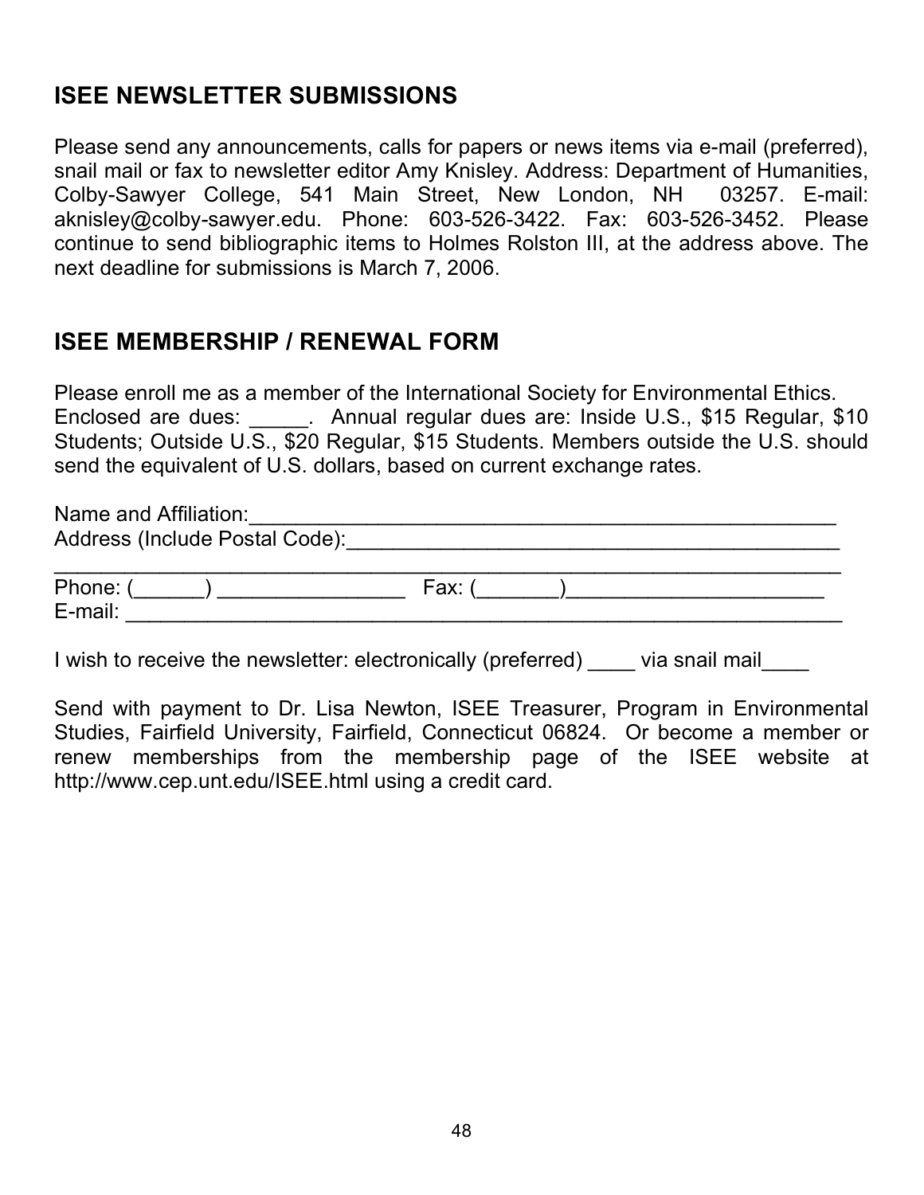## ISEE NEWSLETTER SUBMISSIONS

Please send any announcements, calls for papers or news items via e-mail (preferred), snail mail or fax to newsletter editor Amy Knisley. Address: Department of Humanities, Colby-Sawyer College, 541 Main Street, New London, NH 03257. E-mail: aknisley@colby-sawyer.edu. Phone: 603-526-3422. Fax: 603-526-3452. Please continue to send bibliographic items to Holmes Rolston III, at the address above. The next deadline for submissions is March 7, 2006.

## ISEE MEMBERSHIP / RENEWAL FORM

Please enroll me as a member of the International Society for Environmental Ethics. Enclosed are dues: _____. Annual regular dues are: Inside U.S., $15 Regular, $10 Students; Outside U.S., $20 Regular, $15 Students. Members outside the U.S. should send the equivalent of U.S. dollars, based on current exchange rates.

Name and Affiliation:___________________________________________________
Address (Include Postal Code):__________________________________________
______________________________________________________________________
Phone: (______) ________________ Fax: (_______)______________________
E-mail: ________________________________________________________________

I wish to receive the newsletter: electronically (preferred) ____ via snail mail____

Send with payment to Dr. Lisa Newton, ISEE Treasurer, Program in Environmental Studies, Fairfield University, Fairfield, Connecticut 06824. Or become a member or renew memberships from the membership page of the ISEE website at http://www.cep.unt.edu/ISEE.html using a credit card.